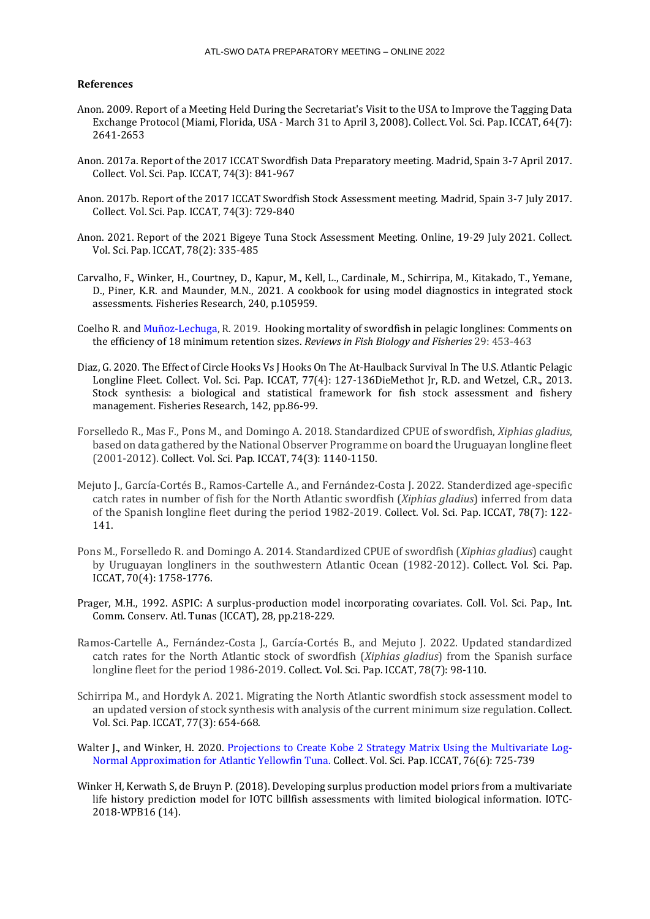**References**

Anon. 2009. Report of a Meeting Held During the Secretariat's Visit to the USA to Improve the Tagging Data Exchange Protocol (Miami, Florida, USA - March 31 to April 3, 2008). Collect. Vol. Sci. Pap. ICCAT, 64(7): 2641-2653

Anon. 2017a. Report of the 2017 ICCAT Swordfish Data Preparatory meeting. Madrid, Spain 3-7 April 2017. Collect. Vol. Sci. Pap. ICCAT, 74(3): 841-967

Anon. 2017b. Report of the 2017 ICCAT Swordfish Stock Assessment meeting. Madrid, Spain 3-7 July 2017. Collect. Vol. Sci. Pap. ICCAT, 74(3): 729-840

Anon. 2021. Report of the 2021 Bigeye Tuna Stock Assessment Meeting. Online, 19-29 July 2021. Collect. Vol. Sci. Pap. ICCAT, 78(2): 335-485

Carvalho, F., Winker, H., Courtney, D., Kapur, M., Kell, L., Cardinale, M., Schirripa, M., Kitakado, T., Yemane, D., Piner, K.R. and Maunder, M.N., 2021. A cookbook for using model diagnostics in integrated stock assessments. Fisheries Research, 240, p.105959.

Coelho R. and Muñoz-Lechuga, R. 2019. Hooking mortality of swordfish in pelagic longlines: Comments on the efficiency of 18 minimum retention sizes. *Reviews in Fish Biology and Fisheries* 29: 453-463

Diaz, G. 2020. The Effect of Circle Hooks Vs J Hooks On The At-Haulback Survival In The U.S. Atlantic Pelagic Longline Fleet. Collect. Vol. Sci. Pap. ICCAT, 77(4): 127-136DieMethot Jr, R.D. and Wetzel, C.R., 2013. Stock synthesis: a biological and statistical framework for fish stock assessment and fishery management. Fisheries Research, 142, pp.86-99.

Forselledo R., Mas F., Pons M., and Domingo A. 2018. Standardized CPUE of swordfish, *Xiphias gladius*, based on data gathered by the National Observer Programme on board the Uruguayan longline fleet (2001-2012). Collect. Vol. Sci. Pap. ICCAT, 74(3): 1140-1150.

Mejuto J., García-Cortés B., Ramos-Cartelle A., and Fernández-Costa J. 2022. Standerdized age-specific catch rates in number of fish for the North Atlantic swordfish (*Xiphias gladius*) inferred from data of the Spanish longline fleet during the period 1982-2019. Collect. Vol. Sci. Pap. ICCAT, 78(7): 122-141.

Pons M., Forselledo R. and Domingo A. 2014. Standardized CPUE of swordfish (*Xiphias gladius*) caught by Uruguayan longliners in the southwestern Atlantic Ocean (1982-2012). Collect. Vol. Sci. Pap. ICCAT, 70(4): 1758-1776.

Prager, M.H., 1992. ASPIC: A surplus-production model incorporating covariates. Coll. Vol. Sci. Pap., Int. Comm. Conserv. Atl. Tunas (ICCAT), 28, pp.218-229.

Ramos-Cartelle A., Fernández-Costa J., García-Cortés B., and Mejuto J. 2022. Updated standardized catch rates for the North Atlantic stock of swordfish (*Xiphias gladius*) from the Spanish surface longline fleet for the period 1986-2019. Collect. Vol. Sci. Pap. ICCAT, 78(7): 98-110.

Schirripa M., and Hordyk A. 2021. Migrating the North Atlantic swordfish stock assessment model to an updated version of stock synthesis with analysis of the current minimum size regulation. Collect. Vol. Sci. Pap. ICCAT, 77(3): 654-668.

Walter J., and Winker, H. 2020. Projections to Create Kobe 2 Strategy Matrix Using the Multivariate Log-Normal Approximation for Atlantic Yellowfin Tuna. Collect. Vol. Sci. Pap. ICCAT, 76(6): 725-739

Winker H, Kerwath S, de Bruyn P. (2018). Developing surplus production model priors from a multivariate life history prediction model for IOTC billfish assessments with limited biological information. IOTC-2018-WPB16 (14).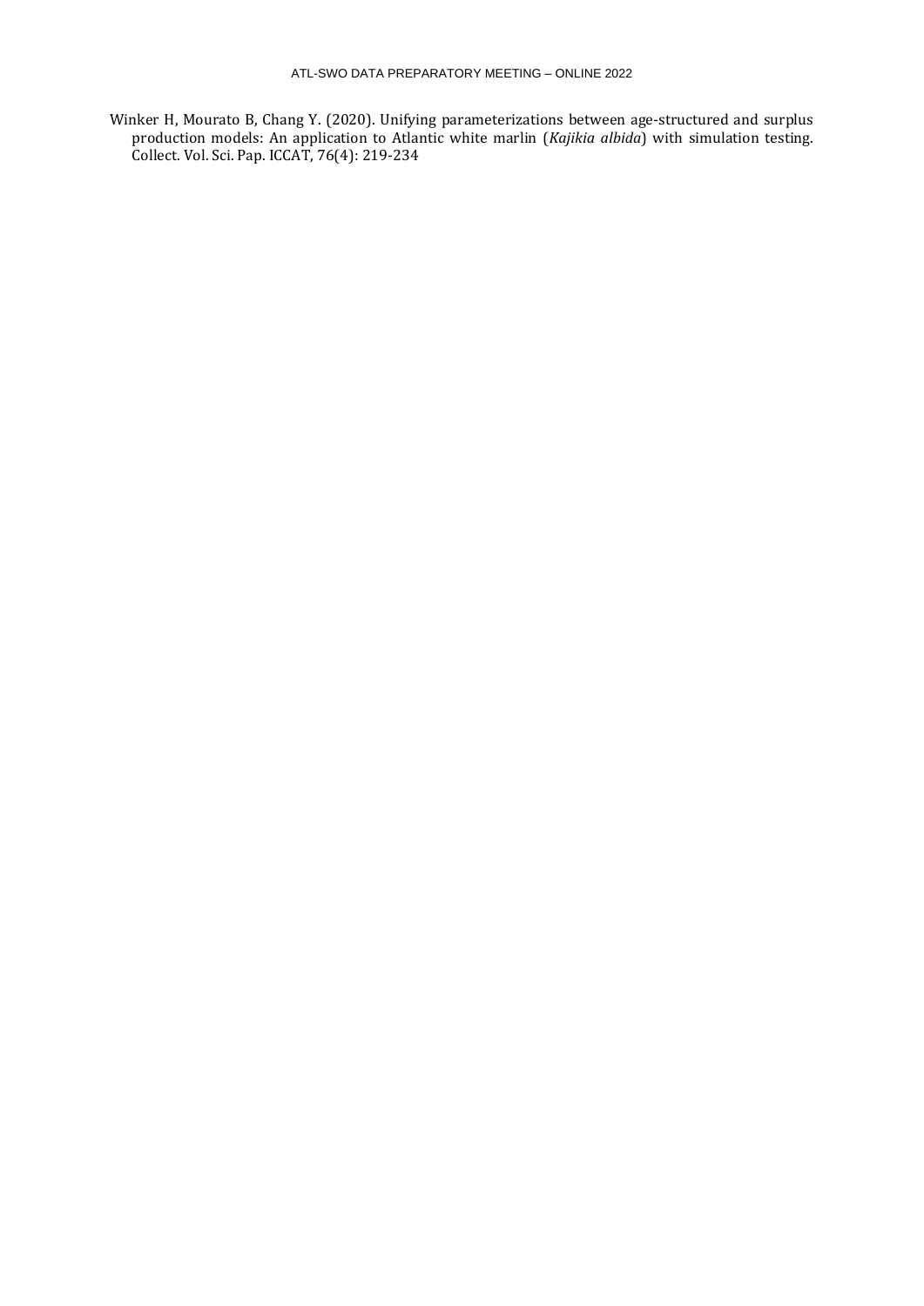Winker H, Mourato B, Chang Y. (2020). Unifying parameterizations between age-structured and surplus production models: An application to Atlantic white marlin (*Kajikia albida*) with simulation testing. Collect. Vol. Sci. Pap. ICCAT, 76(4): 219-234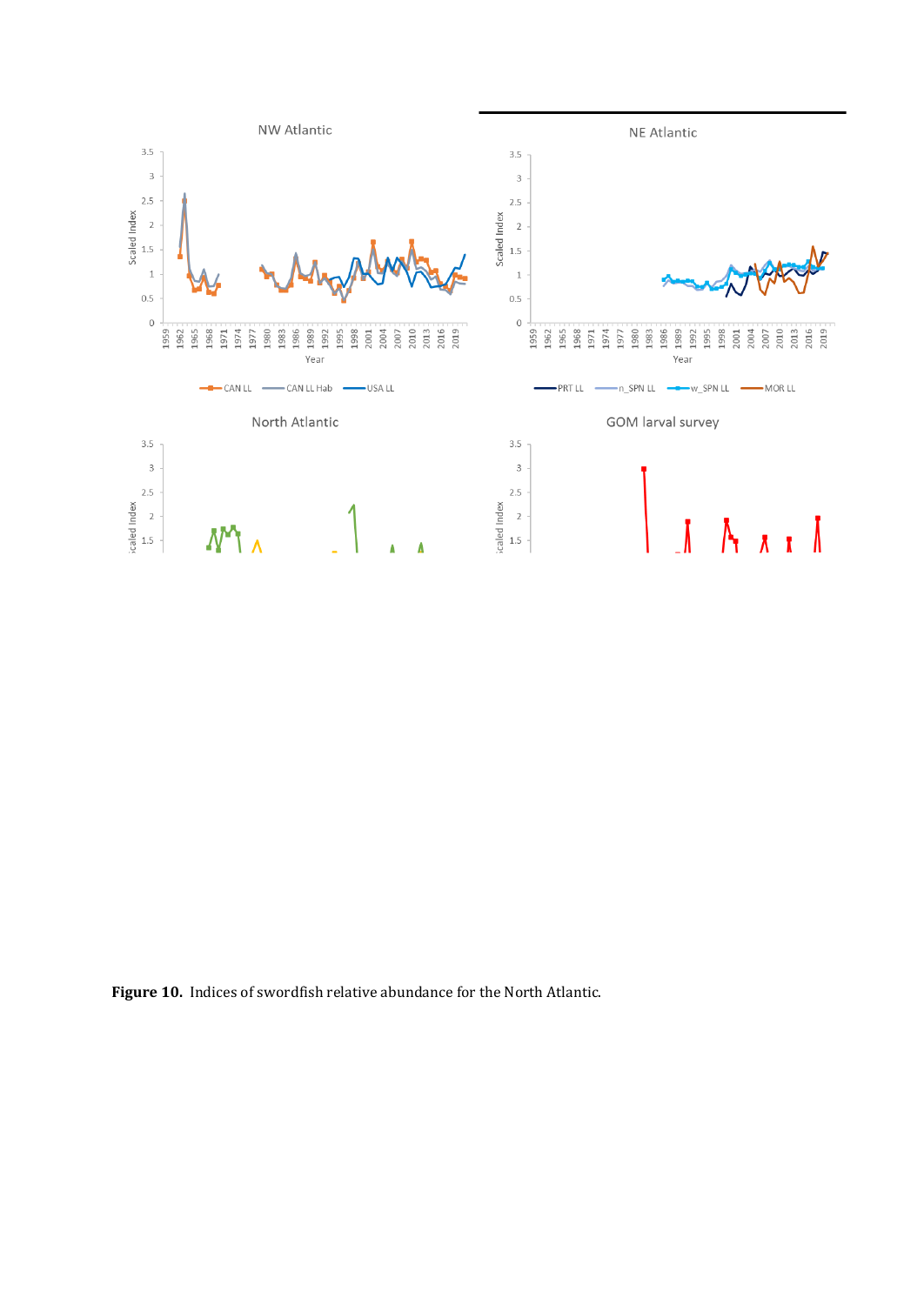**Figure 10.** Indices of swordfish relative abundance for the North Atlantic.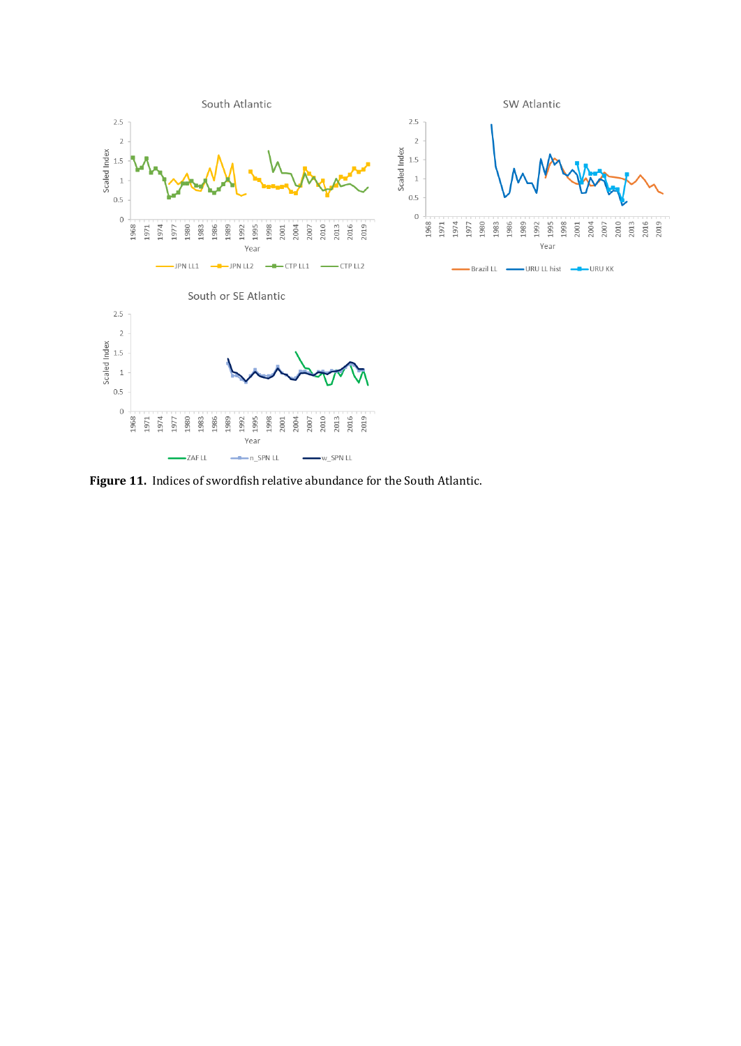**Figure 11.** Indices of swordfish relative abundance for the South Atlantic.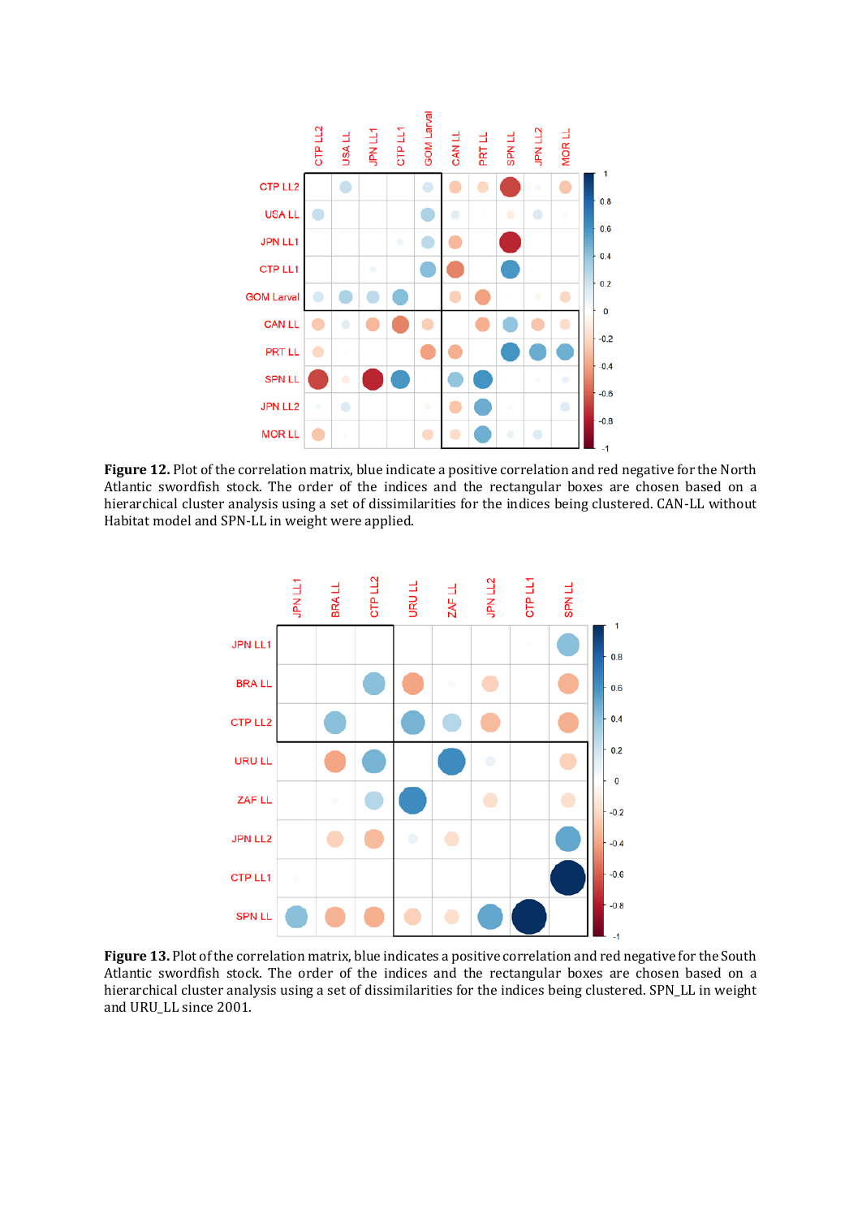**Figure 12.** Plot of the correlation matrix, blue indicate a positive correlation and red negative for the North Atlantic swordfish stock. The order of the indices and the rectangular boxes are chosen based on a hierarchical cluster analysis using a set of dissimilarities for the indices being clustered. CAN-LL without Habitat model and SPN-LL in weight were applied.

**Figure 13.** Plot of the correlation matrix, blue indicates a positive correlation and red negative for the South Atlantic swordfish stock. The order of the indices and the rectangular boxes are chosen based on a hierarchical cluster analysis using a set of dissimilarities for the indices being clustered. SPN_LL in weight and URU_LL since 2001.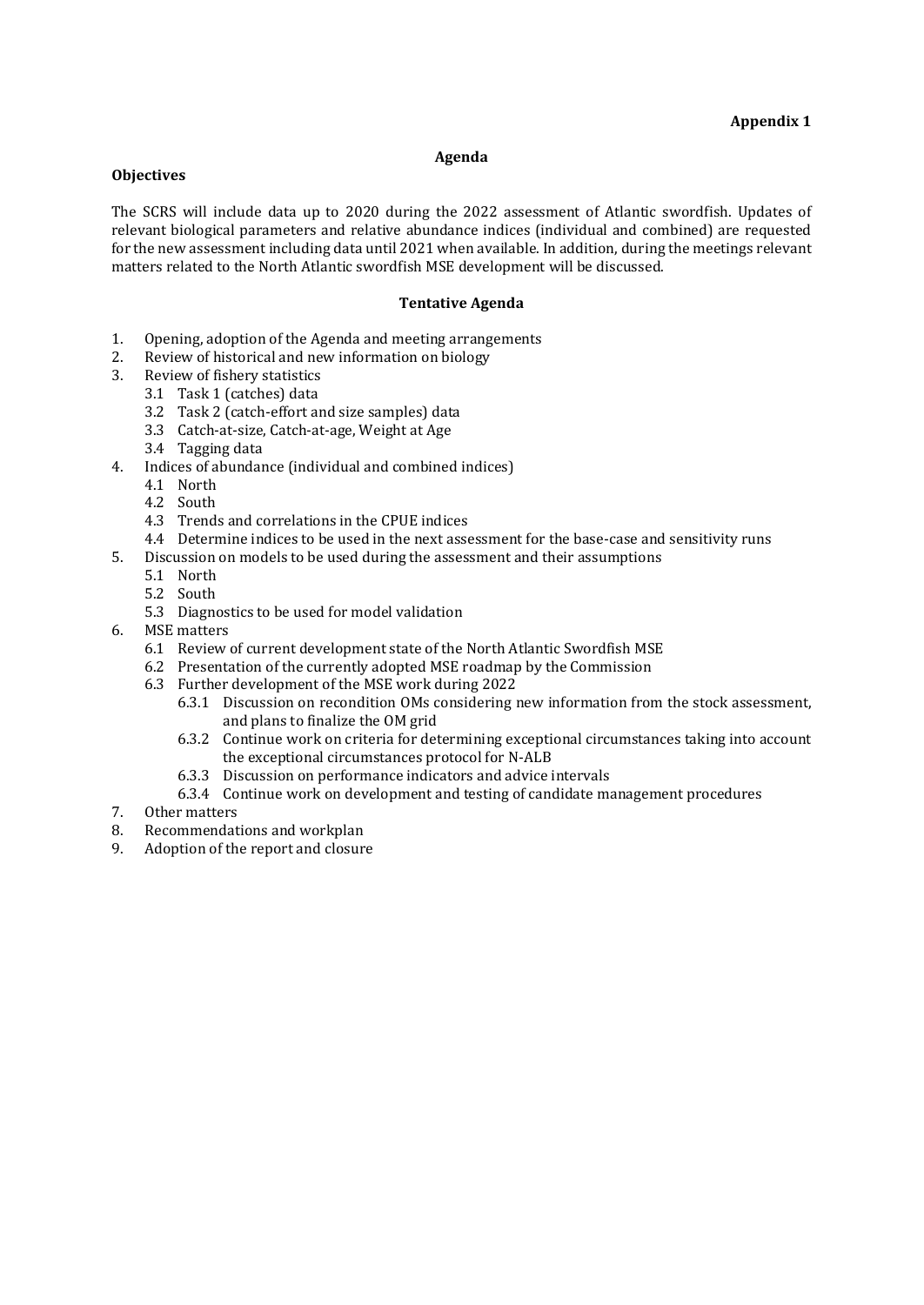**Appendix 1**

## Agenda

**Objectives**

The SCRS will include data up to 2020 during the 2022 assessment of Atlantic swordfish. Updates of relevant biological parameters and relative abundance indices (individual and combined) are requested for the new assessment including data until 2021 when available. In addition, during the meetings relevant matters related to the North Atlantic swordfish MSE development will be discussed.

### Tentative Agenda

1. Opening, adoption of the Agenda and meeting arrangements
2. Review of historical and new information on biology
3. Review of fishery statistics
   - 3.1 Task 1 (catches) data
   - 3.2 Task 2 (catch-effort and size samples) data
   - 3.3 Catch-at-size, Catch-at-age, Weight at Age
   - 3.4 Tagging data
4. Indices of abundance (individual and combined indices)
   - 4.1 North
   - 4.2 South
   - 4.3 Trends and correlations in the CPUE indices
   - 4.4 Determine indices to be used in the next assessment for the base-case and sensitivity runs
5. Discussion on models to be used during the assessment and their assumptions
   - 5.1 North
   - 5.2 South
   - 5.3 Diagnostics to be used for model validation
6. MSE matters
   - 6.1 Review of current development state of the North Atlantic Swordfish MSE
   - 6.2 Presentation of the currently adopted MSE roadmap by the Commission
   - 6.3 Further development of the MSE work during 2022
     - 6.3.1 Discussion on recondition OMs considering new information from the stock assessment, and plans to finalize the OM grid
     - 6.3.2 Continue work on criteria for determining exceptional circumstances taking into account the exceptional circumstances protocol for N-ALB
     - 6.3.3 Discussion on performance indicators and advice intervals
     - 6.3.4 Continue work on development and testing of candidate management procedures
7. Other matters
8. Recommendations and workplan
9. Adoption of the report and closure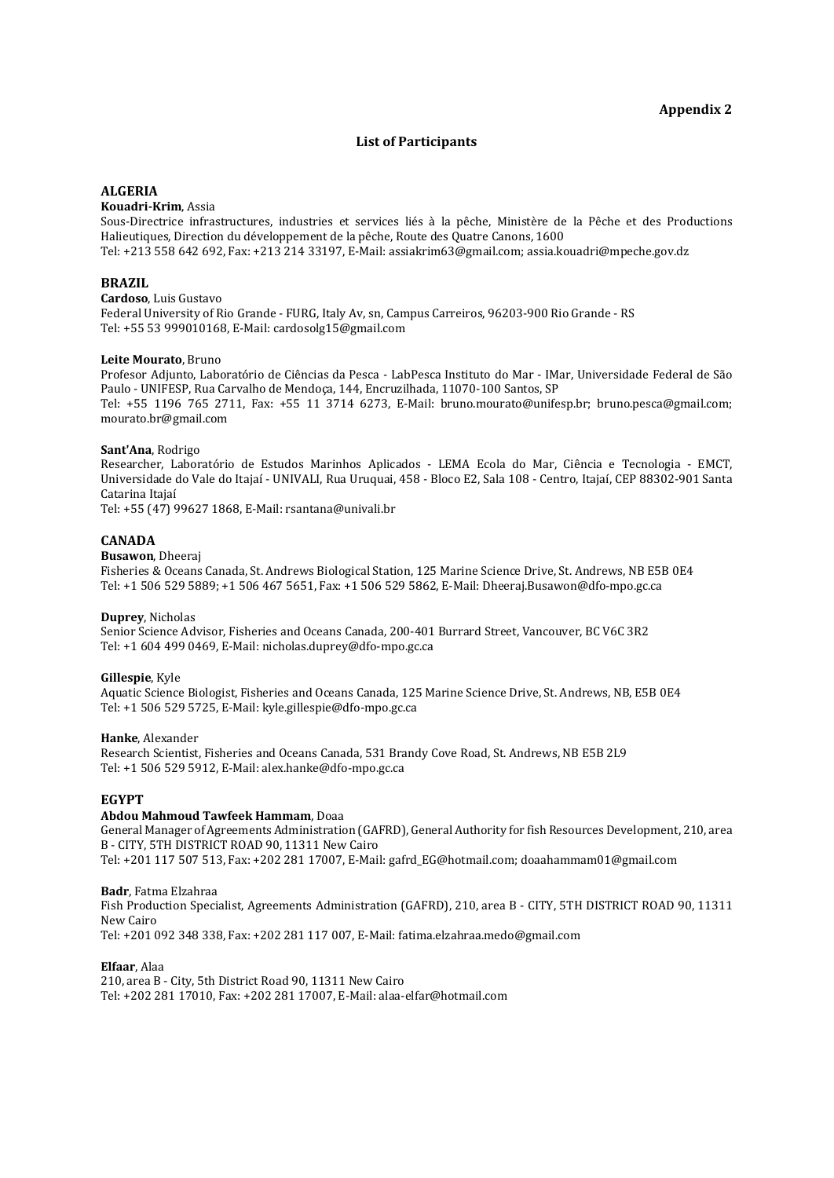**Appendix 2**

## List of Participants

### ALGERIA

**Kouadri-Krim**, Assia
Sous-Directrice infrastructures, industries et services liés à la pêche, Ministère de la Pêche et des Productions Halieutiques, Direction du développement de la pêche, Route des Quatre Canons, 1600
Tel: +213 558 642 692, Fax: +213 214 33197, E-Mail: assiakrim63@gmail.com; assia.kouadri@mpeche.gov.dz

### BRAZIL

**Cardoso**, Luis Gustavo
Federal University of Rio Grande - FURG, Italy Av, sn, Campus Carreiros, 96203-900 Rio Grande - RS
Tel: +55 53 999010168, E-Mail: cardosolg15@gmail.com

**Leite Mourato**, Bruno
Profesor Adjunto, Laboratório de Ciências da Pesca - LabPesca Instituto do Mar - IMar, Universidade Federal de São Paulo - UNIFESP, Rua Carvalho de Mendoça, 144, Encruzilhada, 11070-100 Santos, SP
Tel: +55 1196 765 2711, Fax: +55 11 3714 6273, E-Mail: bruno.mourato@unifesp.br; bruno.pesca@gmail.com; mourato.br@gmail.com

**Sant'Ana**, Rodrigo
Researcher, Laboratório de Estudos Marinhos Aplicados - LEMA Ecola do Mar, Ciência e Tecnologia - EMCT, Universidade do Vale do Itajaí - UNIVALI, Rua Uruquai, 458 - Bloco E2, Sala 108 - Centro, Itajaí, CEP 88302-901 Santa Catarina Itajaí
Tel: +55 (47) 99627 1868, E-Mail: rsantana@univali.br

### CANADA

**Busawon**, Dheeraj
Fisheries & Oceans Canada, St. Andrews Biological Station, 125 Marine Science Drive, St. Andrews, NB E5B 0E4
Tel: +1 506 529 5889; +1 506 467 5651, Fax: +1 506 529 5862, E-Mail: Dheeraj.Busawon@dfo-mpo.gc.ca

**Duprey**, Nicholas
Senior Science Advisor, Fisheries and Oceans Canada, 200-401 Burrard Street, Vancouver, BC V6C 3R2
Tel: +1 604 499 0469, E-Mail: nicholas.duprey@dfo-mpo.gc.ca

**Gillespie**, Kyle
Aquatic Science Biologist, Fisheries and Oceans Canada, 125 Marine Science Drive, St. Andrews, NB, E5B 0E4
Tel: +1 506 529 5725, E-Mail: kyle.gillespie@dfo-mpo.gc.ca

**Hanke**, Alexander
Research Scientist, Fisheries and Oceans Canada, 531 Brandy Cove Road, St. Andrews, NB E5B 2L9
Tel: +1 506 529 5912, E-Mail: alex.hanke@dfo-mpo.gc.ca

### EGYPT

**Abdou Mahmoud Tawfeek Hammam**, Doaa
General Manager of Agreements Administration (GAFRD), General Authority for fish Resources Development, 210, area B - CITY, 5TH DISTRICT ROAD 90, 11311 New Cairo
Tel: +201 117 507 513, Fax: +202 281 17007, E-Mail: gafrd_EG@hotmail.com; doaahammam01@gmail.com

**Badr**, Fatma Elzahraa
Fish Production Specialist, Agreements Administration (GAFRD), 210, area B - CITY, 5TH DISTRICT ROAD 90, 11311 New Cairo
Tel: +201 092 348 338, Fax: +202 281 117 007, E-Mail: fatima.elzahraa.medo@gmail.com

**Elfaar**, Alaa
210, area B - City, 5th District Road 90, 11311 New Cairo
Tel: +202 281 17010, Fax: +202 281 17007, E-Mail: alaa-elfar@hotmail.com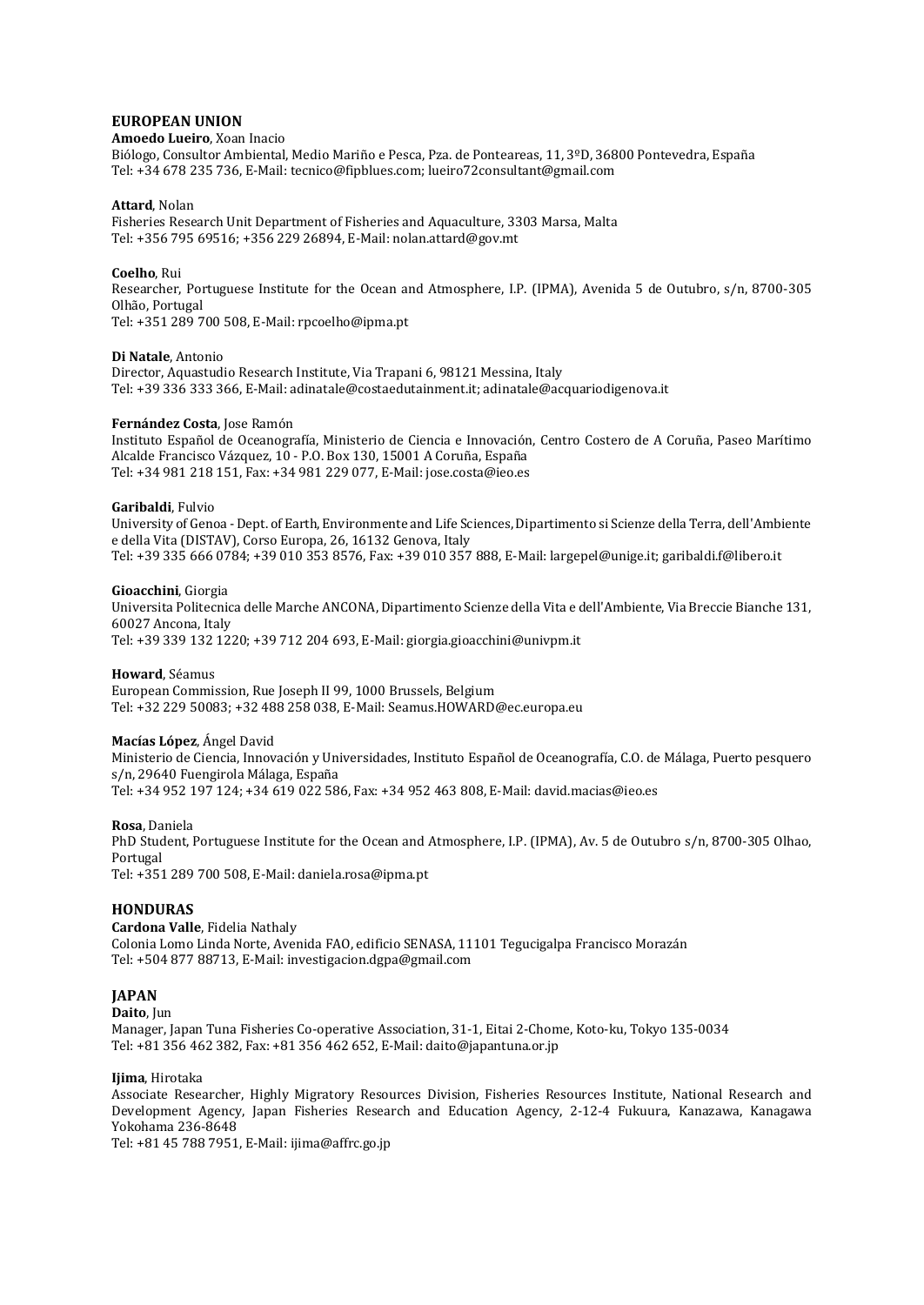**EUROPEAN UNION**

**Amoedo Lueiro**, Xoan Inacio
Biólogo, Consultor Ambiental, Medio Mariño e Pesca, Pza. de Ponteareas, 11, 3ºD, 36800 Pontevedra, España
Tel: +34 678 235 736, E-Mail: tecnico@fipblues.com; lueiro72consultant@gmail.com

**Attard**, Nolan
Fisheries Research Unit Department of Fisheries and Aquaculture, 3303 Marsa, Malta
Tel: +356 795 69516; +356 229 26894, E-Mail: nolan.attard@gov.mt

**Coelho**, Rui
Researcher, Portuguese Institute for the Ocean and Atmosphere, I.P. (IPMA), Avenida 5 de Outubro, s/n, 8700-305 Olhão, Portugal
Tel: +351 289 700 508, E-Mail: rpcoelho@ipma.pt

**Di Natale**, Antonio
Director, Aquastudio Research Institute, Via Trapani 6, 98121 Messina, Italy
Tel: +39 336 333 366, E-Mail: adinatale@costaedutainment.it; adinatale@acquariodigenova.it

**Fernández Costa**, Jose Ramón
Instituto Español de Oceanografía, Ministerio de Ciencia e Innovación, Centro Costero de A Coruña, Paseo Marítimo Alcalde Francisco Vázquez, 10 - P.O. Box 130, 15001 A Coruña, España
Tel: +34 981 218 151, Fax: +34 981 229 077, E-Mail: jose.costa@ieo.es

**Garibaldi**, Fulvio
University of Genoa - Dept. of Earth, Environmente and Life Sciences, Dipartimento si Scienze della Terra, dell'Ambiente e della Vita (DISTAV), Corso Europa, 26, 16132 Genova, Italy
Tel: +39 335 666 0784; +39 010 353 8576, Fax: +39 010 357 888, E-Mail: largepel@unige.it; garibaldi.f@libero.it

**Gioacchini**, Giorgia
Universita Politecnica delle Marche ANCONA, Dipartimento Scienze della Vita e dell'Ambiente, Via Breccie Bianche 131, 60027 Ancona, Italy
Tel: +39 339 132 1220; +39 712 204 693, E-Mail: giorgia.gioacchini@univpm.it

**Howard**, Séamus
European Commission, Rue Joseph II 99, 1000 Brussels, Belgium
Tel: +32 229 50083; +32 488 258 038, E-Mail: Seamus.HOWARD@ec.europa.eu

**Macías López**, Ángel David
Ministerio de Ciencia, Innovación y Universidades, Instituto Español de Oceanografía, C.O. de Málaga, Puerto pesquero s/n, 29640 Fuengirola Málaga, España
Tel: +34 952 197 124; +34 619 022 586, Fax: +34 952 463 808, E-Mail: david.macias@ieo.es

**Rosa**, Daniela
PhD Student, Portuguese Institute for the Ocean and Atmosphere, I.P. (IPMA), Av. 5 de Outubro s/n, 8700-305 Olhao, Portugal
Tel: +351 289 700 508, E-Mail: daniela.rosa@ipma.pt

**HONDURAS**

**Cardona Valle**, Fidelia Nathaly
Colonia Lomo Linda Norte, Avenida FAO, edificio SENASA, 11101 Tegucigalpa Francisco Morazán
Tel: +504 877 88713, E-Mail: investigacion.dgpa@gmail.com

**JAPAN**

**Daito**, Jun
Manager, Japan Tuna Fisheries Co-operative Association, 31-1, Eitai 2-Chome, Koto-ku, Tokyo 135-0034
Tel: +81 356 462 382, Fax: +81 356 462 652, E-Mail: daito@japantuna.or.jp

**Ijima**, Hirotaka
Associate Researcher, Highly Migratory Resources Division, Fisheries Resources Institute, National Research and Development Agency, Japan Fisheries Research and Education Agency, 2-12-4 Fukuura, Kanazawa, Kanagawa Yokohama 236-8648
Tel: +81 45 788 7951, E-Mail: ijima@affrc.go.jp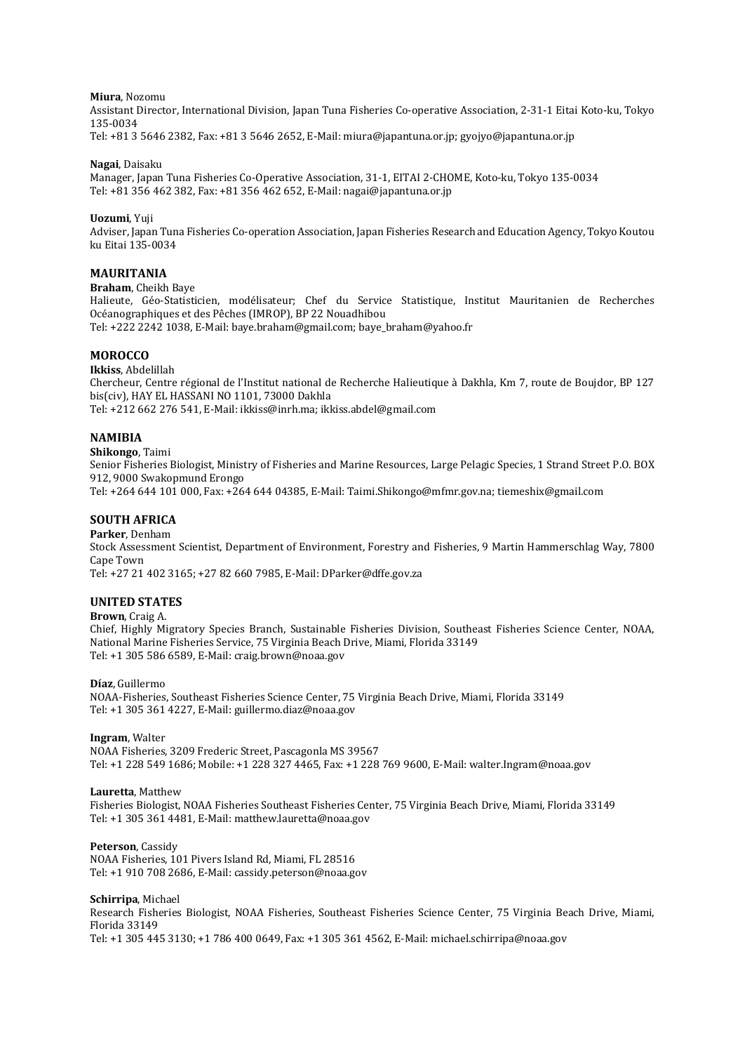**Miura**, Nozomu
Assistant Director, International Division, Japan Tuna Fisheries Co-operative Association, 2-31-1 Eitai Koto-ku, Tokyo 135-0034
Tel: +81 3 5646 2382, Fax: +81 3 5646 2652, E-Mail: miura@japantuna.or.jp; gyojyo@japantuna.or.jp

**Nagai**, Daisaku
Manager, Japan Tuna Fisheries Co-Operative Association, 31-1, EITAI 2-CHOME, Koto-ku, Tokyo 135-0034
Tel: +81 356 462 382, Fax: +81 356 462 652, E-Mail: nagai@japantuna.or.jp

**Uozumi**, Yuji
Adviser, Japan Tuna Fisheries Co-operation Association, Japan Fisheries Research and Education Agency, Tokyo Koutou ku Eitai 135-0034

**MAURITANIA**

**Braham**, Cheikh Baye
Halieute, Géo-Statisticien, modélisateur; Chef du Service Statistique, Institut Mauritanien de Recherches Océanographiques et des Pêches (IMROP), BP 22 Nouadhibou
Tel: +222 2242 1038, E-Mail: baye.braham@gmail.com; baye_braham@yahoo.fr

**MOROCCO**

**Ikkiss**, Abdelillah
Chercheur, Centre régional de l'Institut national de Recherche Halieutique à Dakhla, Km 7, route de Boujdor, BP 127 bis(civ), HAY EL HASSANI NO 1101, 73000 Dakhla
Tel: +212 662 276 541, E-Mail: ikkiss@inrh.ma; ikkiss.abdel@gmail.com

**NAMIBIA**

**Shikongo**, Taimi
Senior Fisheries Biologist, Ministry of Fisheries and Marine Resources, Large Pelagic Species, 1 Strand Street P.O. BOX 912, 9000 Swakopmund Erongo
Tel: +264 644 101 000, Fax: +264 644 04385, E-Mail: Taimi.Shikongo@mfmr.gov.na; tiemeshix@gmail.com

**SOUTH AFRICA**

**Parker**, Denham
Stock Assessment Scientist, Department of Environment, Forestry and Fisheries, 9 Martin Hammerschlag Way, 7800 Cape Town
Tel: +27 21 402 3165; +27 82 660 7985, E-Mail: DParker@dffe.gov.za

**UNITED STATES**

**Brown**, Craig A.
Chief, Highly Migratory Species Branch, Sustainable Fisheries Division, Southeast Fisheries Science Center, NOAA, National Marine Fisheries Service, 75 Virginia Beach Drive, Miami, Florida 33149
Tel: +1 305 586 6589, E-Mail: craig.brown@noaa.gov

**Díaz**, Guillermo
NOAA-Fisheries, Southeast Fisheries Science Center, 75 Virginia Beach Drive, Miami, Florida 33149
Tel: +1 305 361 4227, E-Mail: guillermo.diaz@noaa.gov

**Ingram**, Walter
NOAA Fisheries, 3209 Frederic Street, Pascagonla MS 39567
Tel: +1 228 549 1686; Mobile: +1 228 327 4465, Fax: +1 228 769 9600, E-Mail: walter.Ingram@noaa.gov

**Lauretta**, Matthew
Fisheries Biologist, NOAA Fisheries Southeast Fisheries Center, 75 Virginia Beach Drive, Miami, Florida 33149
Tel: +1 305 361 4481, E-Mail: matthew.lauretta@noaa.gov

**Peterson**, Cassidy
NOAA Fisheries, 101 Pivers Island Rd, Miami, FL 28516
Tel: +1 910 708 2686, E-Mail: cassidy.peterson@noaa.gov

**Schirripa**, Michael
Research Fisheries Biologist, NOAA Fisheries, Southeast Fisheries Science Center, 75 Virginia Beach Drive, Miami, Florida 33149
Tel: +1 305 445 3130; +1 786 400 0649, Fax: +1 305 361 4562, E-Mail: michael.schirripa@noaa.gov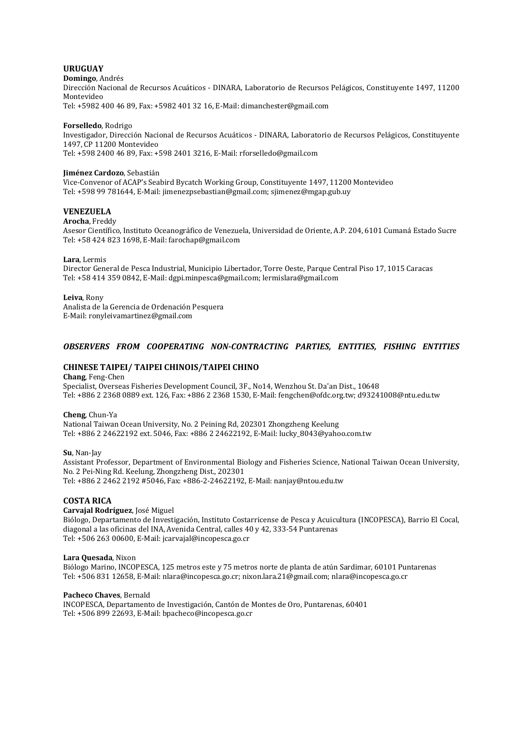### URUGUAY

**Domingo**, Andrés
Dirección Nacional de Recursos Acuáticos - DINARA, Laboratorio de Recursos Pelágicos, Constituyente 1497, 11200 Montevideo
Tel: +5982 400 46 89, Fax: +5982 401 32 16, E-Mail: dimanchester@gmail.com

**Forselledo**, Rodrigo
Investigador, Dirección Nacional de Recursos Acuáticos - DINARA, Laboratorio de Recursos Pelágicos, Constituyente 1497, CP 11200 Montevideo
Tel: +598 2400 46 89, Fax: +598 2401 3216, E-Mail: rforselledo@gmail.com

**Jiménez Cardozo**, Sebastián
Vice-Convenor of ACAP's Seabird Bycatch Working Group, Constituyente 1497, 11200 Montevideo
Tel: +598 99 781644, E-Mail: jimenezpsebastian@gmail.com; sjimenez@mgap.gub.uy

### VENEZUELA

**Arocha**, Freddy
Asesor Científico, Instituto Oceanográfico de Venezuela, Universidad de Oriente, A.P. 204, 6101 Cumaná Estado Sucre
Tel: +58 424 823 1698, E-Mail: farochap@gmail.com

**Lara**, Lermis
Director General de Pesca Industrial, Municipio Libertador, Torre Oeste, Parque Central Piso 17, 1015 Caracas
Tel: +58 414 359 0842, E-Mail: dgpi.minpesca@gmail.com; lermislara@gmail.com

**Leiva**, Rony
Analista de la Gerencia de Ordenación Pesquera
E-Mail: ronyleivamartinez@gmail.com

## *OBSERVERS FROM COOPERATING NON-CONTRACTING PARTIES, ENTITIES, FISHING ENTITIES*

### CHINESE TAIPEI/ TAIPEI CHINOIS/TAIPEI CHINO

**Chang**, Feng-Chen
Specialist, Overseas Fisheries Development Council, 3F., No14, Wenzhou St. Da'an Dist., 10648
Tel: +886 2 2368 0889 ext. 126, Fax: +886 2 2368 1530, E-Mail: fengchen@ofdc.org.tw; d93241008@ntu.edu.tw

**Cheng**, Chun-Ya
National Taiwan Ocean University, No. 2 Peining Rd, 202301 Zhongzheng Keelung
Tel: +886 2 24622192 ext. 5046, Fax: +886 2 24622192, E-Mail: lucky_8043@yahoo.com.tw

**Su**, Nan-Jay
Assistant Professor, Department of Environmental Biology and Fisheries Science, National Taiwan Ocean University, No. 2 Pei-Ning Rd. Keelung, Zhongzheng Dist., 202301
Tel: +886 2 2462 2192 #5046, Fax: +886-2-24622192, E-Mail: nanjay@ntou.edu.tw

### COSTA RICA

**Carvajal Rodríguez**, José Miguel
Biólogo, Departamento de Investigación, Instituto Costarricense de Pesca y Acuicultura (INCOPESCA), Barrio El Cocal, diagonal a las oficinas del INA, Avenida Central, calles 40 y 42, 333-54 Puntarenas
Tel: +506 263 00600, E-Mail: jcarvajal@incopesca.go.cr

**Lara Quesada**, Nixon
Biólogo Marino, INCOPESCA, 125 metros este y 75 metros norte de planta de atún Sardimar, 60101 Puntarenas
Tel: +506 831 12658, E-Mail: nlara@incopesca.go.cr; nixon.lara.21@gmail.com; nlara@incopesca.go.cr

**Pacheco Chaves**, Bernald
INCOPESCA, Departamento de Investigación, Cantón de Montes de Oro, Puntarenas, 60401
Tel: +506 899 22693, E-Mail: bpacheco@incopesca.go.cr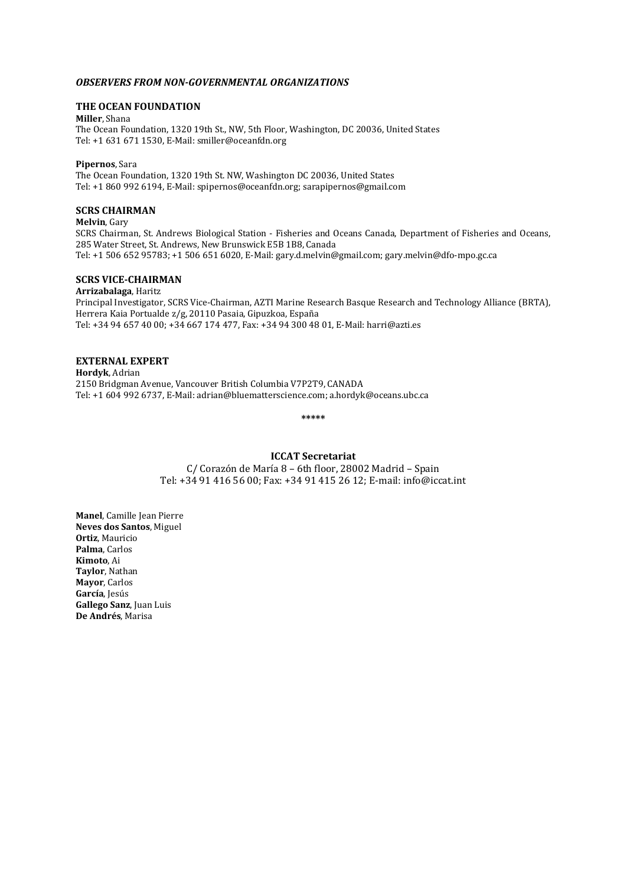### *OBSERVERS FROM NON-GOVERNMENTAL ORGANIZATIONS*

#### THE OCEAN FOUNDATION

**Miller**, Shana
The Ocean Foundation, 1320 19th St., NW, 5th Floor, Washington, DC 20036, United States
Tel: +1 631 671 1530, E-Mail: smiller@oceanfdn.org

**Pipernos**, Sara
The Ocean Foundation, 1320 19th St. NW, Washington DC 20036, United States
Tel: +1 860 992 6194, E-Mail: spipernos@oceanfdn.org; sarapipernos@gmail.com

#### SCRS CHAIRMAN

**Melvin**, Gary
SCRS Chairman, St. Andrews Biological Station - Fisheries and Oceans Canada, Department of Fisheries and Oceans, 285 Water Street, St. Andrews, New Brunswick E5B 1B8, Canada
Tel: +1 506 652 95783; +1 506 651 6020, E-Mail: gary.d.melvin@gmail.com; gary.melvin@dfo-mpo.gc.ca

#### SCRS VICE-CHAIRMAN

**Arrizabalaga**, Haritz
Principal Investigator, SCRS Vice-Chairman, AZTI Marine Research Basque Research and Technology Alliance (BRTA), Herrera Kaia Portualde z/g, 20110 Pasaia, Gipuzkoa, España
Tel: +34 94 657 40 00; +34 667 174 477, Fax: +34 94 300 48 01, E-Mail: harri@azti.es

#### EXTERNAL EXPERT

**Hordyk**, Adrian
2150 Bridgman Avenue, Vancouver British Columbia V7P2T9, CANADA
Tel: +1 604 992 6737, E-Mail: adrian@bluematterscience.com; a.hordyk@oceans.ubc.ca

*****

#### ICCAT Secretariat

C/ Corazón de María 8 – 6th floor, 28002 Madrid – Spain
Tel: +34 91 416 56 00; Fax: +34 91 415 26 12; E-mail: info@iccat.int

**Manel**, Camille Jean Pierre
**Neves dos Santos**, Miguel
**Ortiz**, Mauricio
**Palma**, Carlos
**Kimoto**, Ai
**Taylor**, Nathan
**Mayor**, Carlos
**García**, Jesús
**Gallego Sanz**, Juan Luis
**De Andrés**, Marisa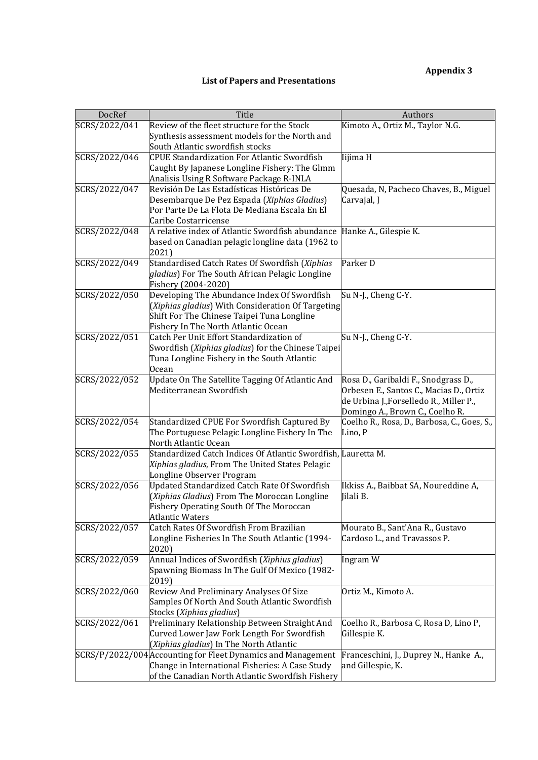**Appendix 3**

## List of Papers and Presentations

| DocRef | Title | Authors |
|---|---|---|
| SCRS/2022/041 | Review of the fleet structure for the Stock Synthesis assessment models for the North and South Atlantic swordfish stocks | Kimoto A., Ortiz M., Taylor N.G. |
| SCRS/2022/046 | CPUE Standardization For Atlantic Swordfish Caught By Japanese Longline Fishery: The Glmm Analisis Using R Software Package R-INLA | Iijima H |
| SCRS/2022/047 | Revisión De Las Estadísticas Históricas De Desembarque De Pez Espada (*Xiphias Gladius*) Por Parte De La Flota De Mediana Escala En El Caribe Costarricense | Quesada, N, Pacheco Chaves, B., Miguel Carvajal, J |
| SCRS/2022/048 | A relative index of Atlantic Swordfish abundance based on Canadian pelagic longline data (1962 to 2021) | Hanke A., Gilespie K. |
| SCRS/2022/049 | Standardised Catch Rates Of Swordfish (*Xiphias gladius*) For The South African Pelagic Longline Fishery (2004-2020) | Parker D |
| SCRS/2022/050 | Developing The Abundance Index Of Swordfish (*Xiphias gladius*) With Consideration Of Targeting Shift For The Chinese Taipei Tuna Longline Fishery In The North Atlantic Ocean | Su N-J., Cheng C-Y. |
| SCRS/2022/051 | Catch Per Unit Effort Standardization of Swordfish (*Xiphias gladius*) for the Chinese Taipei Tuna Longline Fishery in the South Atlantic Ocean | Su N-J., Cheng C-Y. |
| SCRS/2022/052 | Update On The Satellite Tagging Of Atlantic And Mediterranean Swordfish | Rosa D., Garibaldi F., Snodgrass D., Orbesen E., Santos C., Macias D., Ortiz de Urbina J.,Forselledo R., Miller P., Domingo A., Brown C., Coelho R. |
| SCRS/2022/054 | Standardized CPUE For Swordfish Captured By The Portuguese Pelagic Longline Fishery In The North Atlantic Ocean | Coelho R., Rosa, D., Barbosa, C., Goes, S., Lino, P |
| SCRS/2022/055 | Standardized Catch Indices Of Atlantic Swordfish, *Xiphias gladius*, From The United States Pelagic Longline Observer Program | Lauretta M. |
| SCRS/2022/056 | Updated Standardized Catch Rate Of Swordfish (*Xiphias Gladius*) From The Moroccan Longline Fishery Operating South Of The Moroccan Atlantic Waters | Ikkiss A., Baibbat SA, Noureddine A, Jilali B. |
| SCRS/2022/057 | Catch Rates Of Swordfish From Brazilian Longline Fisheries In The South Atlantic (1994-2020) | Mourato B., Sant'Ana R., Gustavo Cardoso L., and Travassos P. |
| SCRS/2022/059 | Annual Indices of Swordfish (*Xiphias gladius*) Spawning Biomass In The Gulf Of Mexico (1982-2019) | Ingram W |
| SCRS/2022/060 | Review And Preliminary Analyses Of Size Samples Of North And South Atlantic Swordfish Stocks (*Xiphias gladius*) | Ortiz M., Kimoto A. |
| SCRS/2022/061 | Preliminary Relationship Between Straight And Curved Lower Jaw Fork Length For Swordfish (*Xiphias gladius*) In The North Atlantic | Coelho R., Barbosa C, Rosa D, Lino P, Gillespie K. |
| SCRS/P/2022/004 | Accounting for Fleet Dynamics and Management Change in International Fisheries: A Case Study of the Canadian North Atlantic Swordfish Fishery | Franceschini, J., Duprey N., Hanke A., and Gillespie, K. |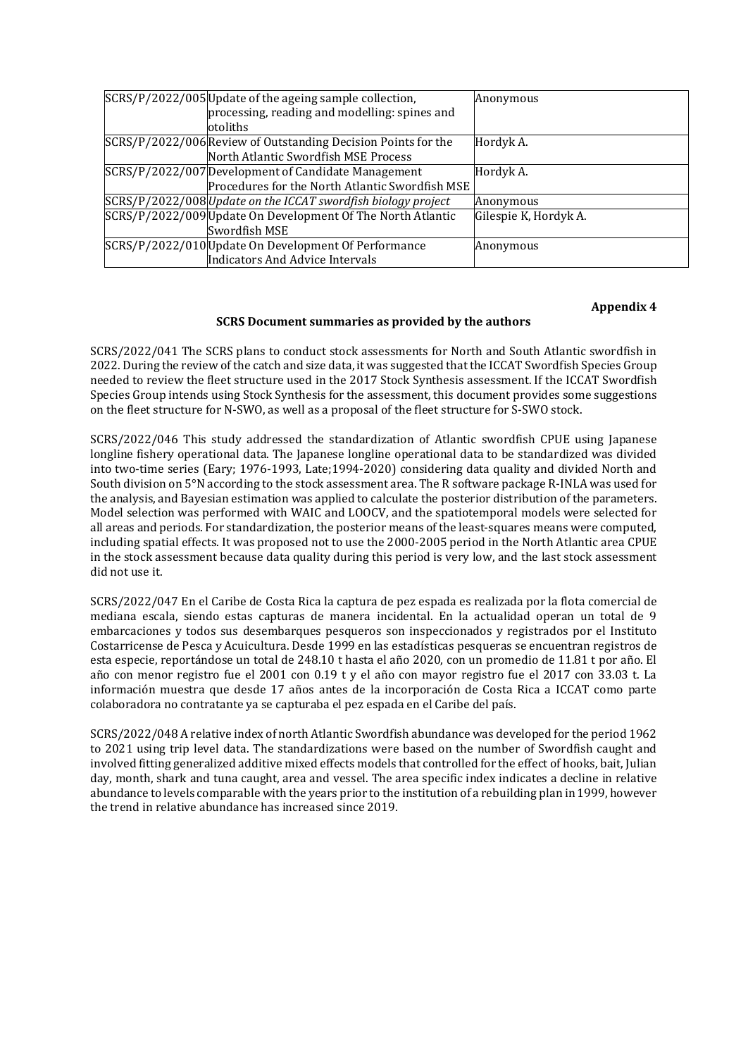| | | |
|---|---|---|
| SCRS/P/2022/005 | Update of the ageing sample collection, processing, reading and modelling: spines and otoliths | Anonymous |
| SCRS/P/2022/006 | Review of Outstanding Decision Points for the North Atlantic Swordfish MSE Process | Hordyk A. |
| SCRS/P/2022/007 | Development of Candidate Management Procedures for the North Atlantic Swordfish MSE | Hordyk A. |
| SCRS/P/2022/008 | *Update on the ICCAT swordfish biology project* | Anonymous |
| SCRS/P/2022/009 | Update On Development Of The North Atlantic Swordfish MSE | Gilespie K, Hordyk A. |
| SCRS/P/2022/010 | Update On Development Of Performance Indicators And Advice Intervals | Anonymous |

**Appendix 4**

**SCRS Document summaries as provided by the authors**

SCRS/2022/041 The SCRS plans to conduct stock assessments for North and South Atlantic swordfish in 2022. During the review of the catch and size data, it was suggested that the ICCAT Swordfish Species Group needed to review the fleet structure used in the 2017 Stock Synthesis assessment. If the ICCAT Swordfish Species Group intends using Stock Synthesis for the assessment, this document provides some suggestions on the fleet structure for N-SWO, as well as a proposal of the fleet structure for S-SWO stock.

SCRS/2022/046 This study addressed the standardization of Atlantic swordfish CPUE using Japanese longline fishery operational data. The Japanese longline operational data to be standardized was divided into two-time series (Eary; 1976-1993, Late;1994-2020) considering data quality and divided North and South division on 5°N according to the stock assessment area. The R software package R-INLA was used for the analysis, and Bayesian estimation was applied to calculate the posterior distribution of the parameters. Model selection was performed with WAIC and LOOCV, and the spatiotemporal models were selected for all areas and periods. For standardization, the posterior means of the least-squares means were computed, including spatial effects. It was proposed not to use the 2000-2005 period in the North Atlantic area CPUE in the stock assessment because data quality during this period is very low, and the last stock assessment did not use it.

SCRS/2022/047 En el Caribe de Costa Rica la captura de pez espada es realizada por la flota comercial de mediana escala, siendo estas capturas de manera incidental. En la actualidad operan un total de 9 embarcaciones y todos sus desembarques pesqueros son inspeccionados y registrados por el Instituto Costarricense de Pesca y Acuicultura. Desde 1999 en las estadísticas pesqueras se encuentran registros de esta especie, reportándose un total de 248.10 t hasta el año 2020, con un promedio de 11.81 t por año. El año con menor registro fue el 2001 con 0.19 t y el año con mayor registro fue el 2017 con 33.03 t. La información muestra que desde 17 años antes de la incorporación de Costa Rica a ICCAT como parte colaboradora no contratante ya se capturaba el pez espada en el Caribe del país.

SCRS/2022/048 A relative index of north Atlantic Swordfish abundance was developed for the period 1962 to 2021 using trip level data. The standardizations were based on the number of Swordfish caught and involved fitting generalized additive mixed effects models that controlled for the effect of hooks, bait, Julian day, month, shark and tuna caught, area and vessel. The area specific index indicates a decline in relative abundance to levels comparable with the years prior to the institution of a rebuilding plan in 1999, however the trend in relative abundance has increased since 2019.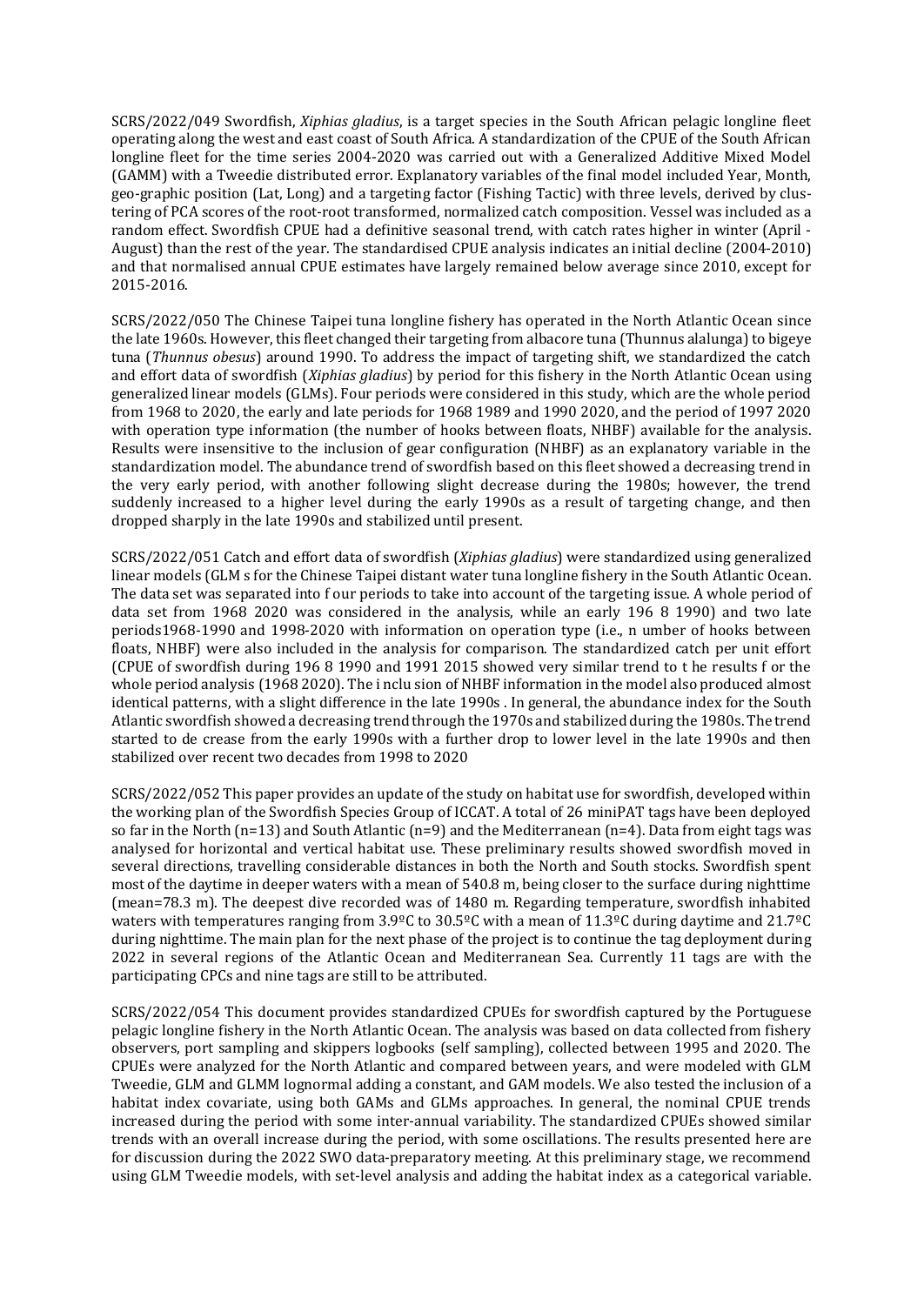SCRS/2022/049 Swordfish, *Xiphias gladius*, is a target species in the South African pelagic longline fleet operating along the west and east coast of South Africa. A standardization of the CPUE of the South African longline fleet for the time series 2004-2020 was carried out with a Generalized Additive Mixed Model (GAMM) with a Tweedie distributed error. Explanatory variables of the final model included Year, Month, geo-graphic position (Lat, Long) and a targeting factor (Fishing Tactic) with three levels, derived by clus-tering of PCA scores of the root-root transformed, normalized catch composition. Vessel was included as a random effect. Swordfish CPUE had a definitive seasonal trend, with catch rates higher in winter (April - August) than the rest of the year. The standardised CPUE analysis indicates an initial decline (2004-2010) and that normalised annual CPUE estimates have largely remained below average since 2010, except for 2015-2016.

SCRS/2022/050 The Chinese Taipei tuna longline fishery has operated in the North Atlantic Ocean since the late 1960s. However, this fleet changed their targeting from albacore tuna (Thunnus alalunga) to bigeye tuna (*Thunnus obesus*) around 1990. To address the impact of targeting shift, we standardized the catch and effort data of swordfish (*Xiphias gladius*) by period for this fishery in the North Atlantic Ocean using generalized linear models (GLMs). Four periods were considered in this study, which are the whole period from 1968 to 2020, the early and late periods for 1968 1989 and 1990 2020, and the period of 1997 2020 with operation type information (the number of hooks between floats, NHBF) available for the analysis. Results were insensitive to the inclusion of gear configuration (NHBF) as an explanatory variable in the standardization model. The abundance trend of swordfish based on this fleet showed a decreasing trend in the very early period, with another following slight decrease during the 1980s; however, the trend suddenly increased to a higher level during the early 1990s as a result of targeting change, and then dropped sharply in the late 1990s and stabilized until present.

SCRS/2022/051 Catch and effort data of swordfish (*Xiphias gladius*) were standardized using generalized linear models (GLM s for the Chinese Taipei distant water tuna longline fishery in the South Atlantic Ocean. The data set was separated into f our periods to take into account of the targeting issue. A whole period of data set from 1968 2020 was considered in the analysis, while an early 196 8 1990) and two late periods1968-1990 and 1998-2020 with information on operation type (i.e., n umber of hooks between floats, NHBF) were also included in the analysis for comparison. The standardized catch per unit effort (CPUE of swordfish during 196 8 1990 and 1991 2015 showed very similar trend to t he results f or the whole period analysis (1968 2020). The i nclu sion of NHBF information in the model also produced almost identical patterns, with a slight difference in the late 1990s . In general, the abundance index for the South Atlantic swordfish showed a decreasing trend through the 1970s and stabilized during the 1980s. The trend started to de crease from the early 1990s with a further drop to lower level in the late 1990s and then stabilized over recent two decades from 1998 to 2020

SCRS/2022/052 This paper provides an update of the study on habitat use for swordfish, developed within the working plan of the Swordfish Species Group of ICCAT. A total of 26 miniPAT tags have been deployed so far in the North (n=13) and South Atlantic (n=9) and the Mediterranean (n=4). Data from eight tags was analysed for horizontal and vertical habitat use. These preliminary results showed swordfish moved in several directions, travelling considerable distances in both the North and South stocks. Swordfish spent most of the daytime in deeper waters with a mean of 540.8 m, being closer to the surface during nighttime (mean=78.3 m). The deepest dive recorded was of 1480 m. Regarding temperature, swordfish inhabited waters with temperatures ranging from 3.9ºC to 30.5ºC with a mean of 11.3ºC during daytime and 21.7ºC during nighttime. The main plan for the next phase of the project is to continue the tag deployment during 2022 in several regions of the Atlantic Ocean and Mediterranean Sea. Currently 11 tags are with the participating CPCs and nine tags are still to be attributed.

SCRS/2022/054 This document provides standardized CPUEs for swordfish captured by the Portuguese pelagic longline fishery in the North Atlantic Ocean. The analysis was based on data collected from fishery observers, port sampling and skippers logbooks (self sampling), collected between 1995 and 2020. The CPUEs were analyzed for the North Atlantic and compared between years, and were modeled with GLM Tweedie, GLM and GLMM lognormal adding a constant, and GAM models. We also tested the inclusion of a habitat index covariate, using both GAMs and GLMs approaches. In general, the nominal CPUE trends increased during the period with some inter-annual variability. The standardized CPUEs showed similar trends with an overall increase during the period, with some oscillations. The results presented here are for discussion during the 2022 SWO data-preparatory meeting. At this preliminary stage, we recommend using GLM Tweedie models, with set-level analysis and adding the habitat index as a categorical variable.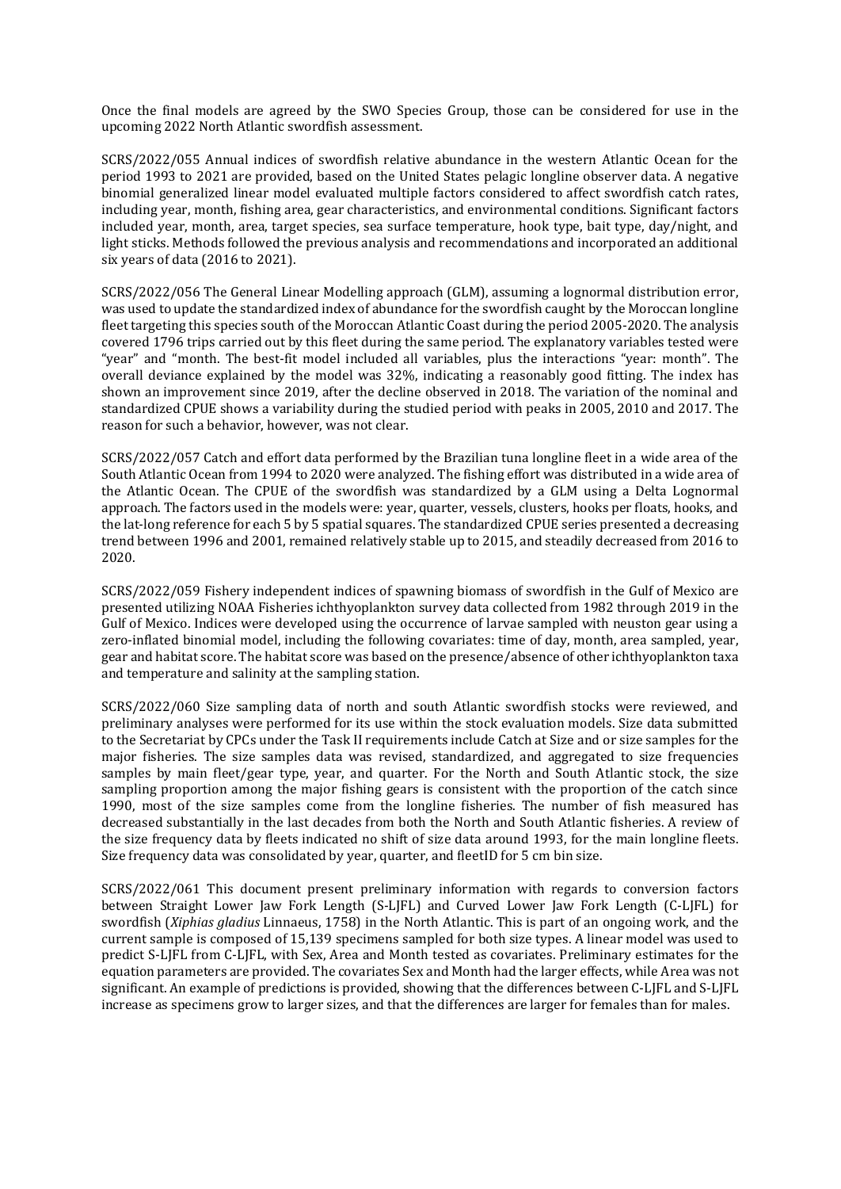Once the final models are agreed by the SWO Species Group, those can be considered for use in the upcoming 2022 North Atlantic swordfish assessment.

SCRS/2022/055 Annual indices of swordfish relative abundance in the western Atlantic Ocean for the period 1993 to 2021 are provided, based on the United States pelagic longline observer data. A negative binomial generalized linear model evaluated multiple factors considered to affect swordfish catch rates, including year, month, fishing area, gear characteristics, and environmental conditions. Significant factors included year, month, area, target species, sea surface temperature, hook type, bait type, day/night, and light sticks. Methods followed the previous analysis and recommendations and incorporated an additional six years of data (2016 to 2021).

SCRS/2022/056 The General Linear Modelling approach (GLM), assuming a lognormal distribution error, was used to update the standardized index of abundance for the swordfish caught by the Moroccan longline fleet targeting this species south of the Moroccan Atlantic Coast during the period 2005-2020. The analysis covered 1796 trips carried out by this fleet during the same period. The explanatory variables tested were "year" and "month. The best-fit model included all variables, plus the interactions "year: month". The overall deviance explained by the model was 32%, indicating a reasonably good fitting. The index has shown an improvement since 2019, after the decline observed in 2018. The variation of the nominal and standardized CPUE shows a variability during the studied period with peaks in 2005, 2010 and 2017. The reason for such a behavior, however, was not clear.

SCRS/2022/057 Catch and effort data performed by the Brazilian tuna longline fleet in a wide area of the South Atlantic Ocean from 1994 to 2020 were analyzed. The fishing effort was distributed in a wide area of the Atlantic Ocean. The CPUE of the swordfish was standardized by a GLM using a Delta Lognormal approach. The factors used in the models were: year, quarter, vessels, clusters, hooks per floats, hooks, and the lat-long reference for each 5 by 5 spatial squares. The standardized CPUE series presented a decreasing trend between 1996 and 2001, remained relatively stable up to 2015, and steadily decreased from 2016 to 2020.

SCRS/2022/059 Fishery independent indices of spawning biomass of swordfish in the Gulf of Mexico are presented utilizing NOAA Fisheries ichthyoplankton survey data collected from 1982 through 2019 in the Gulf of Mexico. Indices were developed using the occurrence of larvae sampled with neuston gear using a zero-inflated binomial model, including the following covariates: time of day, month, area sampled, year, gear and habitat score. The habitat score was based on the presence/absence of other ichthyoplankton taxa and temperature and salinity at the sampling station.

SCRS/2022/060 Size sampling data of north and south Atlantic swordfish stocks were reviewed, and preliminary analyses were performed for its use within the stock evaluation models. Size data submitted to the Secretariat by CPCs under the Task II requirements include Catch at Size and or size samples for the major fisheries. The size samples data was revised, standardized, and aggregated to size frequencies samples by main fleet/gear type, year, and quarter. For the North and South Atlantic stock, the size sampling proportion among the major fishing gears is consistent with the proportion of the catch since 1990, most of the size samples come from the longline fisheries. The number of fish measured has decreased substantially in the last decades from both the North and South Atlantic fisheries. A review of the size frequency data by fleets indicated no shift of size data around 1993, for the main longline fleets. Size frequency data was consolidated by year, quarter, and fleetID for 5 cm bin size.

SCRS/2022/061 This document present preliminary information with regards to conversion factors between Straight Lower Jaw Fork Length (S-LJFL) and Curved Lower Jaw Fork Length (C-LJFL) for swordfish (*Xiphias gladius* Linnaeus, 1758) in the North Atlantic. This is part of an ongoing work, and the current sample is composed of 15,139 specimens sampled for both size types. A linear model was used to predict S-LJFL from C-LJFL, with Sex, Area and Month tested as covariates. Preliminary estimates for the equation parameters are provided. The covariates Sex and Month had the larger effects, while Area was not significant. An example of predictions is provided, showing that the differences between C-LJFL and S-LJFL increase as specimens grow to larger sizes, and that the differences are larger for females than for males.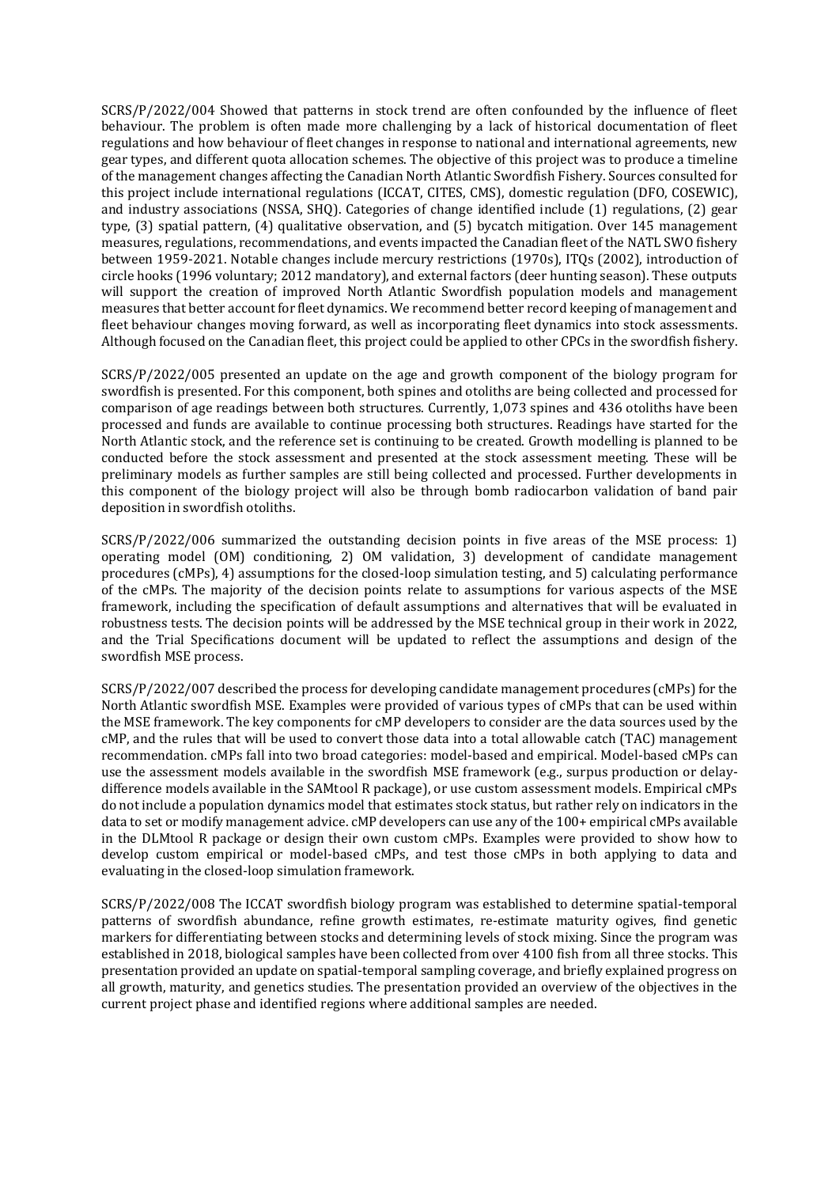SCRS/P/2022/004 Showed that patterns in stock trend are often confounded by the influence of fleet behaviour. The problem is often made more challenging by a lack of historical documentation of fleet regulations and how behaviour of fleet changes in response to national and international agreements, new gear types, and different quota allocation schemes. The objective of this project was to produce a timeline of the management changes affecting the Canadian North Atlantic Swordfish Fishery. Sources consulted for this project include international regulations (ICCAT, CITES, CMS), domestic regulation (DFO, COSEWIC), and industry associations (NSSA, SHQ). Categories of change identified include (1) regulations, (2) gear type, (3) spatial pattern, (4) qualitative observation, and (5) bycatch mitigation. Over 145 management measures, regulations, recommendations, and events impacted the Canadian fleet of the NATL SWO fishery between 1959-2021. Notable changes include mercury restrictions (1970s), ITQs (2002), introduction of circle hooks (1996 voluntary; 2012 mandatory), and external factors (deer hunting season). These outputs will support the creation of improved North Atlantic Swordfish population models and management measures that better account for fleet dynamics. We recommend better record keeping of management and fleet behaviour changes moving forward, as well as incorporating fleet dynamics into stock assessments. Although focused on the Canadian fleet, this project could be applied to other CPCs in the swordfish fishery.

SCRS/P/2022/005 presented an update on the age and growth component of the biology program for swordfish is presented. For this component, both spines and otoliths are being collected and processed for comparison of age readings between both structures. Currently, 1,073 spines and 436 otoliths have been processed and funds are available to continue processing both structures. Readings have started for the North Atlantic stock, and the reference set is continuing to be created. Growth modelling is planned to be conducted before the stock assessment and presented at the stock assessment meeting. These will be preliminary models as further samples are still being collected and processed. Further developments in this component of the biology project will also be through bomb radiocarbon validation of band pair deposition in swordfish otoliths.

SCRS/P/2022/006 summarized the outstanding decision points in five areas of the MSE process: 1) operating model (OM) conditioning, 2) OM validation, 3) development of candidate management procedures (cMPs), 4) assumptions for the closed-loop simulation testing, and 5) calculating performance of the cMPs. The majority of the decision points relate to assumptions for various aspects of the MSE framework, including the specification of default assumptions and alternatives that will be evaluated in robustness tests. The decision points will be addressed by the MSE technical group in their work in 2022, and the Trial Specifications document will be updated to reflect the assumptions and design of the swordfish MSE process.

SCRS/P/2022/007 described the process for developing candidate management procedures (cMPs) for the North Atlantic swordfish MSE. Examples were provided of various types of cMPs that can be used within the MSE framework. The key components for cMP developers to consider are the data sources used by the cMP, and the rules that will be used to convert those data into a total allowable catch (TAC) management recommendation. cMPs fall into two broad categories: model-based and empirical. Model-based cMPs can use the assessment models available in the swordfish MSE framework (e.g., surpus production or delay-difference models available in the SAMtool R package), or use custom assessment models. Empirical cMPs do not include a population dynamics model that estimates stock status, but rather rely on indicators in the data to set or modify management advice. cMP developers can use any of the 100+ empirical cMPs available in the DLMtool R package or design their own custom cMPs. Examples were provided to show how to develop custom empirical or model-based cMPs, and test those cMPs in both applying to data and evaluating in the closed-loop simulation framework.

SCRS/P/2022/008 The ICCAT swordfish biology program was established to determine spatial-temporal patterns of swordfish abundance, refine growth estimates, re-estimate maturity ogives, find genetic markers for differentiating between stocks and determining levels of stock mixing. Since the program was established in 2018, biological samples have been collected from over 4100 fish from all three stocks. This presentation provided an update on spatial-temporal sampling coverage, and briefly explained progress on all growth, maturity, and genetics studies. The presentation provided an overview of the objectives in the current project phase and identified regions where additional samples are needed.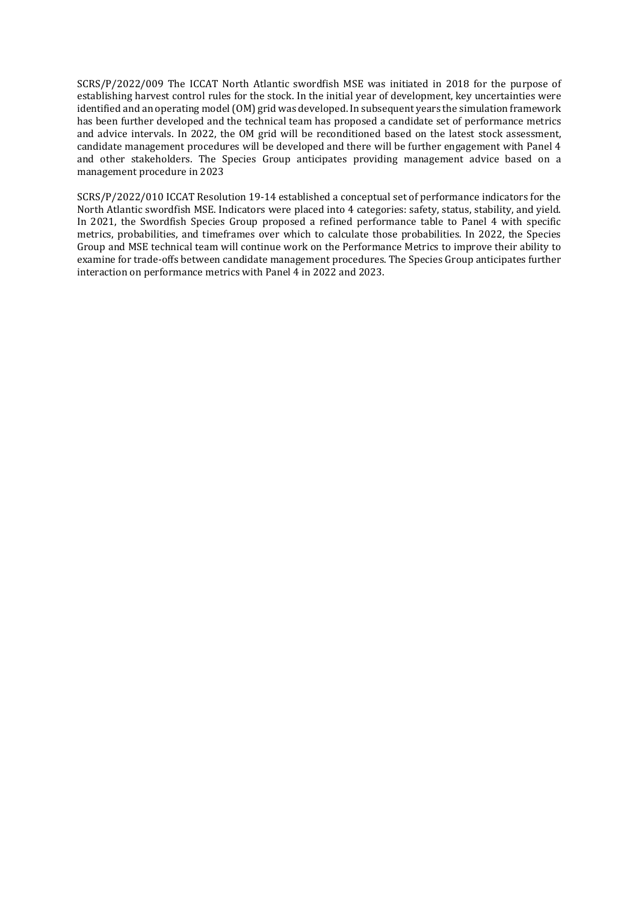SCRS/P/2022/009 The ICCAT North Atlantic swordfish MSE was initiated in 2018 for the purpose of establishing harvest control rules for the stock. In the initial year of development, key uncertainties were identified and an operating model (OM) grid was developed. In subsequent years the simulation framework has been further developed and the technical team has proposed a candidate set of performance metrics and advice intervals. In 2022, the OM grid will be reconditioned based on the latest stock assessment, candidate management procedures will be developed and there will be further engagement with Panel 4 and other stakeholders. The Species Group anticipates providing management advice based on a management procedure in 2023

SCRS/P/2022/010 ICCAT Resolution 19-14 established a conceptual set of performance indicators for the North Atlantic swordfish MSE. Indicators were placed into 4 categories: safety, status, stability, and yield. In 2021, the Swordfish Species Group proposed a refined performance table to Panel 4 with specific metrics, probabilities, and timeframes over which to calculate those probabilities. In 2022, the Species Group and MSE technical team will continue work on the Performance Metrics to improve their ability to examine for trade-offs between candidate management procedures. The Species Group anticipates further interaction on performance metrics with Panel 4 in 2022 and 2023.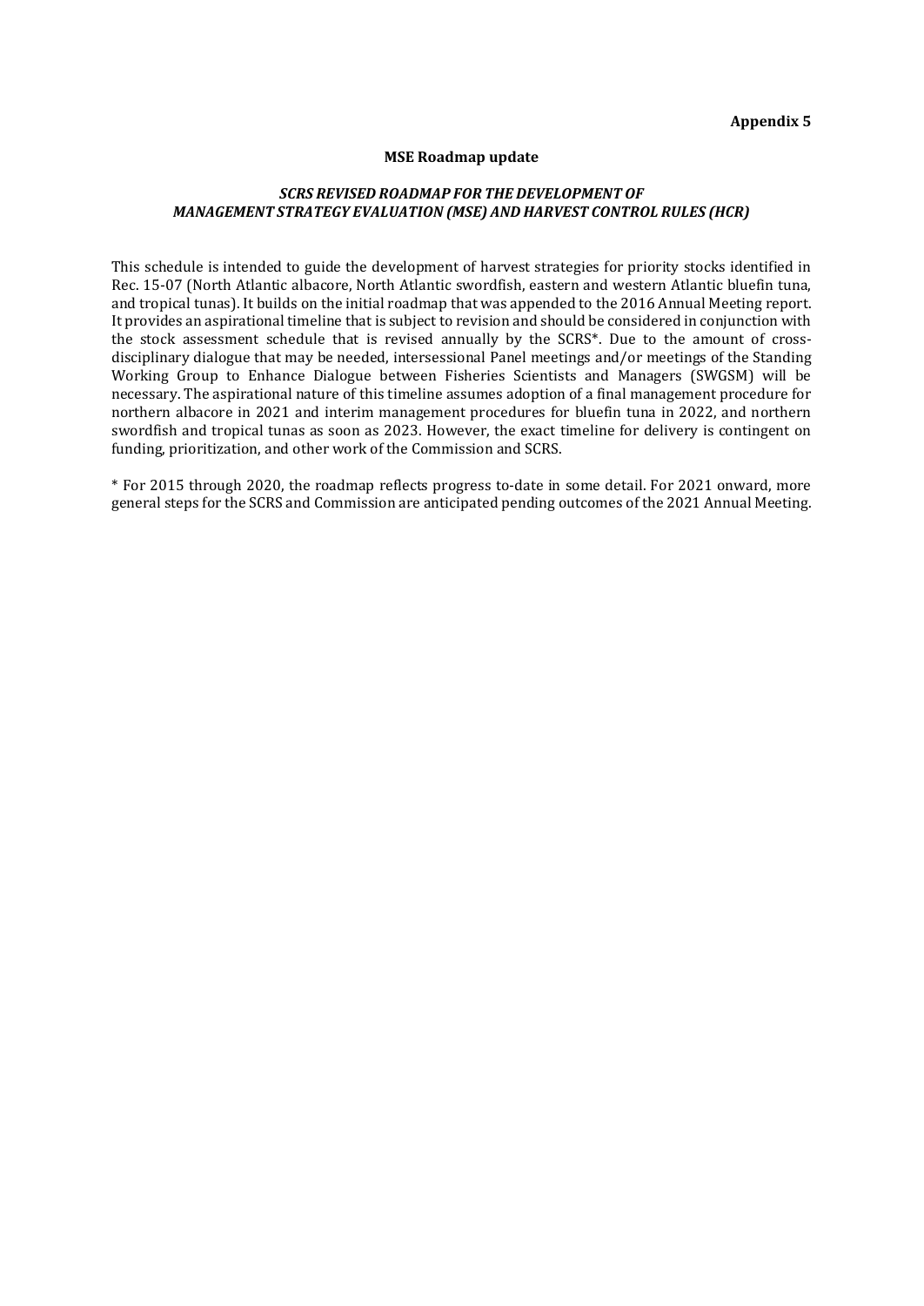**Appendix 5**

**MSE Roadmap update**

***SCRS REVISED ROADMAP FOR THE DEVELOPMENT OF MANAGEMENT STRATEGY EVALUATION (MSE) AND HARVEST CONTROL RULES (HCR)***

This schedule is intended to guide the development of harvest strategies for priority stocks identified in Rec. 15-07 (North Atlantic albacore, North Atlantic swordfish, eastern and western Atlantic bluefin tuna, and tropical tunas). It builds on the initial roadmap that was appended to the 2016 Annual Meeting report. It provides an aspirational timeline that is subject to revision and should be considered in conjunction with the stock assessment schedule that is revised annually by the SCRS*. Due to the amount of cross-disciplinary dialogue that may be needed, intersessional Panel meetings and/or meetings of the Standing Working Group to Enhance Dialogue between Fisheries Scientists and Managers (SWGSM) will be necessary. The aspirational nature of this timeline assumes adoption of a final management procedure for northern albacore in 2021 and interim management procedures for bluefin tuna in 2022, and northern swordfish and tropical tunas as soon as 2023. However, the exact timeline for delivery is contingent on funding, prioritization, and other work of the Commission and SCRS.

* For 2015 through 2020, the roadmap reflects progress to-date in some detail. For 2021 onward, more general steps for the SCRS and Commission are anticipated pending outcomes of the 2021 Annual Meeting.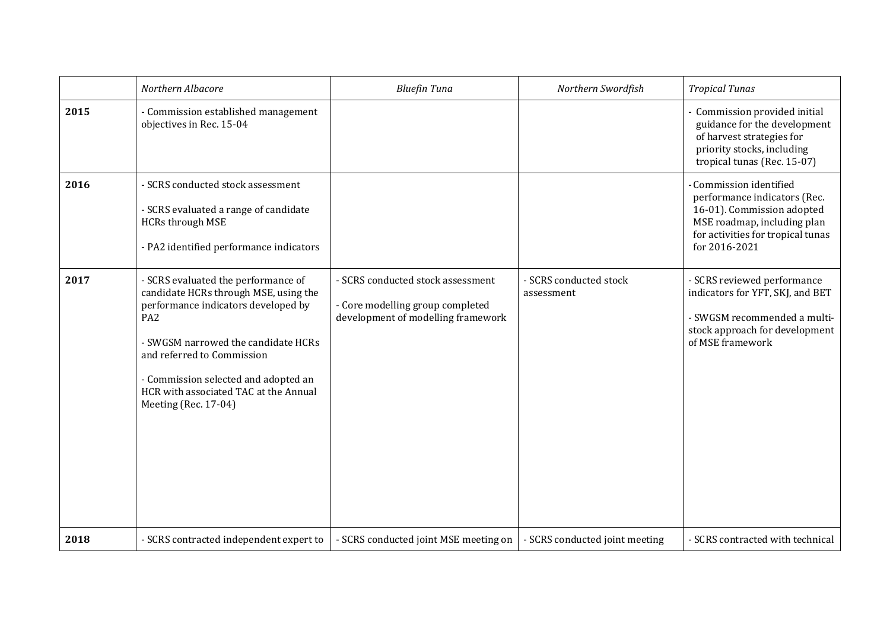| | *Northern Albacore* | *Bluefin Tuna* | *Northern Swordfish* | *Tropical Tunas* |
|---|---|---|---|---|
| **2015** | - Commission established management objectives in Rec. 15-04 | | | - Commission provided initial guidance for the development of harvest strategies for priority stocks, including tropical tunas (Rec. 15-07) |
| **2016** | - SCRS conducted stock assessment<br><br>- SCRS evaluated a range of candidate HCRs through MSE<br><br>- PA2 identified performance indicators | | | - Commission identified performance indicators (Rec. 16-01). Commission adopted MSE roadmap, including plan for activities for tropical tunas for 2016-2021 |
| **2017** | - SCRS evaluated the performance of candidate HCRs through MSE, using the performance indicators developed by PA2<br><br>- SWGSM narrowed the candidate HCRs and referred to Commission<br><br>- Commission selected and adopted an HCR with associated TAC at the Annual Meeting (Rec. 17-04) | - SCRS conducted stock assessment<br><br>- Core modelling group completed development of modelling framework | - SCRS conducted stock assessment | - SCRS reviewed performance indicators for YFT, SKJ, and BET<br><br>- SWGSM recommended a multi-stock approach for development of MSE framework |
| **2018** | - SCRS contracted independent expert to | - SCRS conducted joint MSE meeting on | - SCRS conducted joint meeting | - SCRS contracted with technical |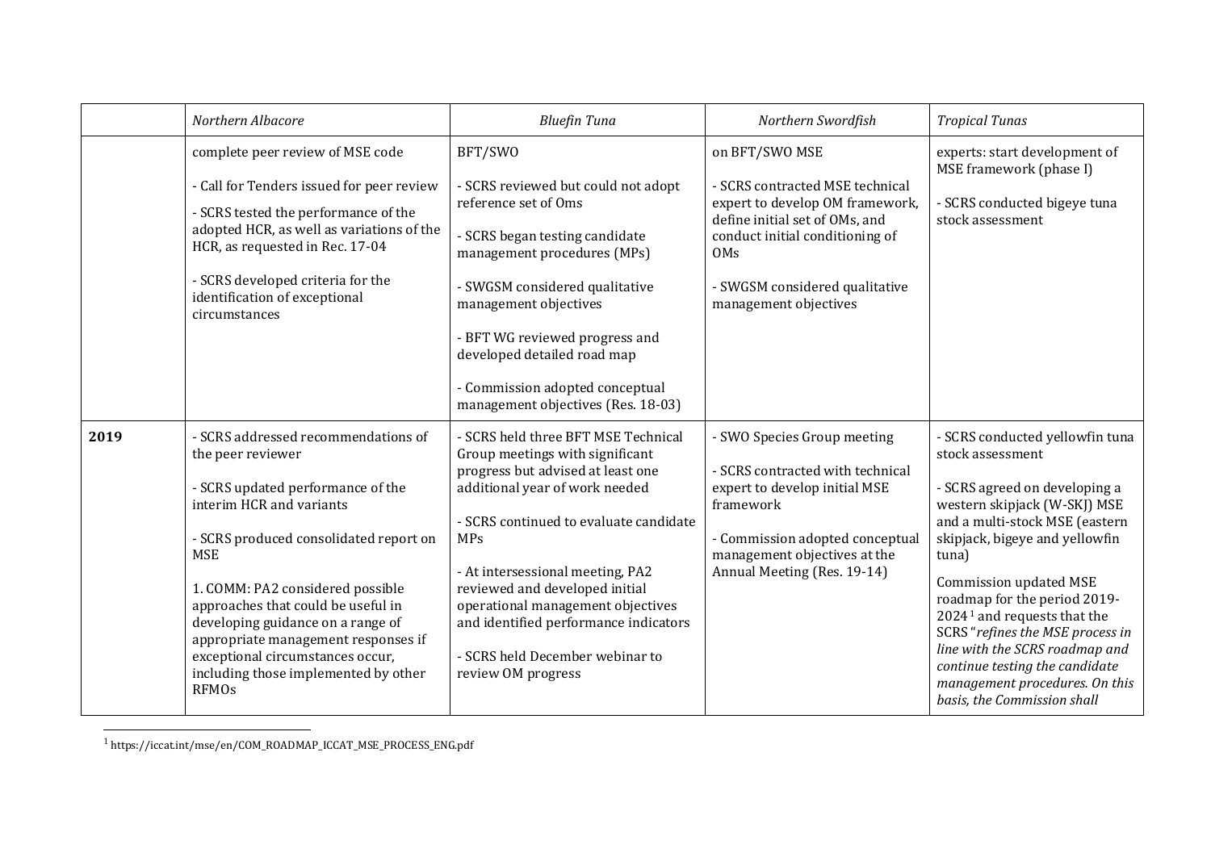| | Northern Albacore | Bluefin Tuna | Northern Swordfish | Tropical Tunas |
|---|---|---|---|---|
| | complete peer review of MSE code<br><br>- Call for Tenders issued for peer review<br>- SCRS tested the performance of the adopted HCR, as well as variations of the HCR, as requested in Rec. 17-04<br><br>- SCRS developed criteria for the identification of exceptional circumstances | BFT/SWO<br><br>- SCRS reviewed but could not adopt reference set of Oms<br><br>- SCRS began testing candidate management procedures (MPs)<br><br>- SWGSM considered qualitative management objectives<br><br>- BFT WG reviewed progress and developed detailed road map<br><br>- Commission adopted conceptual management objectives (Res. 18-03) | on BFT/SWO MSE<br><br>- SCRS contracted MSE technical expert to develop OM framework, define initial set of OMs, and conduct initial conditioning of OMs<br><br>- SWGSM considered qualitative management objectives | experts: start development of MSE framework (phase I)<br><br>- SCRS conducted bigeye tuna stock assessment |
| **2019** | - SCRS addressed recommendations of the peer reviewer<br><br>- SCRS updated performance of the interim HCR and variants<br><br>- SCRS produced consolidated report on MSE<br><br>1. COMM: PA2 considered possible approaches that could be useful in developing guidance on a range of appropriate management responses if exceptional circumstances occur, including those implemented by other RFMOs | - SCRS held three BFT MSE Technical Group meetings with significant progress but advised at least one additional year of work needed<br><br>- SCRS continued to evaluate candidate MPs<br><br>- At intersessional meeting, PA2 reviewed and developed initial operational management objectives and identified performance indicators<br><br>- SCRS held December webinar to review OM progress | - SWO Species Group meeting<br><br>- SCRS contracted with technical expert to develop initial MSE framework<br><br>- Commission adopted conceptual management objectives at the Annual Meeting (Res. 19-14) | - SCRS conducted yellowfin tuna stock assessment<br><br>- SCRS agreed on developing a western skipjack (W-SKJ) MSE and a multi-stock MSE (eastern skipjack, bigeye and yellowfin tuna)<br><br>Commission updated MSE roadmap for the period 2019-2024[1] and requests that the SCRS "*refines the MSE process in line with the SCRS roadmap and continue testing the candidate management procedures. On this basis, the Commission shall* |

[1] https://iccat.int/mse/en/COM_ROADMAP_ICCAT_MSE_PROCESS_ENG.pdf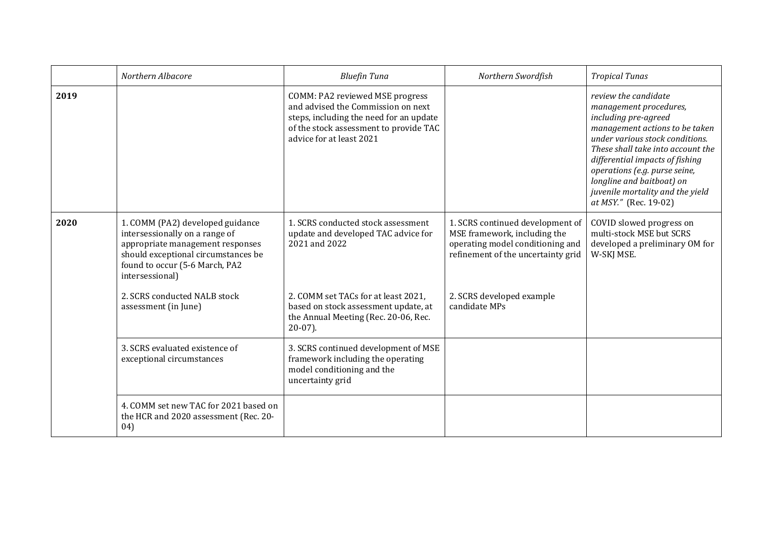| | *Northern Albacore* | *Bluefin Tuna* | *Northern Swordfish* | *Tropical Tunas* |
|---|---|---|---|---|
| **2019** | | COMM: PA2 reviewed MSE progress and advised the Commission on next steps, including the need for an update of the stock assessment to provide TAC advice for at least 2021 | | *review the candidate management procedures, including pre-agreed management actions to be taken under various stock conditions. These shall take into account the differential impacts of fishing operations (e.g. purse seine, longline and baitboat) on juvenile mortality and the yield at MSY."* (Rec. 19-02) |
| **2020** | 1. COMM (PA2) developed guidance intersessionally on a range of appropriate management responses should exceptional circumstances be found to occur (5-6 March, PA2 intersessional) | 1. SCRS conducted stock assessment update and developed TAC advice for 2021 and 2022 | 1. SCRS continued development of MSE framework, including the operating model conditioning and refinement of the uncertainty grid | COVID slowed progress on multi-stock MSE but SCRS developed a preliminary OM for W-SKJ MSE. |
| | 2. SCRS conducted NALB stock assessment (in June) | 2. COMM set TACs for at least 2021, based on stock assessment update, at the Annual Meeting (Rec. 20-06, Rec. 20-07). | 2. SCRS developed example candidate MPs | |
| | 3. SCRS evaluated existence of exceptional circumstances | 3. SCRS continued development of MSE framework including the operating model conditioning and the uncertainty grid | | |
| | 4. COMM set new TAC for 2021 based on the HCR and 2020 assessment (Rec. 20-04) | | | |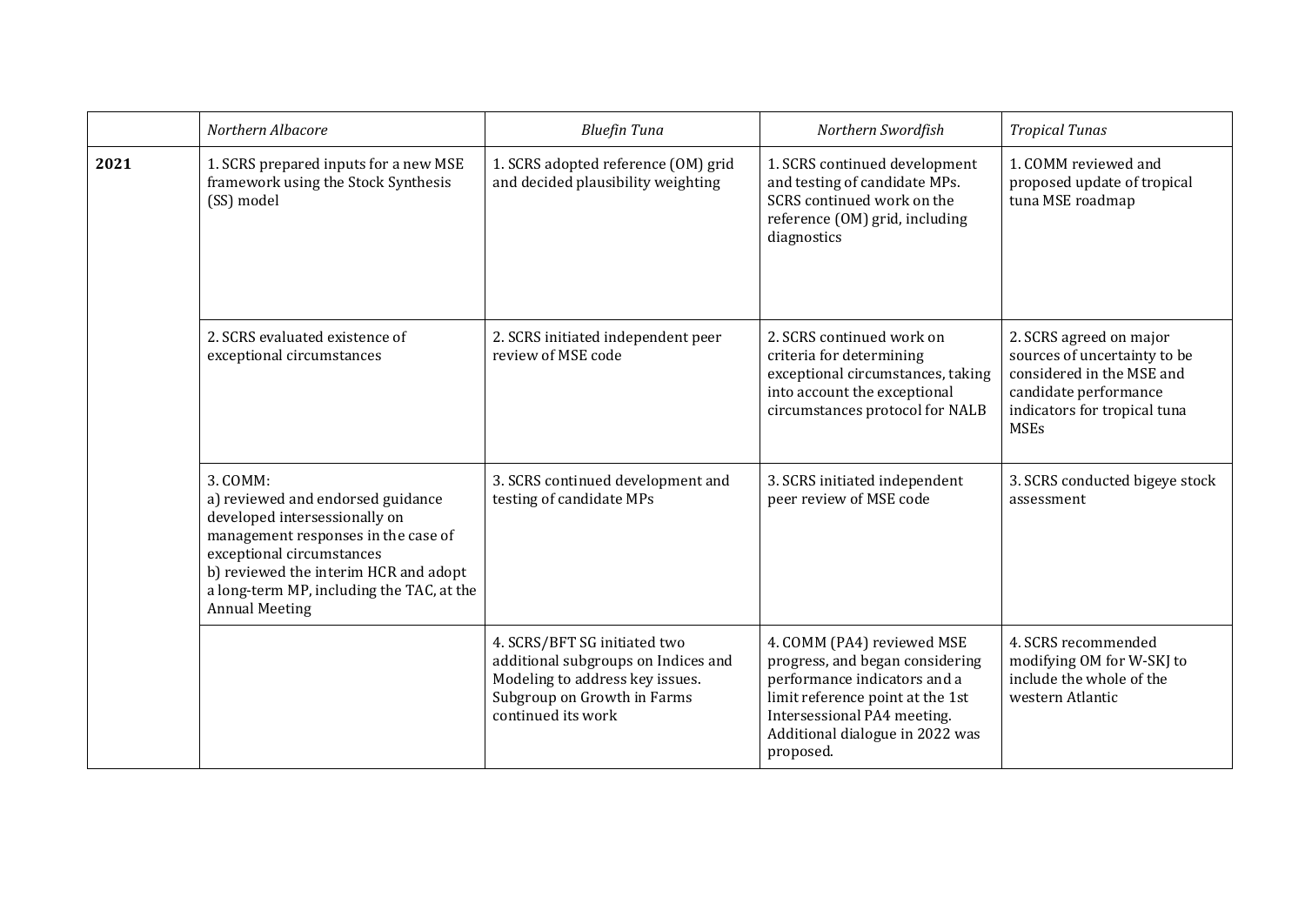| | *Northern Albacore* | *Bluefin Tuna* | *Northern Swordfish* | *Tropical Tunas* |
|---|---|---|---|---|
| **2021** | 1. SCRS prepared inputs for a new MSE framework using the Stock Synthesis (SS) model | 1. SCRS adopted reference (OM) grid and decided plausibility weighting | 1. SCRS continued development and testing of candidate MPs. SCRS continued work on the reference (OM) grid, including diagnostics | 1. COMM reviewed and proposed update of tropical tuna MSE roadmap |
| | 2. SCRS evaluated existence of exceptional circumstances | 2. SCRS initiated independent peer review of MSE code | 2. SCRS continued work on criteria for determining exceptional circumstances, taking into account the exceptional circumstances protocol for NALB | 2. SCRS agreed on major sources of uncertainty to be considered in the MSE and candidate performance indicators for tropical tuna MSEs |
| | 3. COMM:<br>a) reviewed and endorsed guidance developed intersessionally on management responses in the case of exceptional circumstances<br>b) reviewed the interim HCR and adopt a long-term MP, including the TAC, at the Annual Meeting | 3. SCRS continued development and testing of candidate MPs | 3. SCRS initiated independent peer review of MSE code | 3. SCRS conducted bigeye stock assessment |
| | | 4. SCRS/BFT SG initiated two additional subgroups on Indices and Modeling to address key issues. Subgroup on Growth in Farms continued its work | 4. COMM (PA4) reviewed MSE progress, and began considering performance indicators and a limit reference point at the 1st Intersessional PA4 meeting. Additional dialogue in 2022 was proposed. | 4. SCRS recommended modifying OM for W-SKJ to include the whole of the western Atlantic |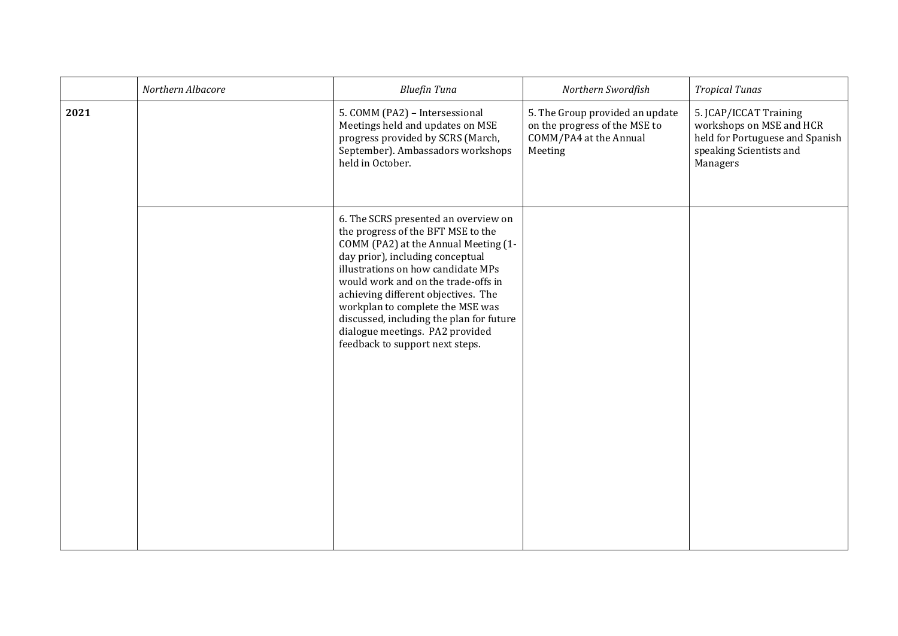| | *Northern Albacore* | *Bluefin Tuna* | *Northern Swordfish* | *Tropical Tunas* |
|---|---|---|---|---|
| **2021** | | 5. COMM (PA2) – Intersessional Meetings held and updates on MSE progress provided by SCRS (March, September). Ambassadors workshops held in October. | 5. The Group provided an update on the progress of the MSE to COMM/PA4 at the Annual Meeting | 5. JCAP/ICCAT Training workshops on MSE and HCR held for Portuguese and Spanish speaking Scientists and Managers |
| | | 6. The SCRS presented an overview on the progress of the BFT MSE to the COMM (PA2) at the Annual Meeting (1-day prior), including conceptual illustrations on how candidate MPs would work and on the trade-offs in achieving different objectives. The workplan to complete the MSE was discussed, including the plan for future dialogue meetings. PA2 provided feedback to support next steps. | | |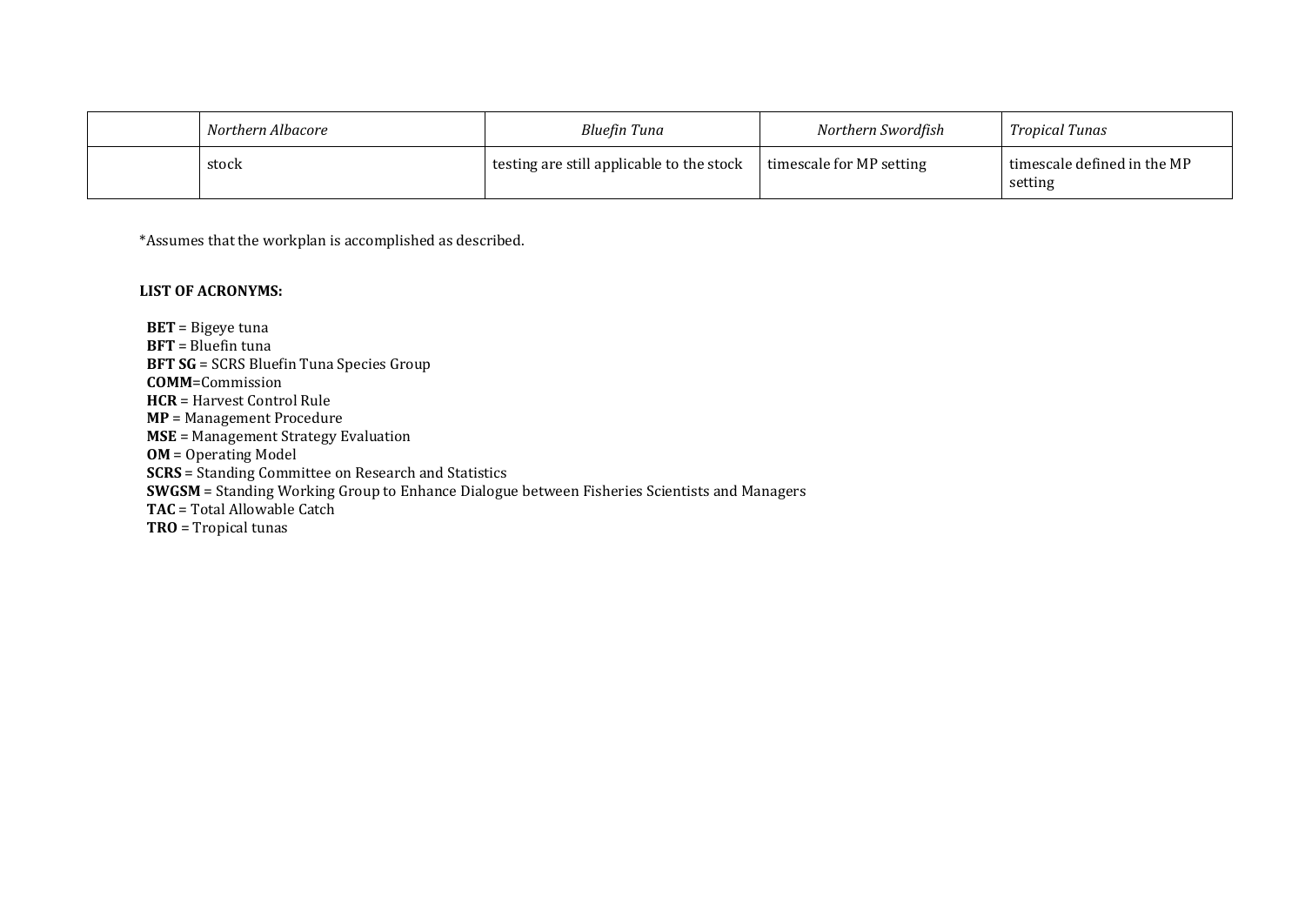| | *Northern Albacore* | *Bluefin Tuna* | *Northern Swordfish* | *Tropical Tunas* |
|---|---|---|---|---|
| | stock | testing are still applicable to the stock | timescale for MP setting | timescale defined in the MP setting |

*Assumes that the workplan is accomplished as described.

**LIST OF ACRONYMS:**

**BET** = Bigeye tuna
**BFT** = Bluefin tuna
**BFT SG** = SCRS Bluefin Tuna Species Group
**COMM**=Commission
**HCR** = Harvest Control Rule
**MP** = Management Procedure
**MSE** = Management Strategy Evaluation
**OM** = Operating Model
**SCRS** = Standing Committee on Research and Statistics
**SWGSM** = Standing Working Group to Enhance Dialogue between Fisheries Scientists and Managers
**TAC** = Total Allowable Catch
**TRO** = Tropical tunas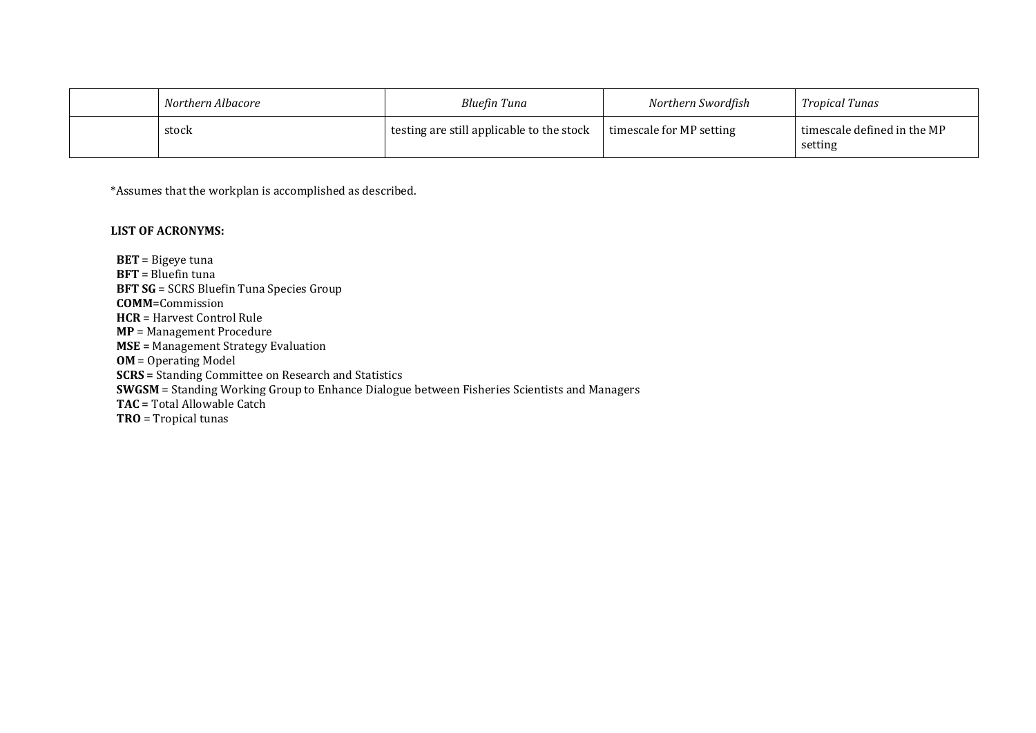| | *Northern Albacore* | *Bluefin Tuna* | *Northern Swordfish* | *Tropical Tunas* |
|---|---|---|---|---|
| | stock | testing are still applicable to the stock | timescale for MP setting | timescale defined in the MP setting |

*Assumes that the workplan is accomplished as described.

**LIST OF ACRONYMS:**

**BET** = Bigeye tuna
**BFT** = Bluefin tuna
**BFT SG** = SCRS Bluefin Tuna Species Group
**COMM**=Commission
**HCR** = Harvest Control Rule
**MP** = Management Procedure
**MSE** = Management Strategy Evaluation
**OM** = Operating Model
**SCRS** = Standing Committee on Research and Statistics
**SWGSM** = Standing Working Group to Enhance Dialogue between Fisheries Scientists and Managers
**TAC** = Total Allowable Catch
**TRO** = Tropical tunas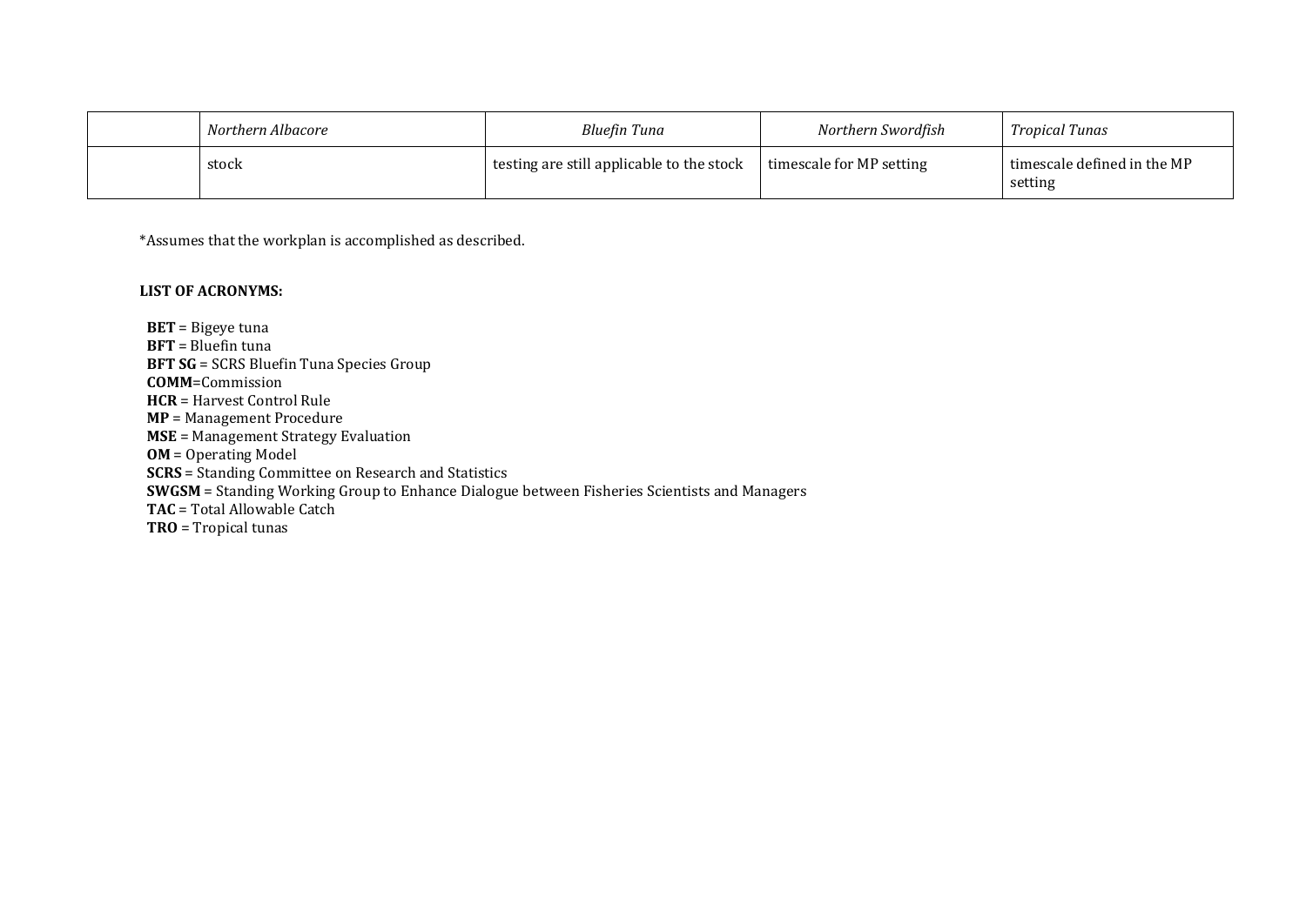| | *Northern Albacore* | *Bluefin Tuna* | *Northern Swordfish* | *Tropical Tunas* |
|---|---|---|---|---|
| | stock | testing are still applicable to the stock | timescale for MP setting | timescale defined in the MP setting |

*Assumes that the workplan is accomplished as described.

**LIST OF ACRONYMS:**

**BET** = Bigeye tuna
**BFT** = Bluefin tuna
**BFT SG** = SCRS Bluefin Tuna Species Group
**COMM**=Commission
**HCR** = Harvest Control Rule
**MP** = Management Procedure
**MSE** = Management Strategy Evaluation
**OM** = Operating Model
**SCRS** = Standing Committee on Research and Statistics
**SWGSM** = Standing Working Group to Enhance Dialogue between Fisheries Scientists and Managers
**TAC** = Total Allowable Catch
**TRO** = Tropical tunas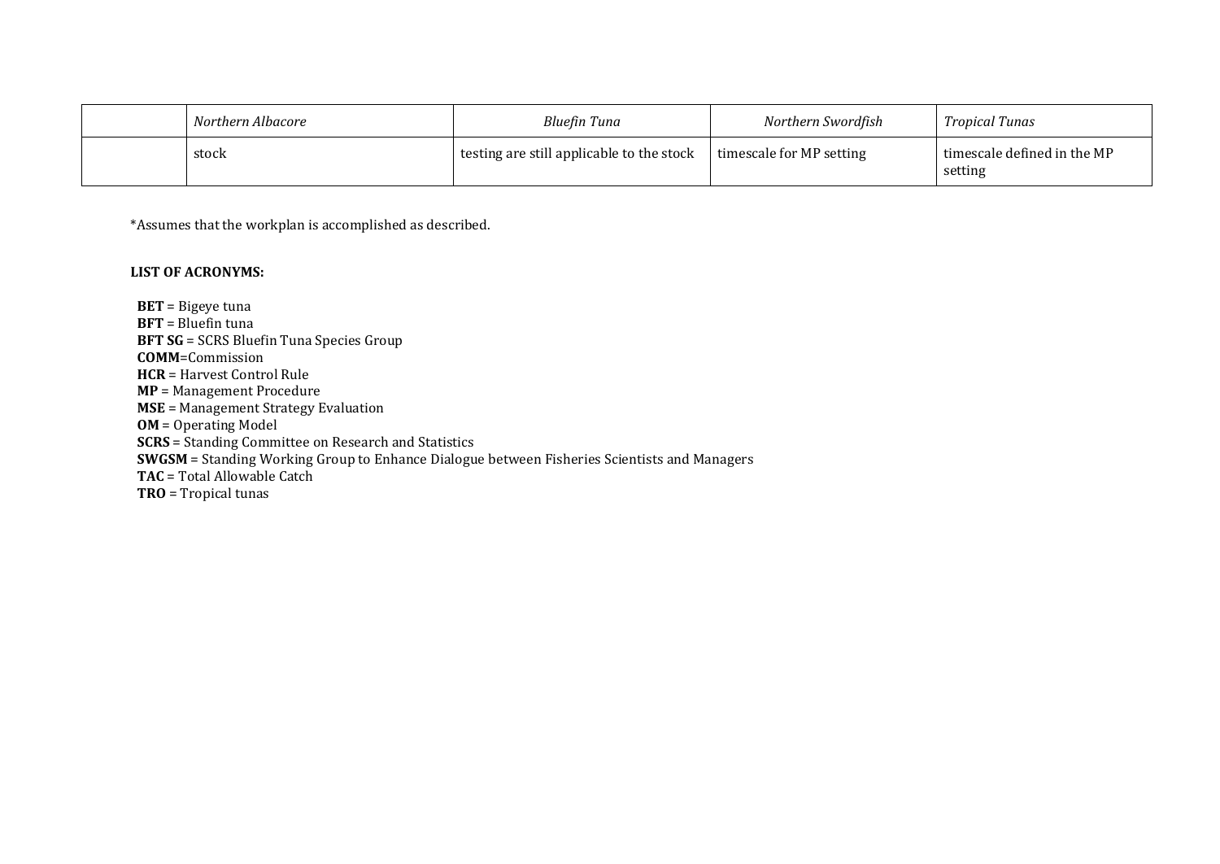| | *Northern Albacore* | *Bluefin Tuna* | *Northern Swordfish* | *Tropical Tunas* |
|---|---|---|---|---|
| | stock | testing are still applicable to the stock | timescale for MP setting | timescale defined in the MP setting |

*Assumes that the workplan is accomplished as described.

**LIST OF ACRONYMS:**

**BET** = Bigeye tuna
**BFT** = Bluefin tuna
**BFT SG** = SCRS Bluefin Tuna Species Group
**COMM**=Commission
**HCR** = Harvest Control Rule
**MP** = Management Procedure
**MSE** = Management Strategy Evaluation
**OM** = Operating Model
**SCRS** = Standing Committee on Research and Statistics
**SWGSM** = Standing Working Group to Enhance Dialogue between Fisheries Scientists and Managers
**TAC** = Total Allowable Catch
**TRO** = Tropical tunas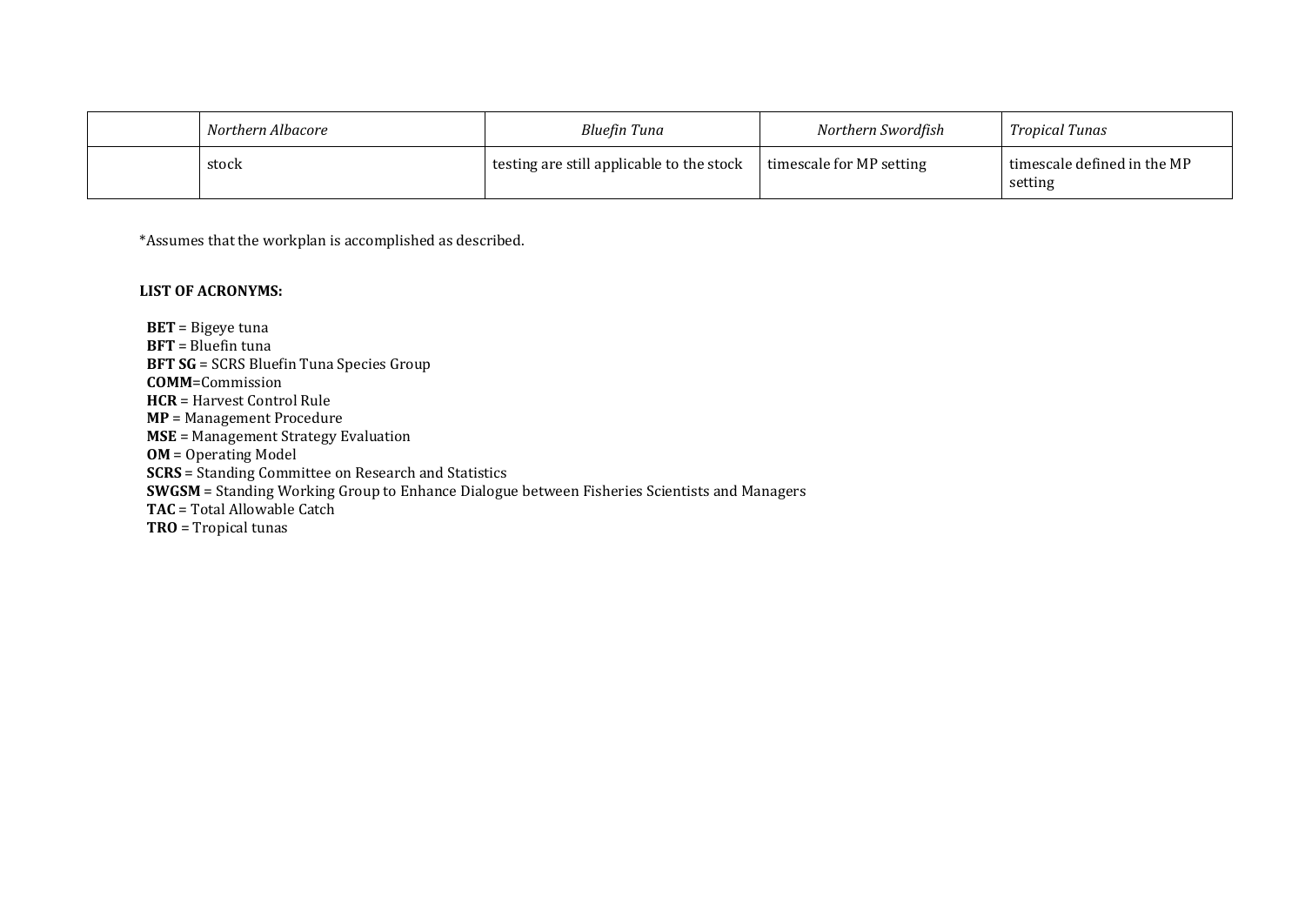| | *Northern Albacore* | *Bluefin Tuna* | *Northern Swordfish* | *Tropical Tunas* |
|---|---|---|---|---|
| | stock | testing are still applicable to the stock | timescale for MP setting | timescale defined in the MP setting |

*Assumes that the workplan is accomplished as described.

**LIST OF ACRONYMS:**

**BET** = Bigeye tuna
**BFT** = Bluefin tuna
**BFT SG** = SCRS Bluefin Tuna Species Group
**COMM**=Commission
**HCR** = Harvest Control Rule
**MP** = Management Procedure
**MSE** = Management Strategy Evaluation
**OM** = Operating Model
**SCRS** = Standing Committee on Research and Statistics
**SWGSM** = Standing Working Group to Enhance Dialogue between Fisheries Scientists and Managers
**TAC** = Total Allowable Catch
**TRO** = Tropical tunas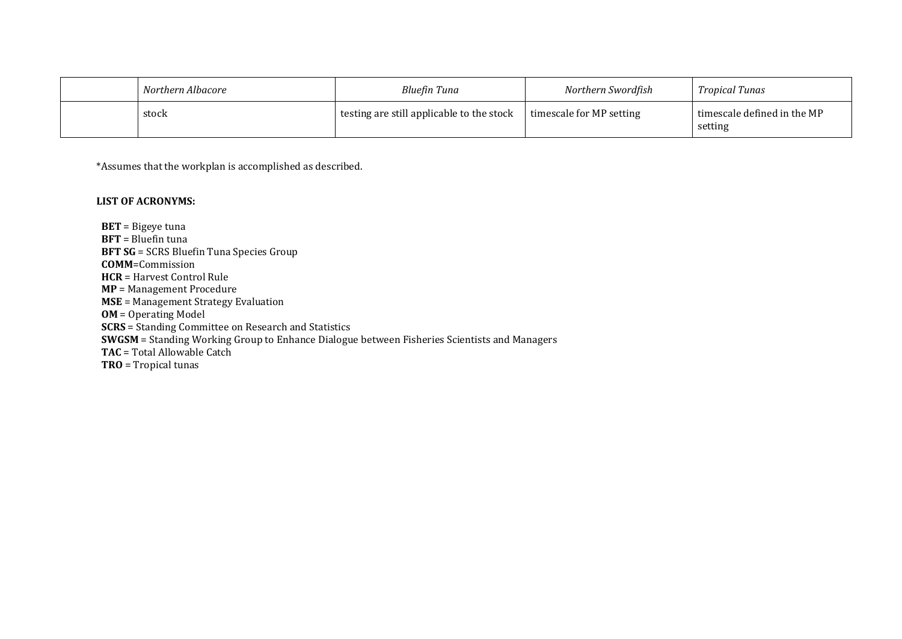| | *Northern Albacore* | *Bluefin Tuna* | *Northern Swordfish* | *Tropical Tunas* |
|---|---|---|---|---|
| | stock | testing are still applicable to the stock | timescale for MP setting | timescale defined in the MP setting |

*Assumes that the workplan is accomplished as described.

**LIST OF ACRONYMS:**

**BET** = Bigeye tuna
**BFT** = Bluefin tuna
**BFT SG** = SCRS Bluefin Tuna Species Group
**COMM**=Commission
**HCR** = Harvest Control Rule
**MP** = Management Procedure
**MSE** = Management Strategy Evaluation
**OM** = Operating Model
**SCRS** = Standing Committee on Research and Statistics
**SWGSM** = Standing Working Group to Enhance Dialogue between Fisheries Scientists and Managers
**TAC** = Total Allowable Catch
**TRO** = Tropical tunas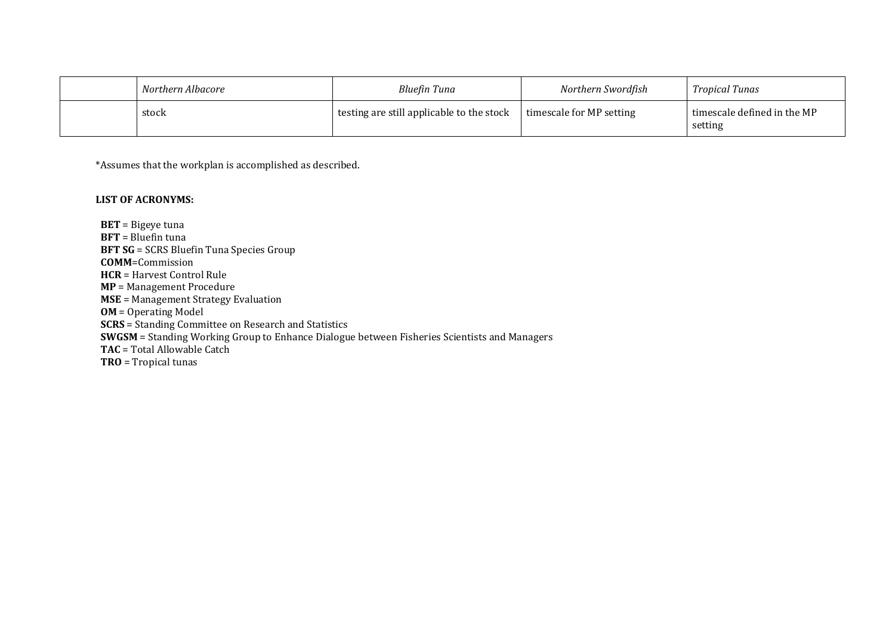| | *Northern Albacore* | *Bluefin Tuna* | *Northern Swordfish* | *Tropical Tunas* |
|---|---|---|---|---|
| | stock | testing are still applicable to the stock | timescale for MP setting | timescale defined in the MP setting |

*Assumes that the workplan is accomplished as described.

**LIST OF ACRONYMS:**

**BET** = Bigeye tuna
**BFT** = Bluefin tuna
**BFT SG** = SCRS Bluefin Tuna Species Group
**COMM**=Commission
**HCR** = Harvest Control Rule
**MP** = Management Procedure
**MSE** = Management Strategy Evaluation
**OM** = Operating Model
**SCRS** = Standing Committee on Research and Statistics
**SWGSM** = Standing Working Group to Enhance Dialogue between Fisheries Scientists and Managers
**TAC** = Total Allowable Catch
**TRO** = Tropical tunas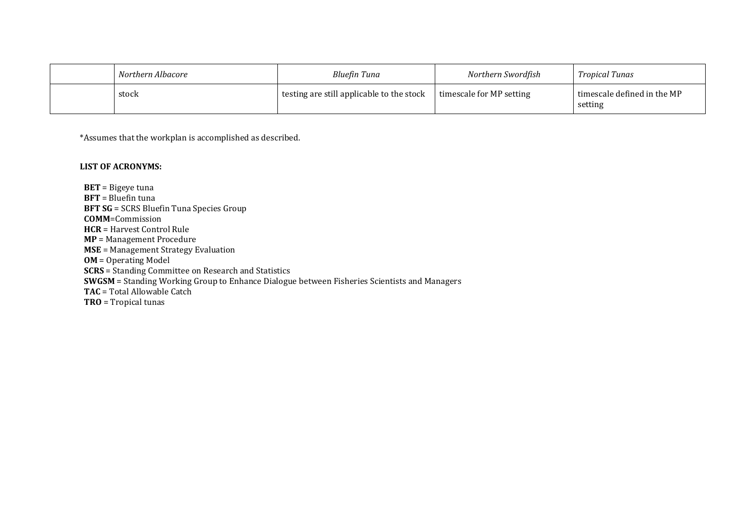| | *Northern Albacore* | *Bluefin Tuna* | *Northern Swordfish* | *Tropical Tunas* |
|---|---|---|---|---|
| | stock | testing are still applicable to the stock | timescale for MP setting | timescale defined in the MP setting |

*Assumes that the workplan is accomplished as described.

**LIST OF ACRONYMS:**

**BET** = Bigeye tuna
**BFT** = Bluefin tuna
**BFT SG** = SCRS Bluefin Tuna Species Group
**COMM**=Commission
**HCR** = Harvest Control Rule
**MP** = Management Procedure
**MSE** = Management Strategy Evaluation
**OM** = Operating Model
**SCRS** = Standing Committee on Research and Statistics
**SWGSM** = Standing Working Group to Enhance Dialogue between Fisheries Scientists and Managers
**TAC** = Total Allowable Catch
**TRO** = Tropical tunas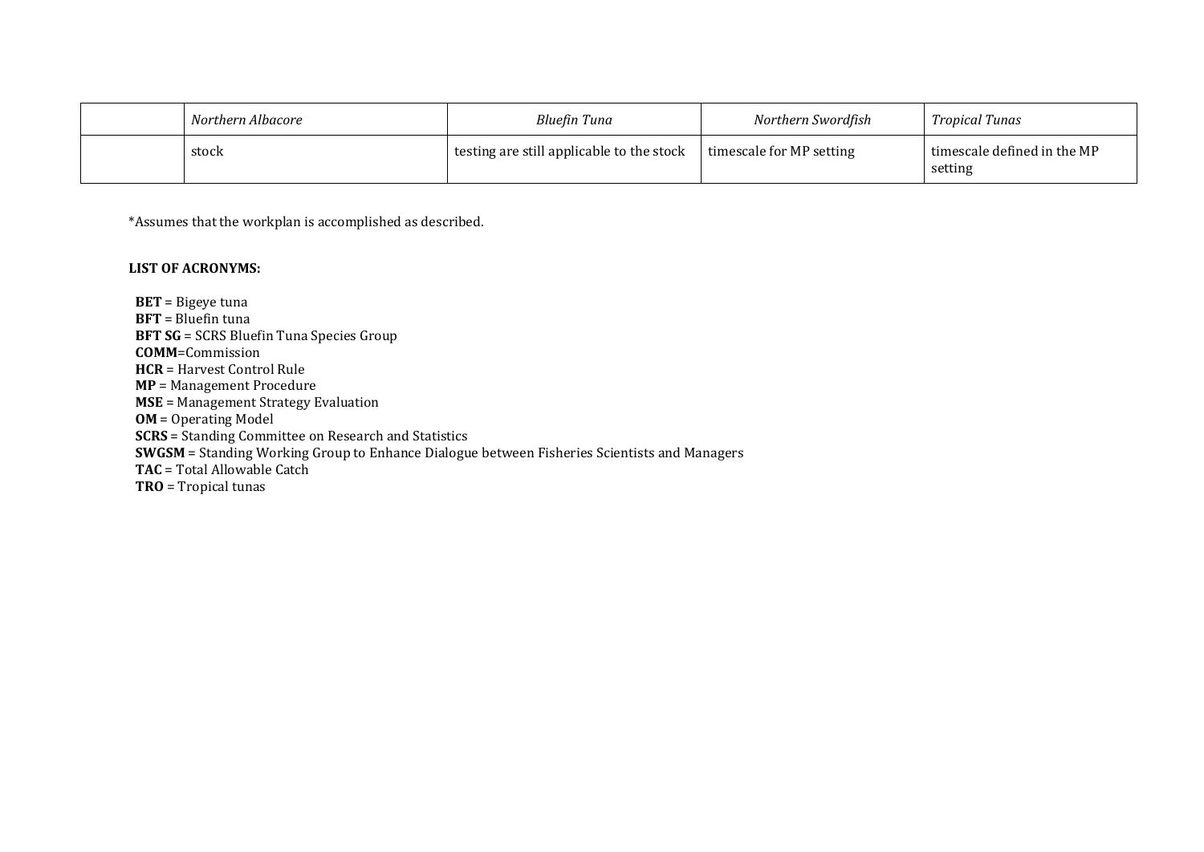| | *Northern Albacore* | *Bluefin Tuna* | *Northern Swordfish* | *Tropical Tunas* |
|---|---|---|---|---|
| | stock | testing are still applicable to the stock | timescale for MP setting | timescale defined in the MP setting |

*Assumes that the workplan is accomplished as described.

**LIST OF ACRONYMS:**

**BET** = Bigeye tuna
**BFT** = Bluefin tuna
**BFT SG** = SCRS Bluefin Tuna Species Group
**COMM**=Commission
**HCR** = Harvest Control Rule
**MP** = Management Procedure
**MSE** = Management Strategy Evaluation
**OM** = Operating Model
**SCRS** = Standing Committee on Research and Statistics
**SWGSM** = Standing Working Group to Enhance Dialogue between Fisheries Scientists and Managers
**TAC** = Total Allowable Catch
**TRO** = Tropical tunas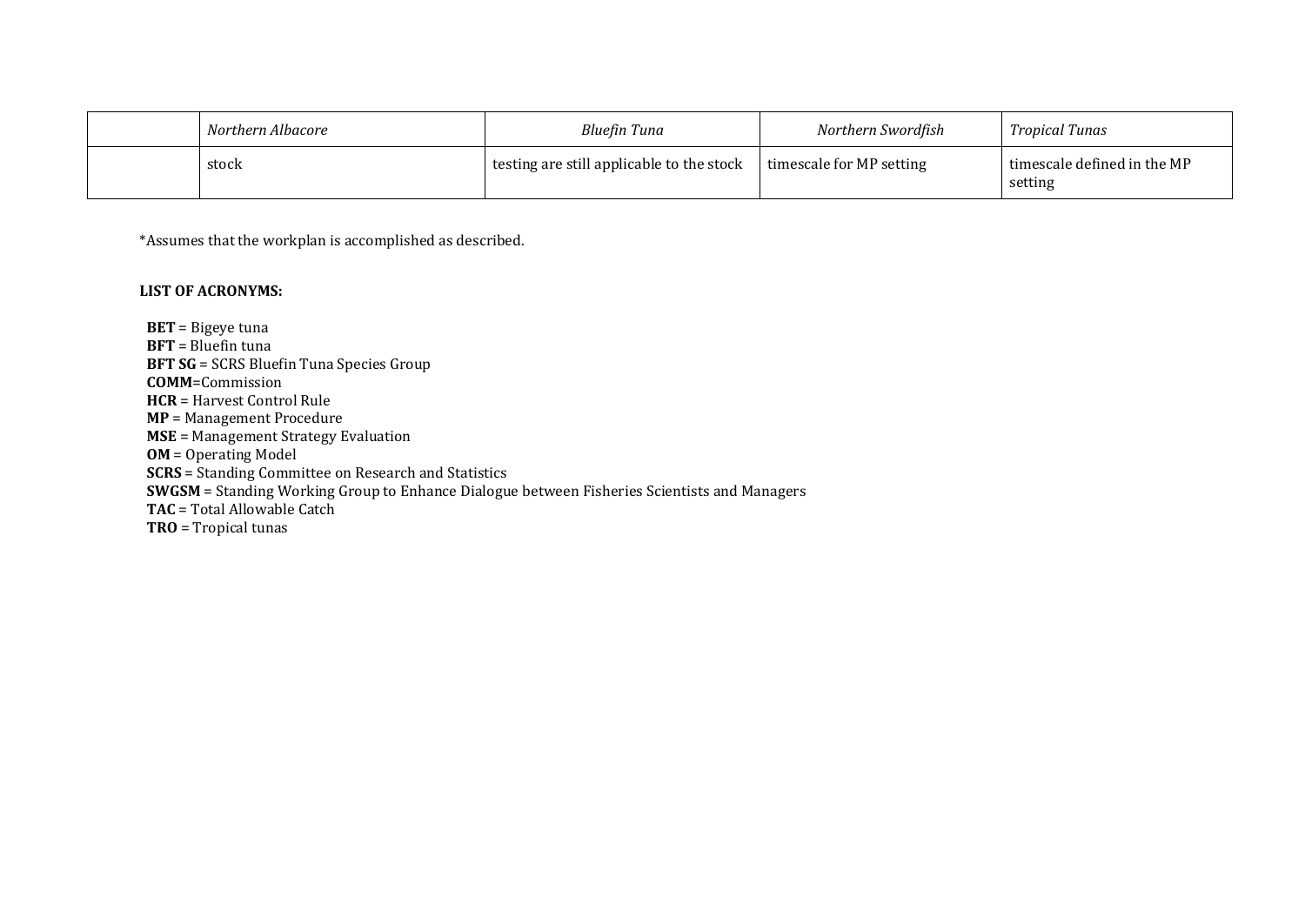| | *Northern Albacore* | *Bluefin Tuna* | *Northern Swordfish* | *Tropical Tunas* |
|---|---|---|---|---|
| | stock | testing are still applicable to the stock | timescale for MP setting | timescale defined in the MP setting |

*Assumes that the workplan is accomplished as described.

**LIST OF ACRONYMS:**

**BET** = Bigeye tuna
**BFT** = Bluefin tuna
**BFT SG** = SCRS Bluefin Tuna Species Group
**COMM**=Commission
**HCR** = Harvest Control Rule
**MP** = Management Procedure
**MSE** = Management Strategy Evaluation
**OM** = Operating Model
**SCRS** = Standing Committee on Research and Statistics
**SWGSM** = Standing Working Group to Enhance Dialogue between Fisheries Scientists and Managers
**TAC** = Total Allowable Catch
**TRO** = Tropical tunas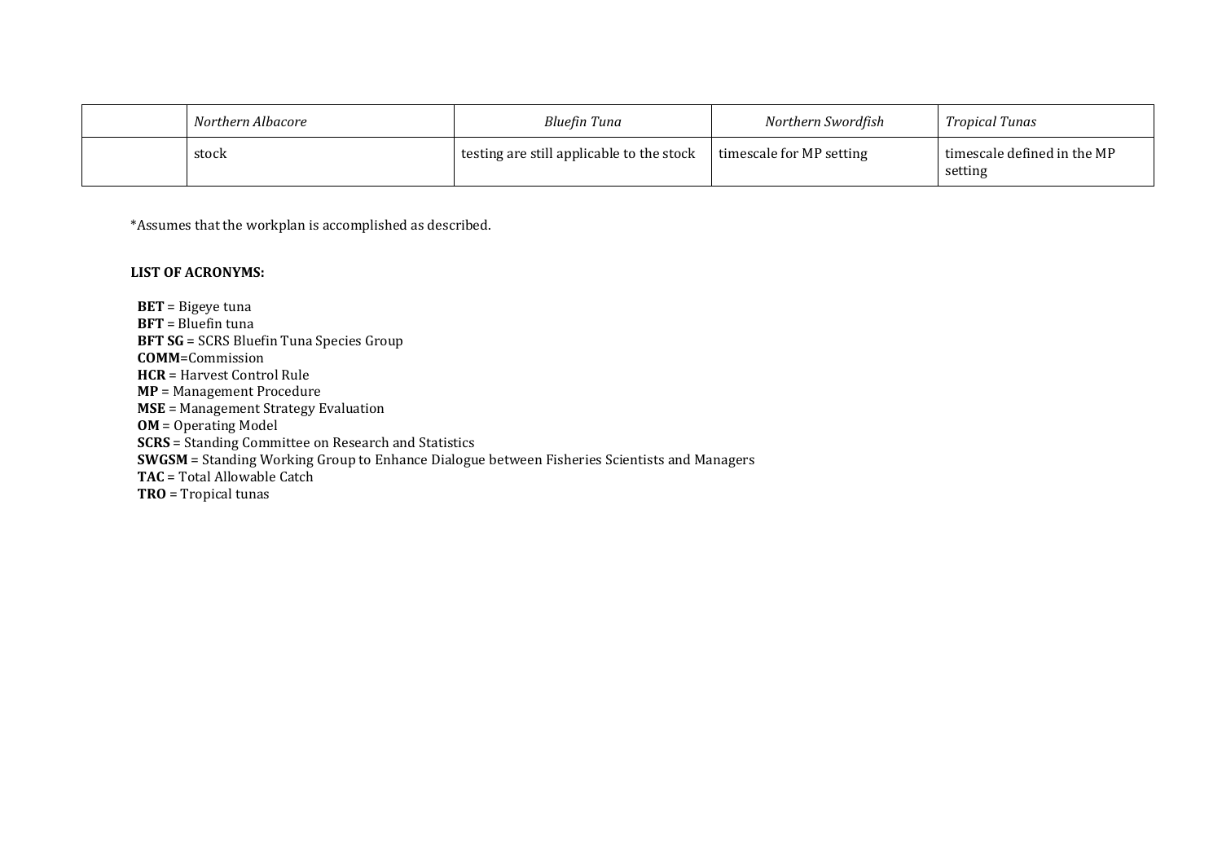| | *Northern Albacore* | *Bluefin Tuna* | *Northern Swordfish* | *Tropical Tunas* |
|---|---|---|---|---|
| | stock | testing are still applicable to the stock | timescale for MP setting | timescale defined in the MP setting |

*Assumes that the workplan is accomplished as described.

**LIST OF ACRONYMS:**

**BET** = Bigeye tuna
**BFT** = Bluefin tuna
**BFT SG** = SCRS Bluefin Tuna Species Group
**COMM**=Commission
**HCR** = Harvest Control Rule
**MP** = Management Procedure
**MSE** = Management Strategy Evaluation
**OM** = Operating Model
**SCRS** = Standing Committee on Research and Statistics
**SWGSM** = Standing Working Group to Enhance Dialogue between Fisheries Scientists and Managers
**TAC** = Total Allowable Catch
**TRO** = Tropical tunas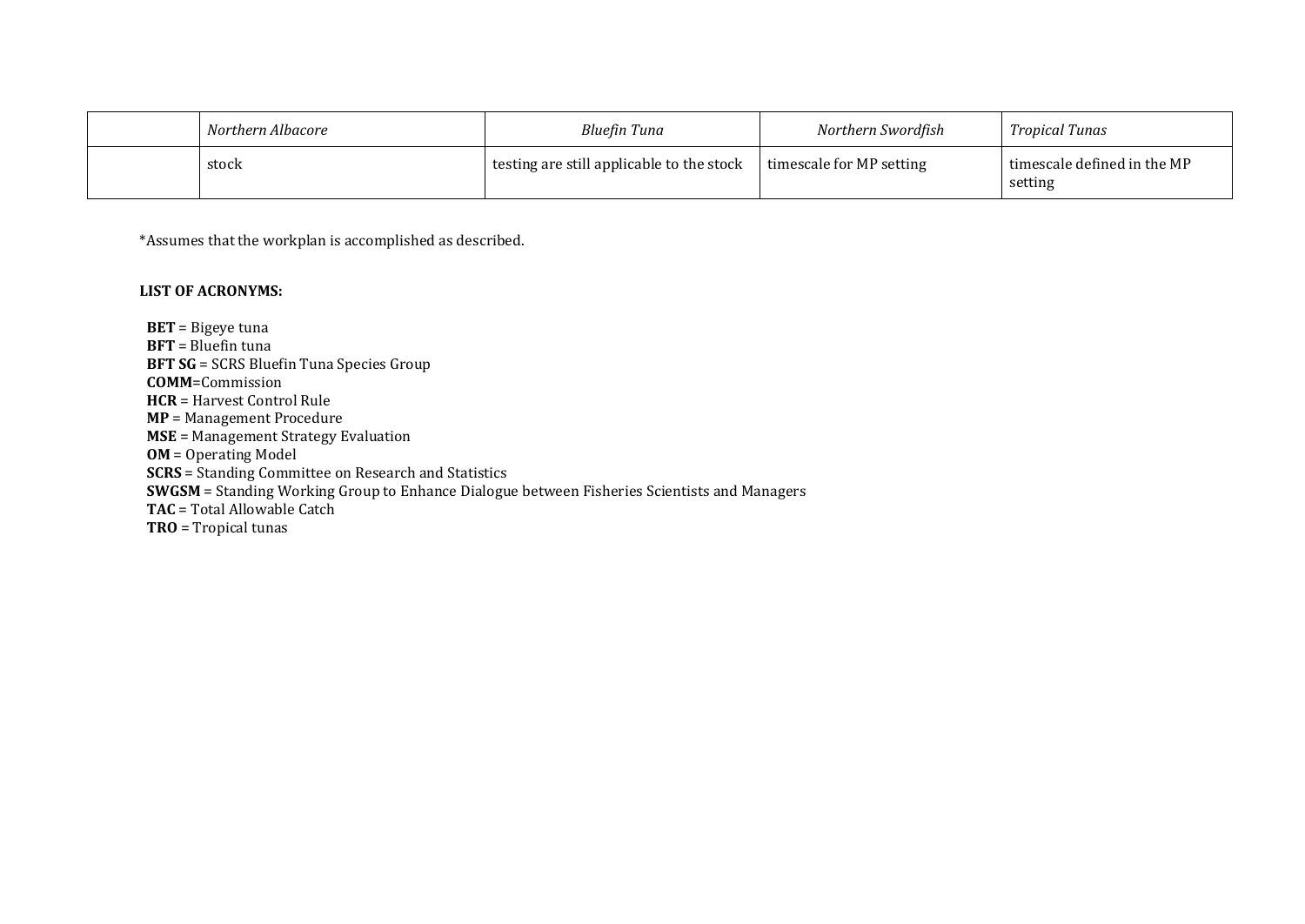| | *Northern Albacore* | *Bluefin Tuna* | *Northern Swordfish* | *Tropical Tunas* |
|---|---|---|---|---|
| | stock | testing are still applicable to the stock | timescale for MP setting | timescale defined in the MP setting |

*Assumes that the workplan is accomplished as described.

**LIST OF ACRONYMS:**

**BET** = Bigeye tuna
**BFT** = Bluefin tuna
**BFT SG** = SCRS Bluefin Tuna Species Group
**COMM**=Commission
**HCR** = Harvest Control Rule
**MP** = Management Procedure
**MSE** = Management Strategy Evaluation
**OM** = Operating Model
**SCRS** = Standing Committee on Research and Statistics
**SWGSM** = Standing Working Group to Enhance Dialogue between Fisheries Scientists and Managers
**TAC** = Total Allowable Catch
**TRO** = Tropical tunas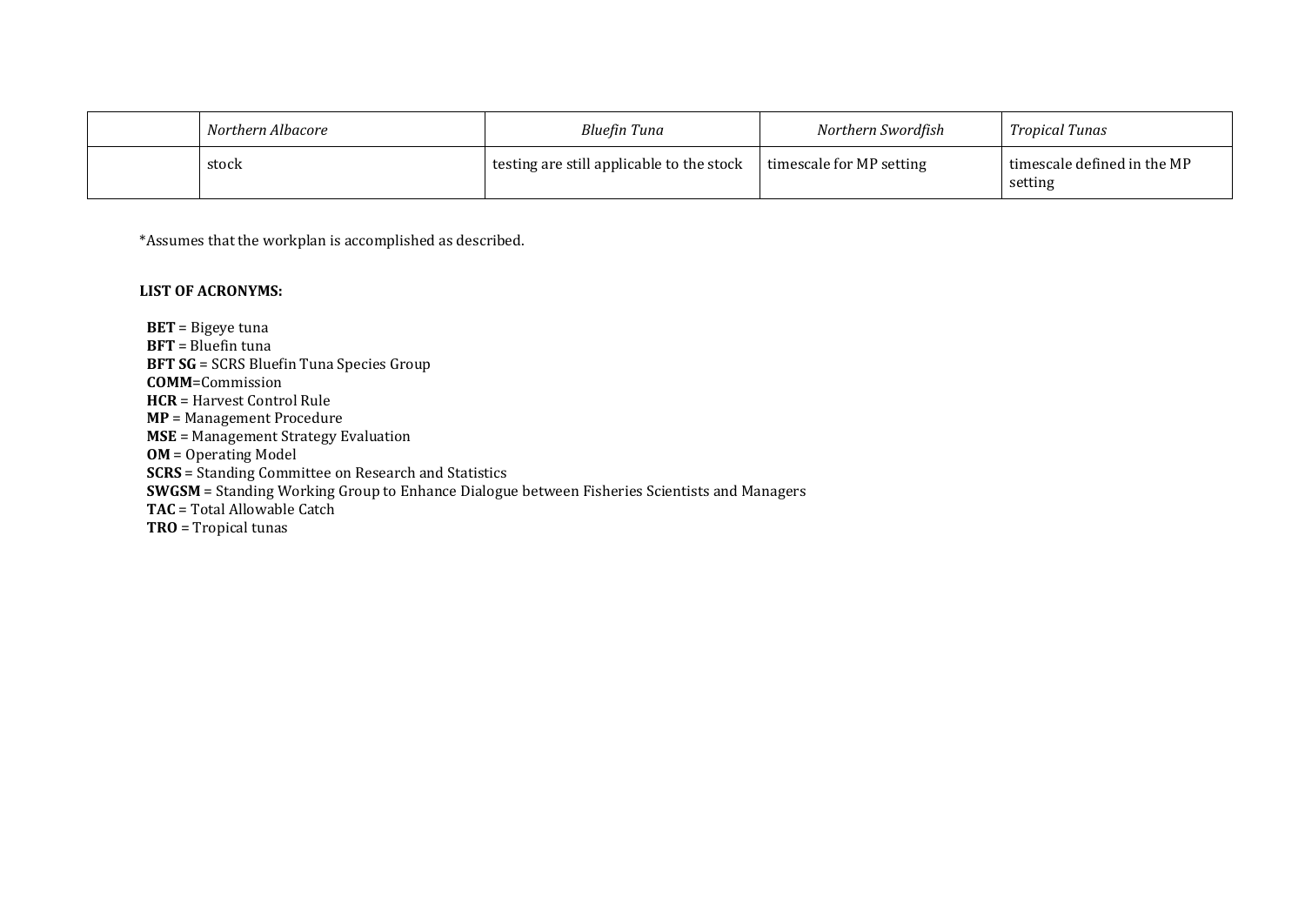| | *Northern Albacore* | *Bluefin Tuna* | *Northern Swordfish* | *Tropical Tunas* |
|---|---|---|---|---|
| | stock | testing are still applicable to the stock | timescale for MP setting | timescale defined in the MP setting |

*Assumes that the workplan is accomplished as described.

**LIST OF ACRONYMS:**

**BET** = Bigeye tuna
**BFT** = Bluefin tuna
**BFT SG** = SCRS Bluefin Tuna Species Group
**COMM**=Commission
**HCR** = Harvest Control Rule
**MP** = Management Procedure
**MSE** = Management Strategy Evaluation
**OM** = Operating Model
**SCRS** = Standing Committee on Research and Statistics
**SWGSM** = Standing Working Group to Enhance Dialogue between Fisheries Scientists and Managers
**TAC** = Total Allowable Catch
**TRO** = Tropical tunas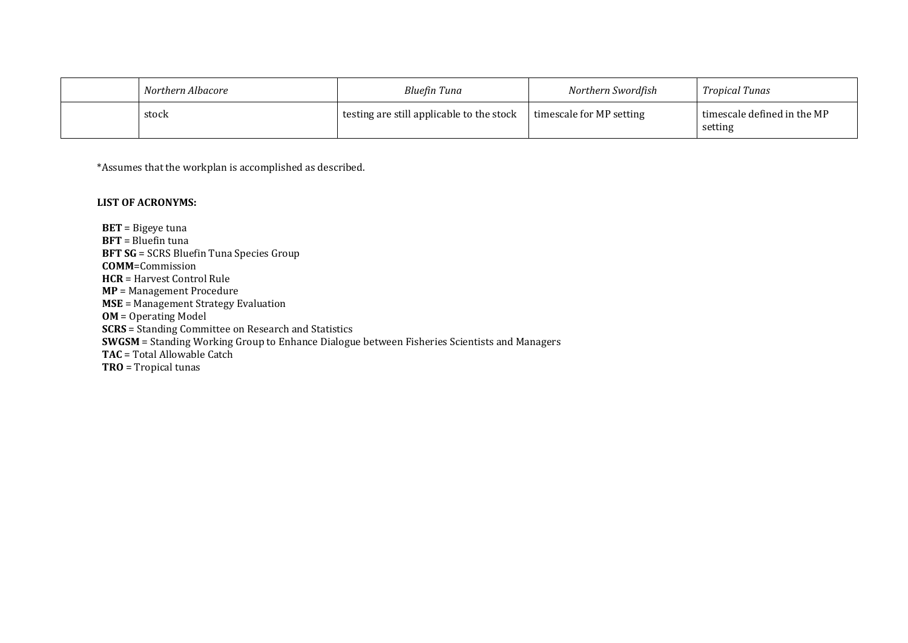| | *Northern Albacore* | *Bluefin Tuna* | *Northern Swordfish* | *Tropical Tunas* |
|---|---|---|---|---|
| | stock | testing are still applicable to the stock | timescale for MP setting | timescale defined in the MP setting |

*Assumes that the workplan is accomplished as described.

**LIST OF ACRONYMS:**

**BET** = Bigeye tuna
**BFT** = Bluefin tuna
**BFT SG** = SCRS Bluefin Tuna Species Group
**COMM**=Commission
**HCR** = Harvest Control Rule
**MP** = Management Procedure
**MSE** = Management Strategy Evaluation
**OM** = Operating Model
**SCRS** = Standing Committee on Research and Statistics
**SWGSM** = Standing Working Group to Enhance Dialogue between Fisheries Scientists and Managers
**TAC** = Total Allowable Catch
**TRO** = Tropical tunas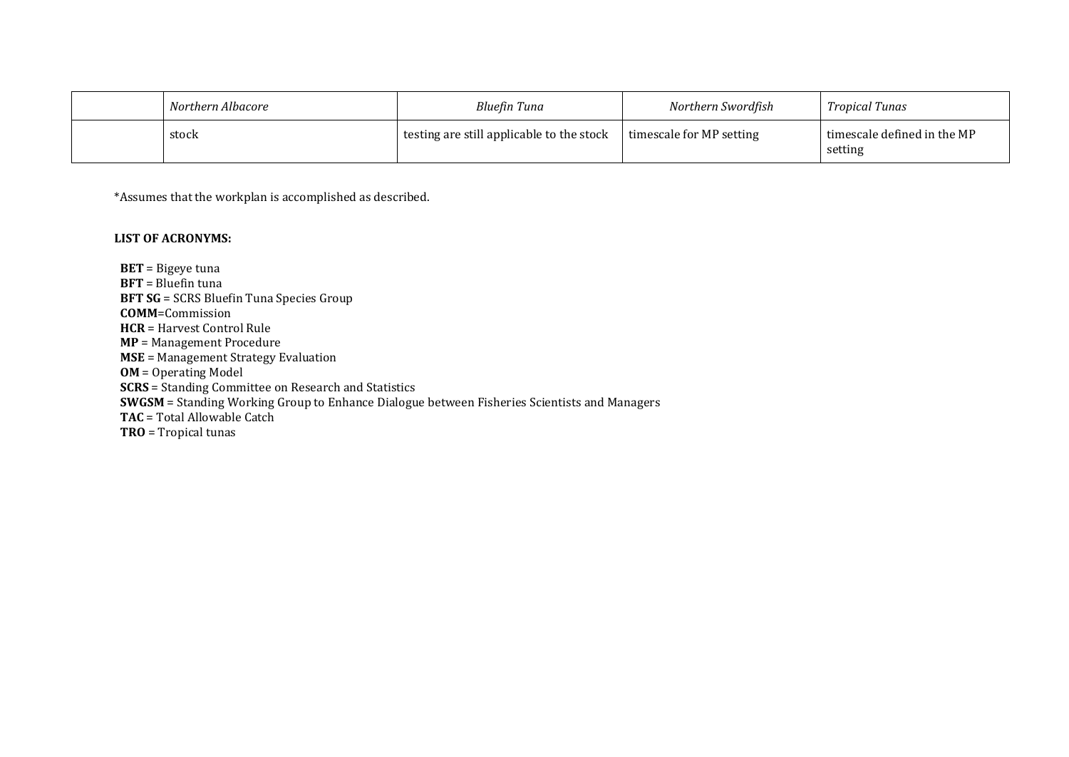| | *Northern Albacore* | *Bluefin Tuna* | *Northern Swordfish* | *Tropical Tunas* |
|---|---|---|---|---|
| | stock | testing are still applicable to the stock | timescale for MP setting | timescale defined in the MP setting |

*Assumes that the workplan is accomplished as described.

**LIST OF ACRONYMS:**

**BET** = Bigeye tuna
**BFT** = Bluefin tuna
**BFT SG** = SCRS Bluefin Tuna Species Group
**COMM**=Commission
**HCR** = Harvest Control Rule
**MP** = Management Procedure
**MSE** = Management Strategy Evaluation
**OM** = Operating Model
**SCRS** = Standing Committee on Research and Statistics
**SWGSM** = Standing Working Group to Enhance Dialogue between Fisheries Scientists and Managers
**TAC** = Total Allowable Catch
**TRO** = Tropical tunas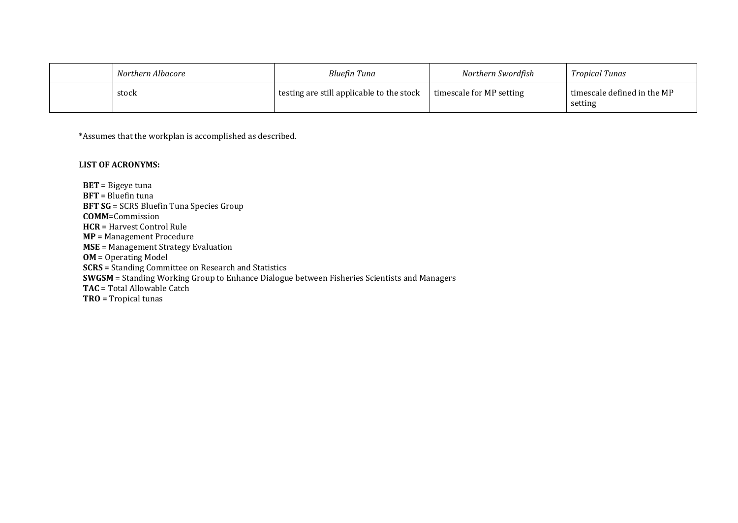| | *Northern Albacore* | *Bluefin Tuna* | *Northern Swordfish* | *Tropical Tunas* |
|---|---|---|---|---|
| | stock | testing are still applicable to the stock | timescale for MP setting | timescale defined in the MP setting |

*Assumes that the workplan is accomplished as described.

**LIST OF ACRONYMS:**

**BET** = Bigeye tuna
**BFT** = Bluefin tuna
**BFT SG** = SCRS Bluefin Tuna Species Group
**COMM**=Commission
**HCR** = Harvest Control Rule
**MP** = Management Procedure
**MSE** = Management Strategy Evaluation
**OM** = Operating Model
**SCRS** = Standing Committee on Research and Statistics
**SWGSM** = Standing Working Group to Enhance Dialogue between Fisheries Scientists and Managers
**TAC** = Total Allowable Catch
**TRO** = Tropical tunas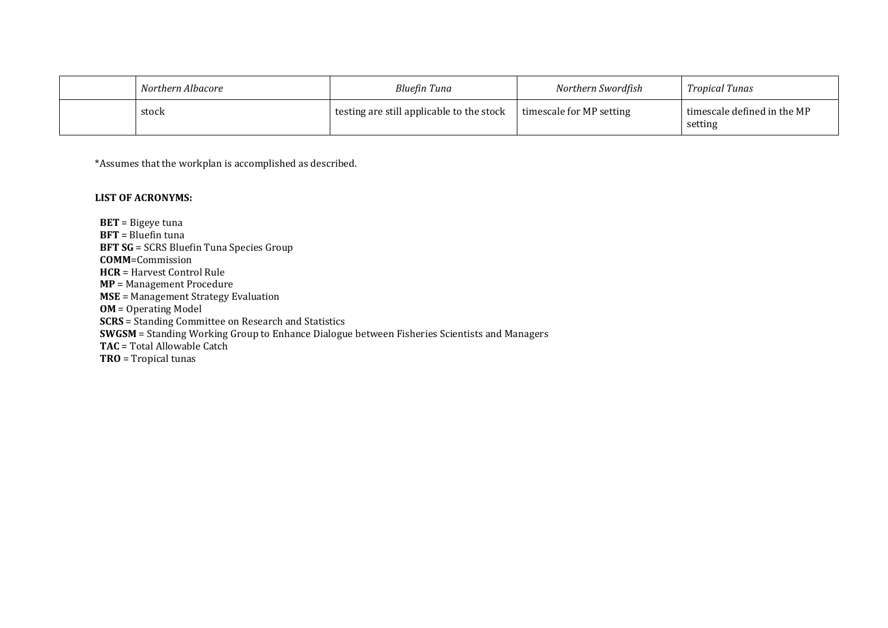| | *Northern Albacore* | *Bluefin Tuna* | *Northern Swordfish* | *Tropical Tunas* |
|---|---|---|---|---|
| | stock | testing are still applicable to the stock | timescale for MP setting | timescale defined in the MP setting |

*Assumes that the workplan is accomplished as described.

**LIST OF ACRONYMS:**

**BET** = Bigeye tuna
**BFT** = Bluefin tuna
**BFT SG** = SCRS Bluefin Tuna Species Group
**COMM**=Commission
**HCR** = Harvest Control Rule
**MP** = Management Procedure
**MSE** = Management Strategy Evaluation
**OM** = Operating Model
**SCRS** = Standing Committee on Research and Statistics
**SWGSM** = Standing Working Group to Enhance Dialogue between Fisheries Scientists and Managers
**TAC** = Total Allowable Catch
**TRO** = Tropical tunas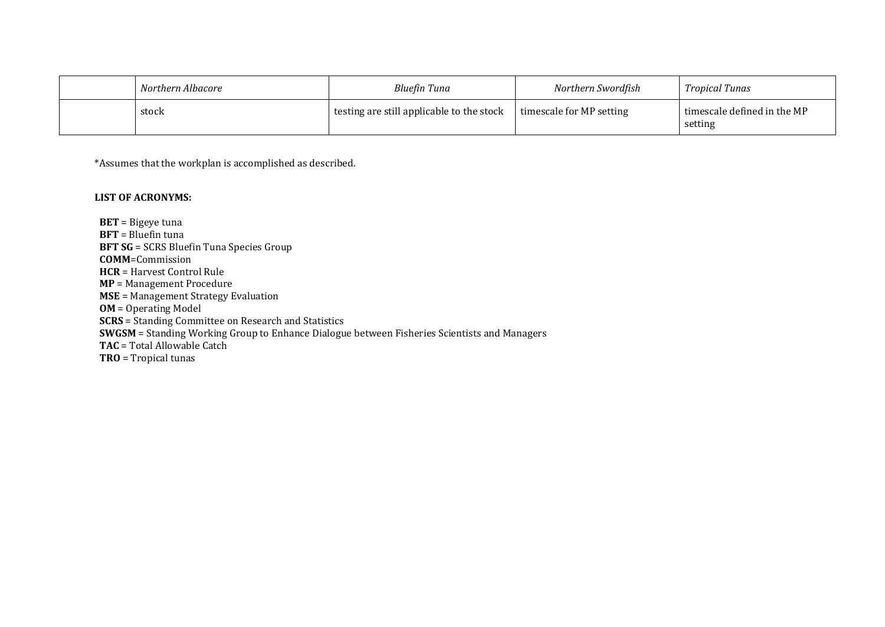| | *Northern Albacore* | *Bluefin Tuna* | *Northern Swordfish* | *Tropical Tunas* |
|---|---|---|---|---|
| | stock | testing are still applicable to the stock | timescale for MP setting | timescale defined in the MP setting |

*Assumes that the workplan is accomplished as described.

**LIST OF ACRONYMS:**

**BET** = Bigeye tuna
**BFT** = Bluefin tuna
**BFT SG** = SCRS Bluefin Tuna Species Group
**COMM**=Commission
**HCR** = Harvest Control Rule
**MP** = Management Procedure
**MSE** = Management Strategy Evaluation
**OM** = Operating Model
**SCRS** = Standing Committee on Research and Statistics
**SWGSM** = Standing Working Group to Enhance Dialogue between Fisheries Scientists and Managers
**TAC** = Total Allowable Catch
**TRO** = Tropical tunas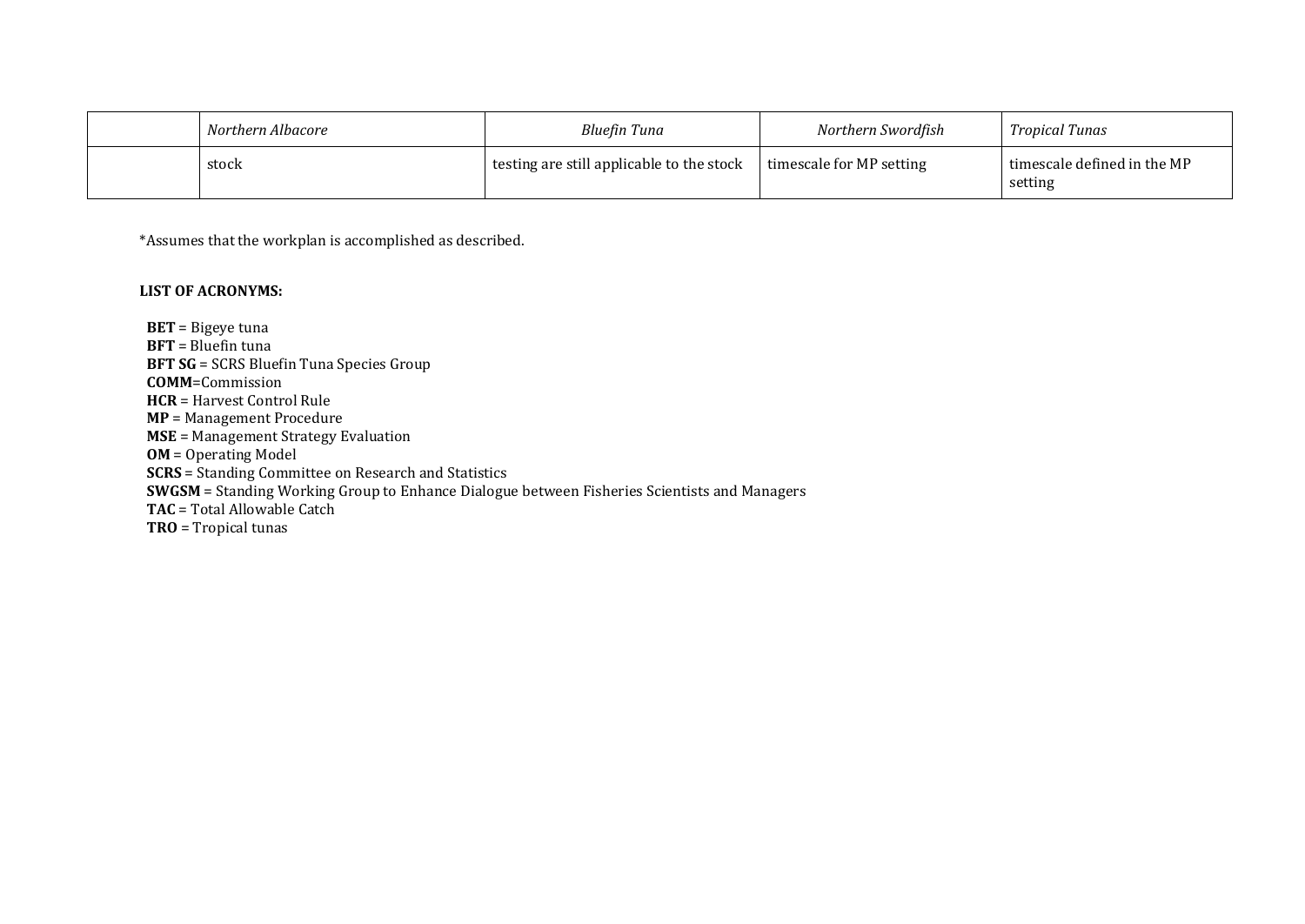| | *Northern Albacore* | *Bluefin Tuna* | *Northern Swordfish* | *Tropical Tunas* |
|---|---|---|---|---|
| | stock | testing are still applicable to the stock | timescale for MP setting | timescale defined in the MP setting |

*Assumes that the workplan is accomplished as described.

**LIST OF ACRONYMS:**

**BET** = Bigeye tuna
**BFT** = Bluefin tuna
**BFT SG** = SCRS Bluefin Tuna Species Group
**COMM**=Commission
**HCR** = Harvest Control Rule
**MP** = Management Procedure
**MSE** = Management Strategy Evaluation
**OM** = Operating Model
**SCRS** = Standing Committee on Research and Statistics
**SWGSM** = Standing Working Group to Enhance Dialogue between Fisheries Scientists and Managers
**TAC** = Total Allowable Catch
**TRO** = Tropical tunas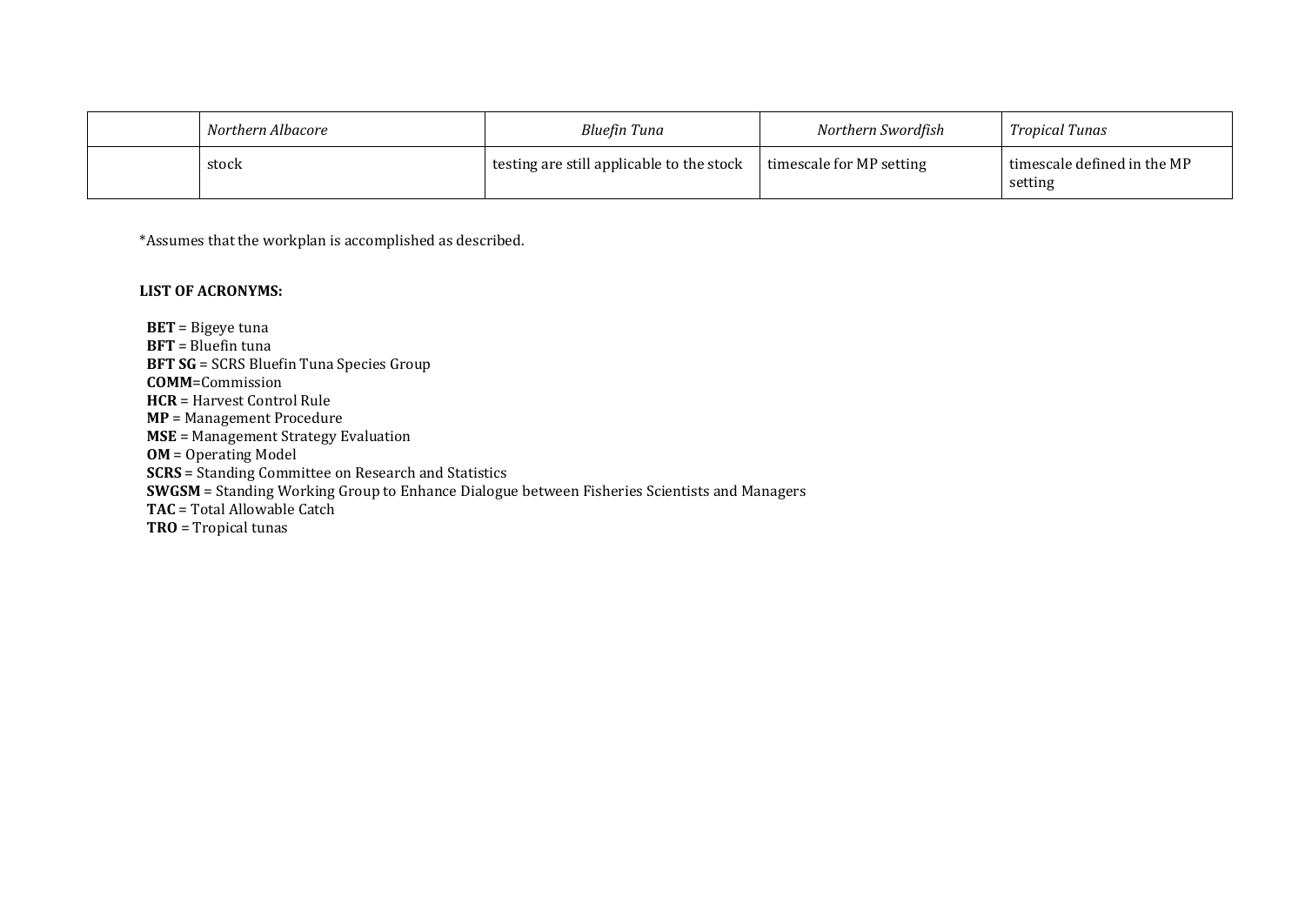| | *Northern Albacore* | *Bluefin Tuna* | *Northern Swordfish* | *Tropical Tunas* |
|---|---|---|---|---|
| | stock | testing are still applicable to the stock | timescale for MP setting | timescale defined in the MP setting |

*Assumes that the workplan is accomplished as described.

**LIST OF ACRONYMS:**

**BET** = Bigeye tuna
**BFT** = Bluefin tuna
**BFT SG** = SCRS Bluefin Tuna Species Group
**COMM**=Commission
**HCR** = Harvest Control Rule
**MP** = Management Procedure
**MSE** = Management Strategy Evaluation
**OM** = Operating Model
**SCRS** = Standing Committee on Research and Statistics
**SWGSM** = Standing Working Group to Enhance Dialogue between Fisheries Scientists and Managers
**TAC** = Total Allowable Catch
**TRO** = Tropical tunas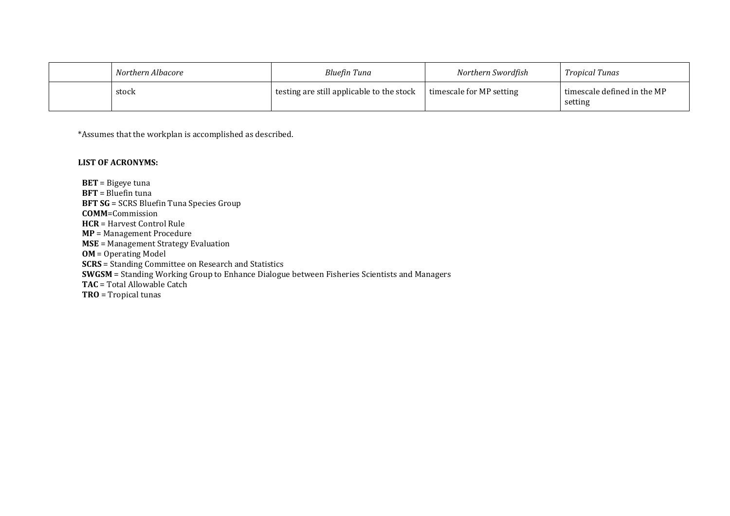| | *Northern Albacore* | *Bluefin Tuna* | *Northern Swordfish* | *Tropical Tunas* |
|---|---|---|---|---|
| | stock | testing are still applicable to the stock | timescale for MP setting | timescale defined in the MP setting |

*Assumes that the workplan is accomplished as described.

**LIST OF ACRONYMS:**

**BET** = Bigeye tuna
**BFT** = Bluefin tuna
**BFT SG** = SCRS Bluefin Tuna Species Group
**COMM**=Commission
**HCR** = Harvest Control Rule
**MP** = Management Procedure
**MSE** = Management Strategy Evaluation
**OM** = Operating Model
**SCRS** = Standing Committee on Research and Statistics
**SWGSM** = Standing Working Group to Enhance Dialogue between Fisheries Scientists and Managers
**TAC** = Total Allowable Catch
**TRO** = Tropical tunas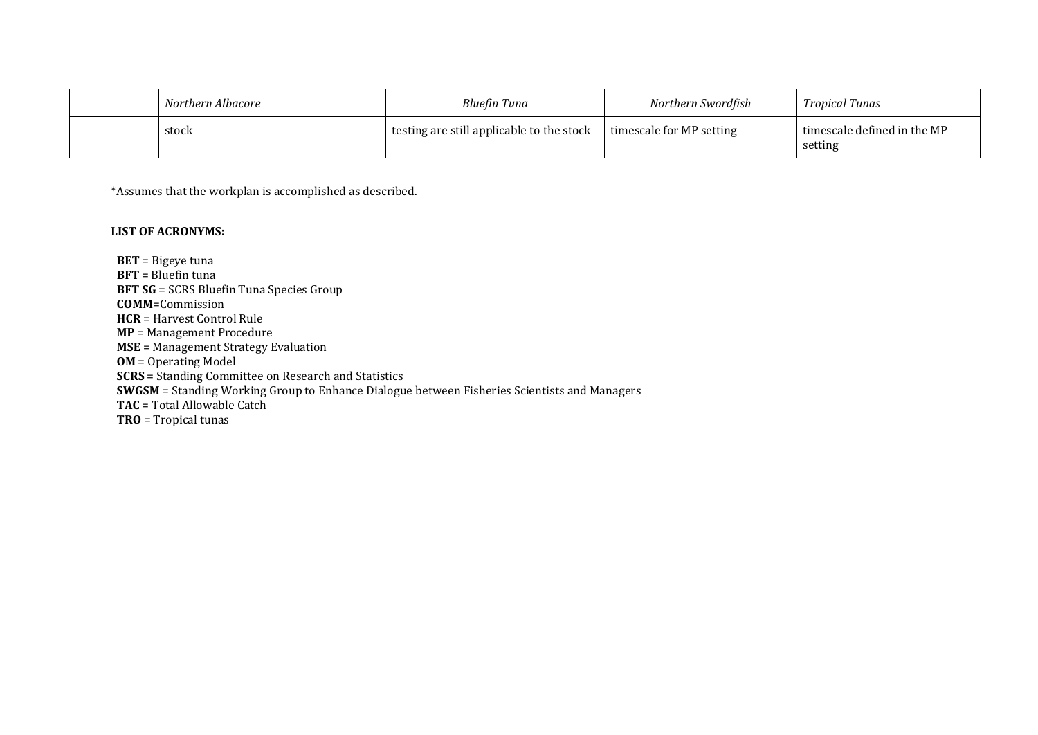| | *Northern Albacore* | *Bluefin Tuna* | *Northern Swordfish* | *Tropical Tunas* |
|---|---|---|---|---|
| | stock | testing are still applicable to the stock | timescale for MP setting | timescale defined in the MP setting |

*Assumes that the workplan is accomplished as described.

**LIST OF ACRONYMS:**

**BET** = Bigeye tuna
**BFT** = Bluefin tuna
**BFT SG** = SCRS Bluefin Tuna Species Group
**COMM**=Commission
**HCR** = Harvest Control Rule
**MP** = Management Procedure
**MSE** = Management Strategy Evaluation
**OM** = Operating Model
**SCRS** = Standing Committee on Research and Statistics
**SWGSM** = Standing Working Group to Enhance Dialogue between Fisheries Scientists and Managers
**TAC** = Total Allowable Catch
**TRO** = Tropical tunas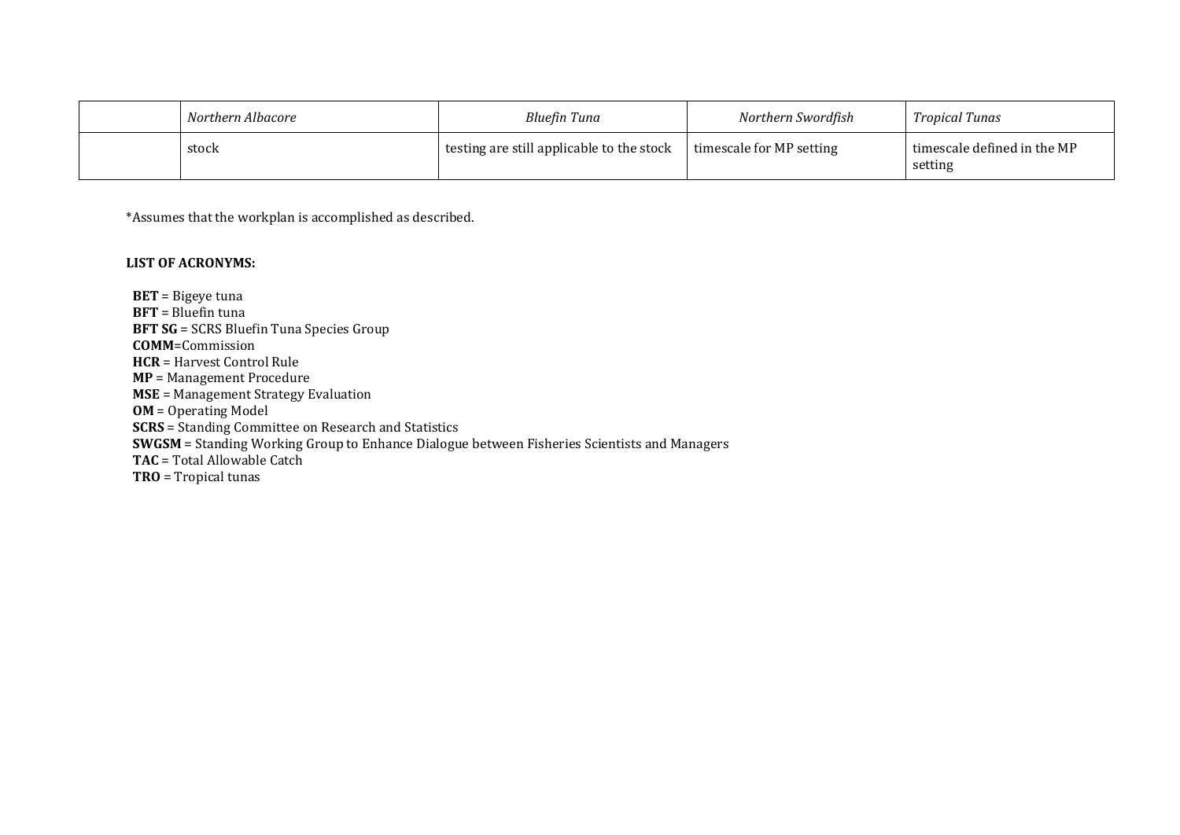| | *Northern Albacore* | *Bluefin Tuna* | *Northern Swordfish* | *Tropical Tunas* |
|---|---|---|---|---|
| | stock | testing are still applicable to the stock | timescale for MP setting | timescale defined in the MP setting |

*Assumes that the workplan is accomplished as described.

**LIST OF ACRONYMS:**

**BET** = Bigeye tuna
**BFT** = Bluefin tuna
**BFT SG** = SCRS Bluefin Tuna Species Group
**COMM**=Commission
**HCR** = Harvest Control Rule
**MP** = Management Procedure
**MSE** = Management Strategy Evaluation
**OM** = Operating Model
**SCRS** = Standing Committee on Research and Statistics
**SWGSM** = Standing Working Group to Enhance Dialogue between Fisheries Scientists and Managers
**TAC** = Total Allowable Catch
**TRO** = Tropical tunas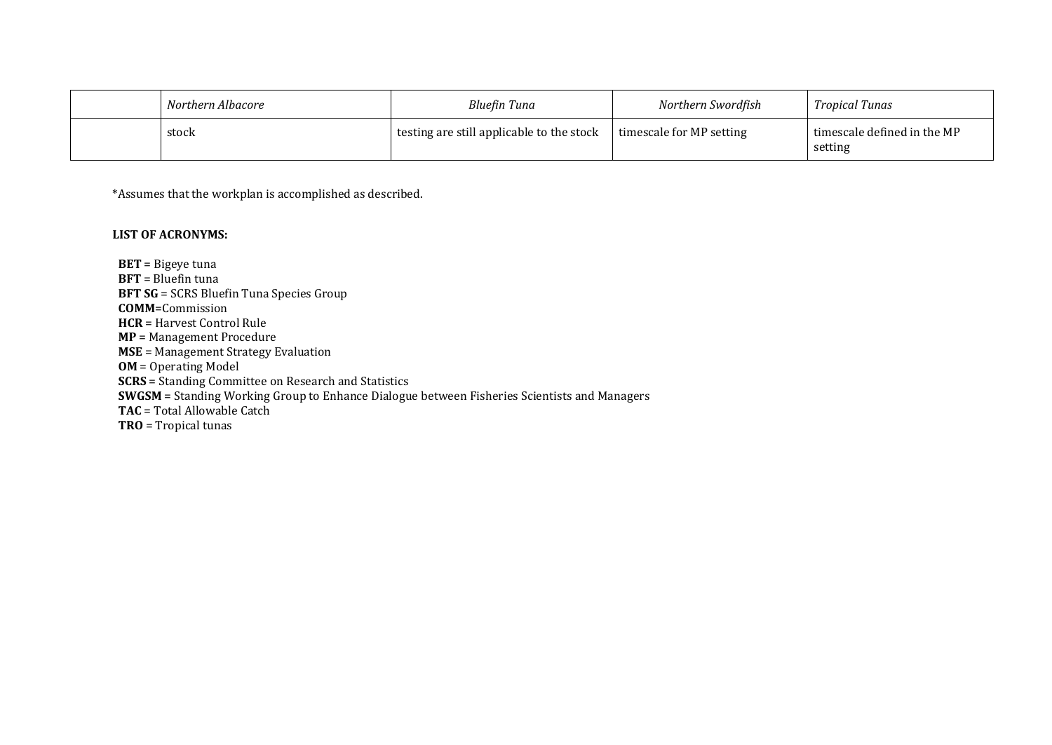| | *Northern Albacore* | *Bluefin Tuna* | *Northern Swordfish* | *Tropical Tunas* |
|---|---|---|---|---|
| | stock | testing are still applicable to the stock | timescale for MP setting | timescale defined in the MP setting |

*Assumes that the workplan is accomplished as described.

**LIST OF ACRONYMS:**

**BET** = Bigeye tuna
**BFT** = Bluefin tuna
**BFT SG** = SCRS Bluefin Tuna Species Group
**COMM**=Commission
**HCR** = Harvest Control Rule
**MP** = Management Procedure
**MSE** = Management Strategy Evaluation
**OM** = Operating Model
**SCRS** = Standing Committee on Research and Statistics
**SWGSM** = Standing Working Group to Enhance Dialogue between Fisheries Scientists and Managers
**TAC** = Total Allowable Catch
**TRO** = Tropical tunas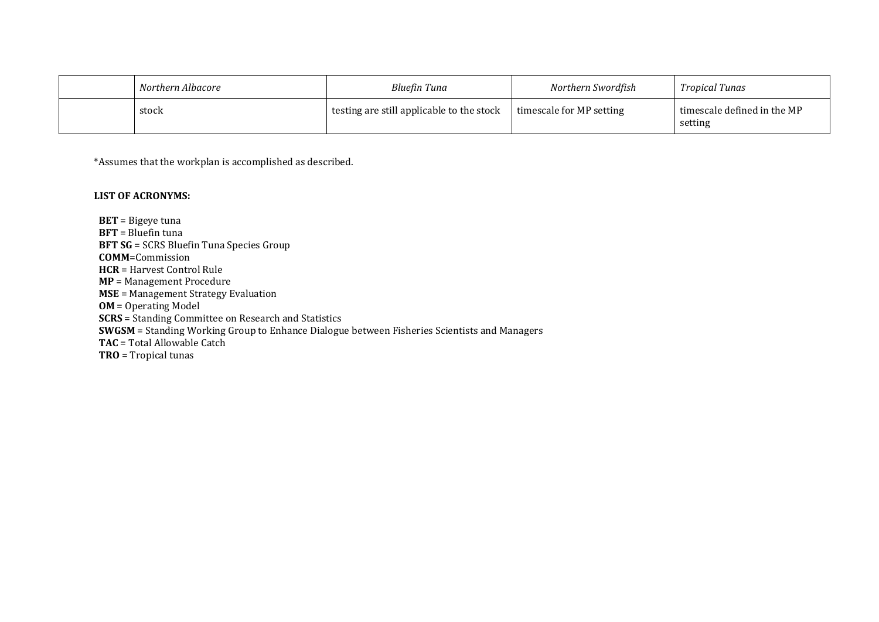| | *Northern Albacore* | *Bluefin Tuna* | *Northern Swordfish* | *Tropical Tunas* |
|---|---|---|---|---|
| | stock | testing are still applicable to the stock | timescale for MP setting | timescale defined in the MP setting |

*Assumes that the workplan is accomplished as described.

**LIST OF ACRONYMS:**

**BET** = Bigeye tuna
**BFT** = Bluefin tuna
**BFT SG** = SCRS Bluefin Tuna Species Group
**COMM**=Commission
**HCR** = Harvest Control Rule
**MP** = Management Procedure
**MSE** = Management Strategy Evaluation
**OM** = Operating Model
**SCRS** = Standing Committee on Research and Statistics
**SWGSM** = Standing Working Group to Enhance Dialogue between Fisheries Scientists and Managers
**TAC** = Total Allowable Catch
**TRO** = Tropical tunas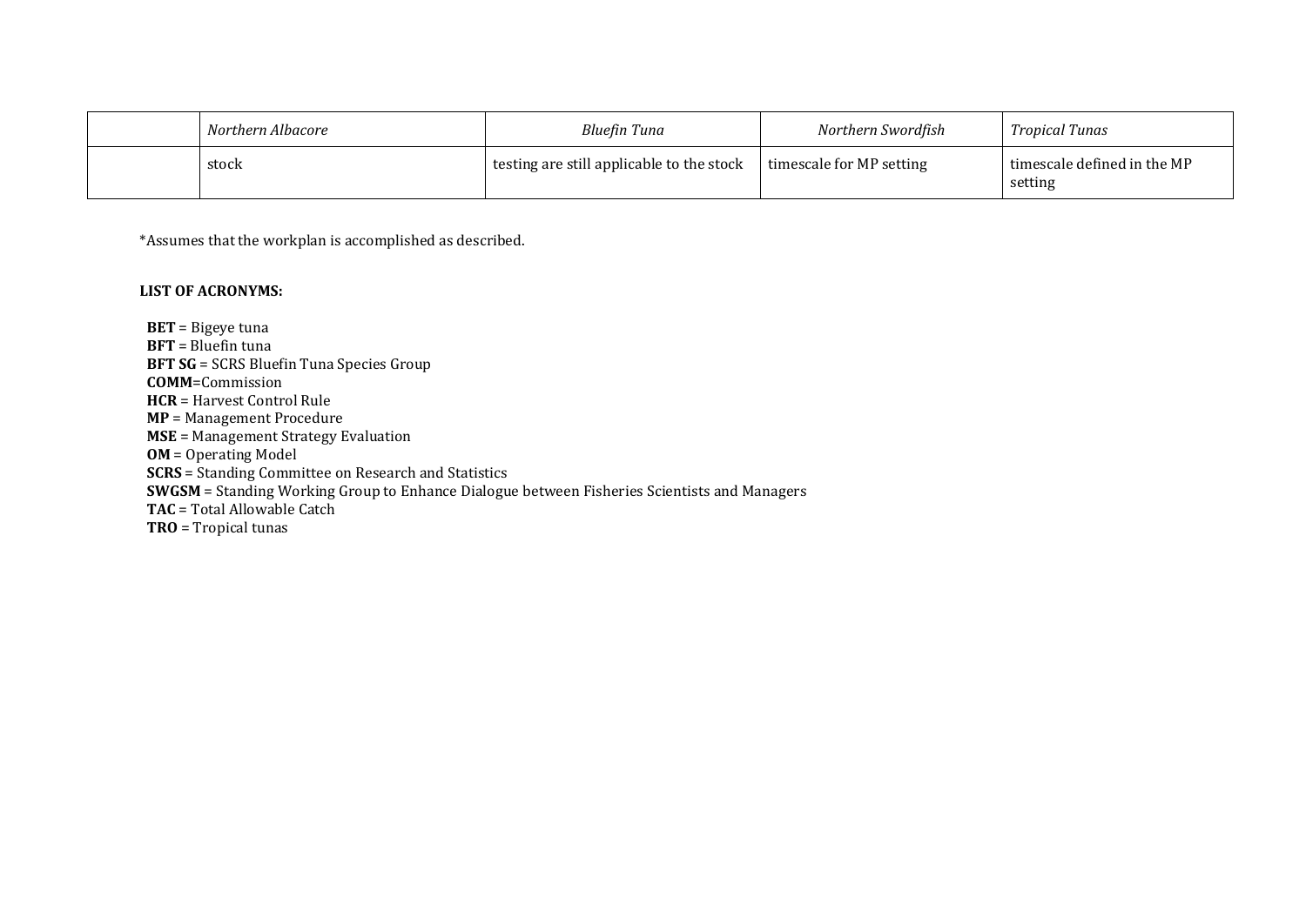| | *Northern Albacore* | *Bluefin Tuna* | *Northern Swordfish* | *Tropical Tunas* |
|---|---|---|---|---|
| | stock | testing are still applicable to the stock | timescale for MP setting | timescale defined in the MP setting |

*Assumes that the workplan is accomplished as described.

**LIST OF ACRONYMS:**

**BET** = Bigeye tuna
**BFT** = Bluefin tuna
**BFT SG** = SCRS Bluefin Tuna Species Group
**COMM**=Commission
**HCR** = Harvest Control Rule
**MP** = Management Procedure
**MSE** = Management Strategy Evaluation
**OM** = Operating Model
**SCRS** = Standing Committee on Research and Statistics
**SWGSM** = Standing Working Group to Enhance Dialogue between Fisheries Scientists and Managers
**TAC** = Total Allowable Catch
**TRO** = Tropical tunas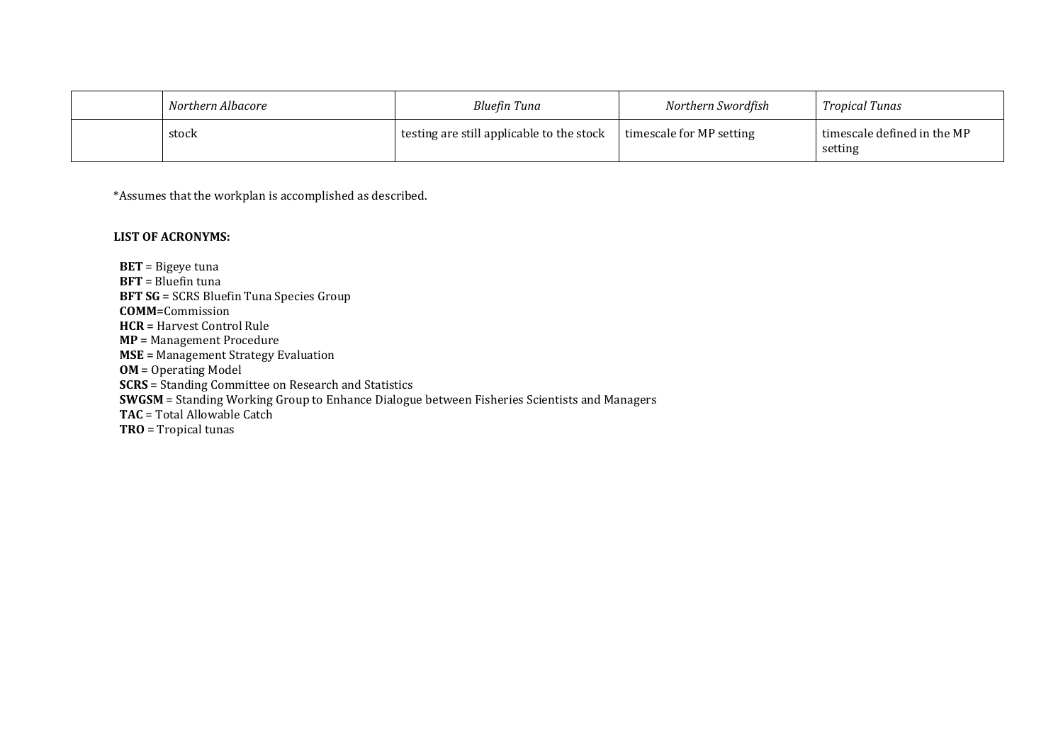| | *Northern Albacore* | *Bluefin Tuna* | *Northern Swordfish* | *Tropical Tunas* |
|---|---|---|---|---|
| | stock | testing are still applicable to the stock | timescale for MP setting | timescale defined in the MP setting |

*Assumes that the workplan is accomplished as described.

**LIST OF ACRONYMS:**

**BET** = Bigeye tuna
**BFT** = Bluefin tuna
**BFT SG** = SCRS Bluefin Tuna Species Group
**COMM**=Commission
**HCR** = Harvest Control Rule
**MP** = Management Procedure
**MSE** = Management Strategy Evaluation
**OM** = Operating Model
**SCRS** = Standing Committee on Research and Statistics
**SWGSM** = Standing Working Group to Enhance Dialogue between Fisheries Scientists and Managers
**TAC** = Total Allowable Catch
**TRO** = Tropical tunas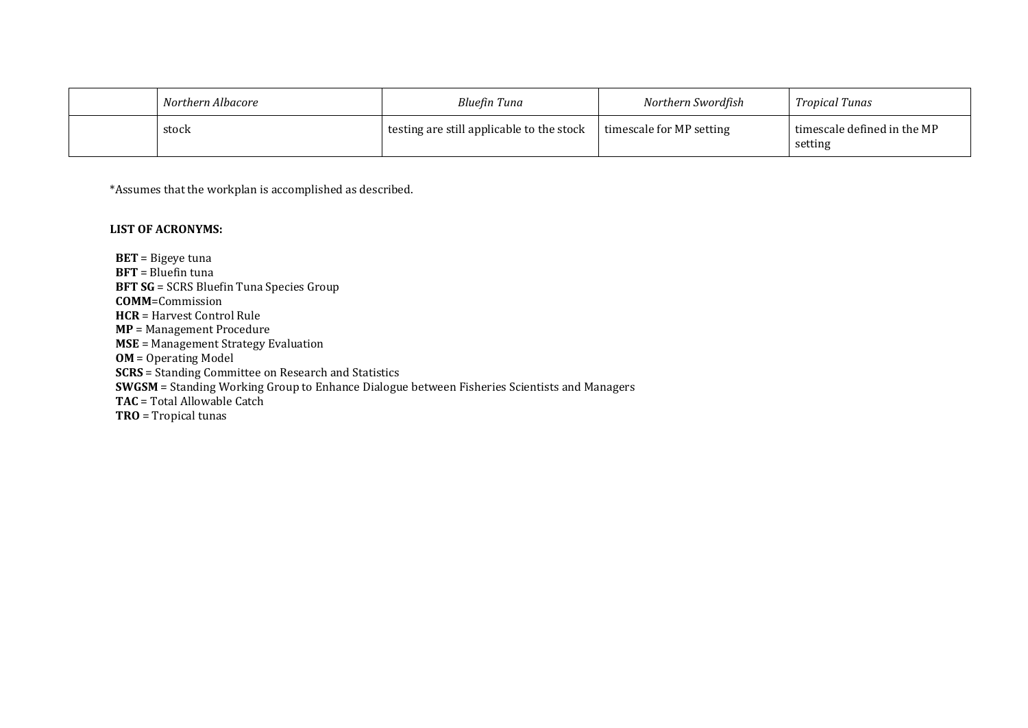| | *Northern Albacore* | *Bluefin Tuna* | *Northern Swordfish* | *Tropical Tunas* |
|---|---|---|---|---|
| | stock | testing are still applicable to the stock | timescale for MP setting | timescale defined in the MP setting |

*Assumes that the workplan is accomplished as described.

**LIST OF ACRONYMS:**

**BET** = Bigeye tuna
**BFT** = Bluefin tuna
**BFT SG** = SCRS Bluefin Tuna Species Group
**COMM**=Commission
**HCR** = Harvest Control Rule
**MP** = Management Procedure
**MSE** = Management Strategy Evaluation
**OM** = Operating Model
**SCRS** = Standing Committee on Research and Statistics
**SWGSM** = Standing Working Group to Enhance Dialogue between Fisheries Scientists and Managers
**TAC** = Total Allowable Catch
**TRO** = Tropical tunas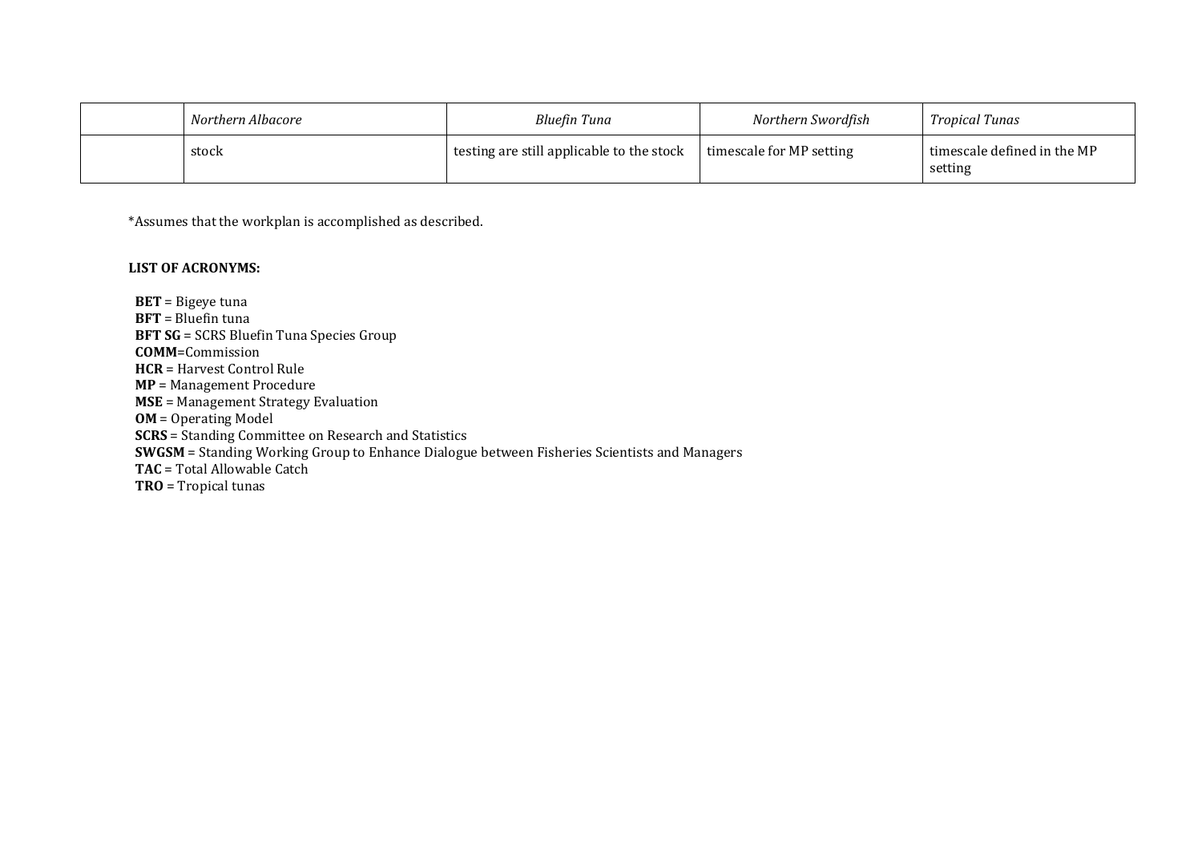| | *Northern Albacore* | *Bluefin Tuna* | *Northern Swordfish* | *Tropical Tunas* |
|---|---|---|---|---|
| | stock | testing are still applicable to the stock | timescale for MP setting | timescale defined in the MP setting |

*Assumes that the workplan is accomplished as described.

**LIST OF ACRONYMS:**

**BET** = Bigeye tuna
**BFT** = Bluefin tuna
**BFT SG** = SCRS Bluefin Tuna Species Group
**COMM**=Commission
**HCR** = Harvest Control Rule
**MP** = Management Procedure
**MSE** = Management Strategy Evaluation
**OM** = Operating Model
**SCRS** = Standing Committee on Research and Statistics
**SWGSM** = Standing Working Group to Enhance Dialogue between Fisheries Scientists and Managers
**TAC** = Total Allowable Catch
**TRO** = Tropical tunas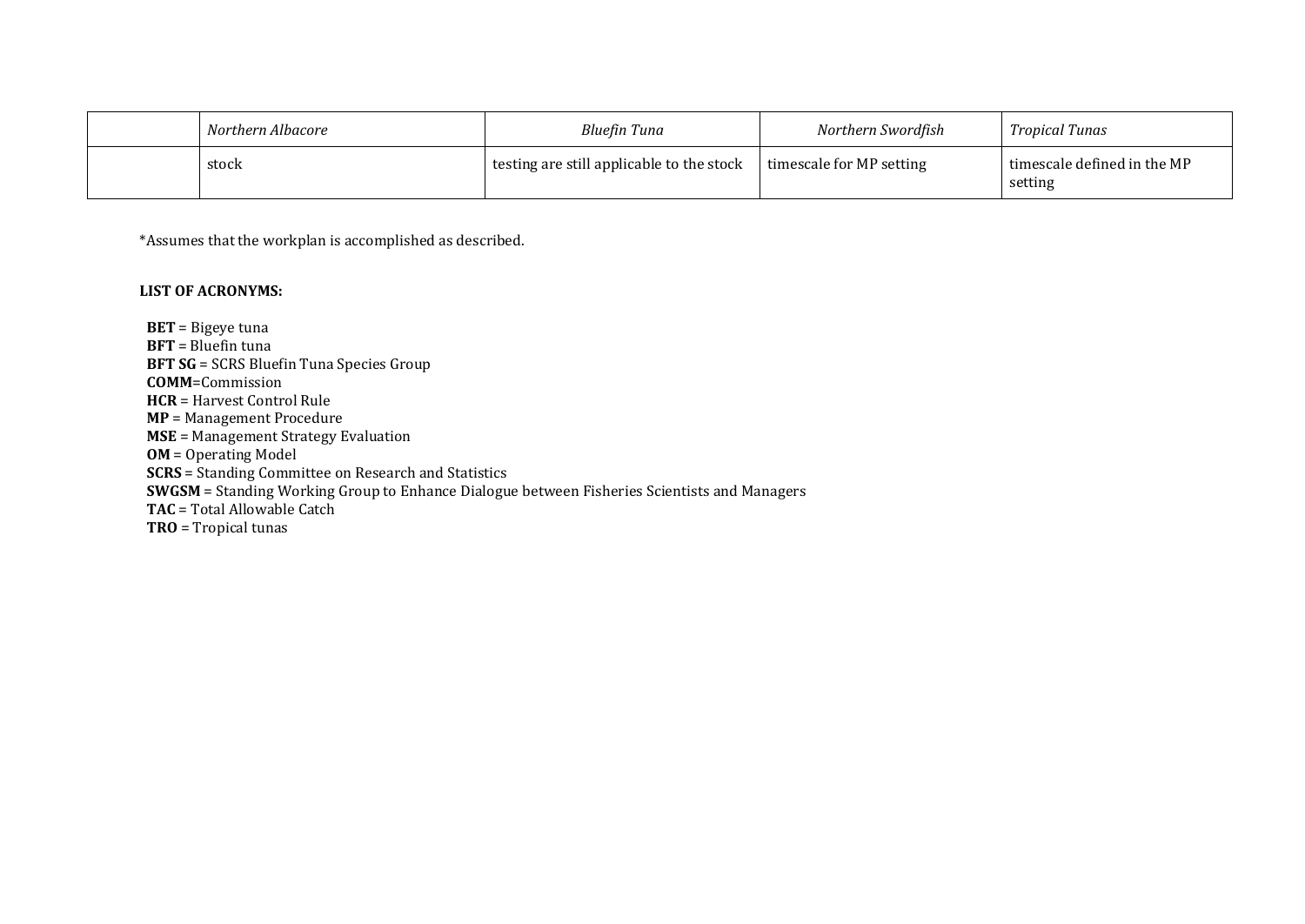| | *Northern Albacore* | *Bluefin Tuna* | *Northern Swordfish* | *Tropical Tunas* |
|---|---|---|---|---|
| | stock | testing are still applicable to the stock | timescale for MP setting | timescale defined in the MP setting |

*Assumes that the workplan is accomplished as described.

**LIST OF ACRONYMS:**

**BET** = Bigeye tuna
**BFT** = Bluefin tuna
**BFT SG** = SCRS Bluefin Tuna Species Group
**COMM**=Commission
**HCR** = Harvest Control Rule
**MP** = Management Procedure
**MSE** = Management Strategy Evaluation
**OM** = Operating Model
**SCRS** = Standing Committee on Research and Statistics
**SWGSM** = Standing Working Group to Enhance Dialogue between Fisheries Scientists and Managers
**TAC** = Total Allowable Catch
**TRO** = Tropical tunas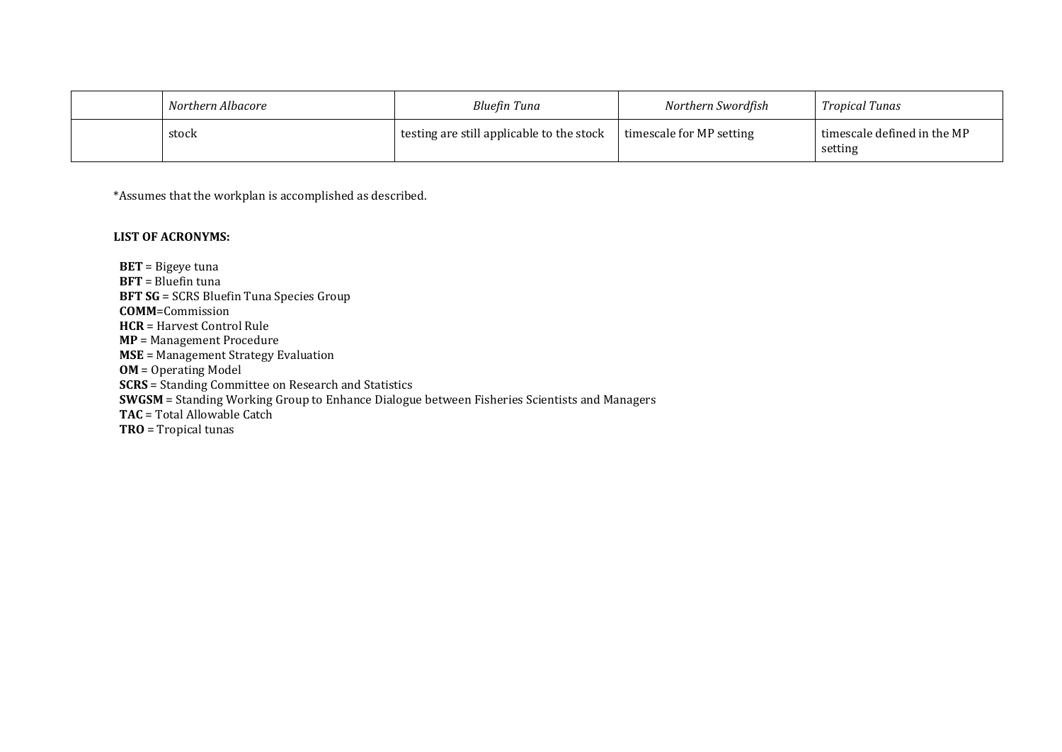| | *Northern Albacore* | *Bluefin Tuna* | *Northern Swordfish* | *Tropical Tunas* |
|---|---|---|---|---|
| | stock | testing are still applicable to the stock | timescale for MP setting | timescale defined in the MP setting |

*Assumes that the workplan is accomplished as described.

**LIST OF ACRONYMS:**

**BET** = Bigeye tuna
**BFT** = Bluefin tuna
**BFT SG** = SCRS Bluefin Tuna Species Group
**COMM**=Commission
**HCR** = Harvest Control Rule
**MP** = Management Procedure
**MSE** = Management Strategy Evaluation
**OM** = Operating Model
**SCRS** = Standing Committee on Research and Statistics
**SWGSM** = Standing Working Group to Enhance Dialogue between Fisheries Scientists and Managers
**TAC** = Total Allowable Catch
**TRO** = Tropical tunas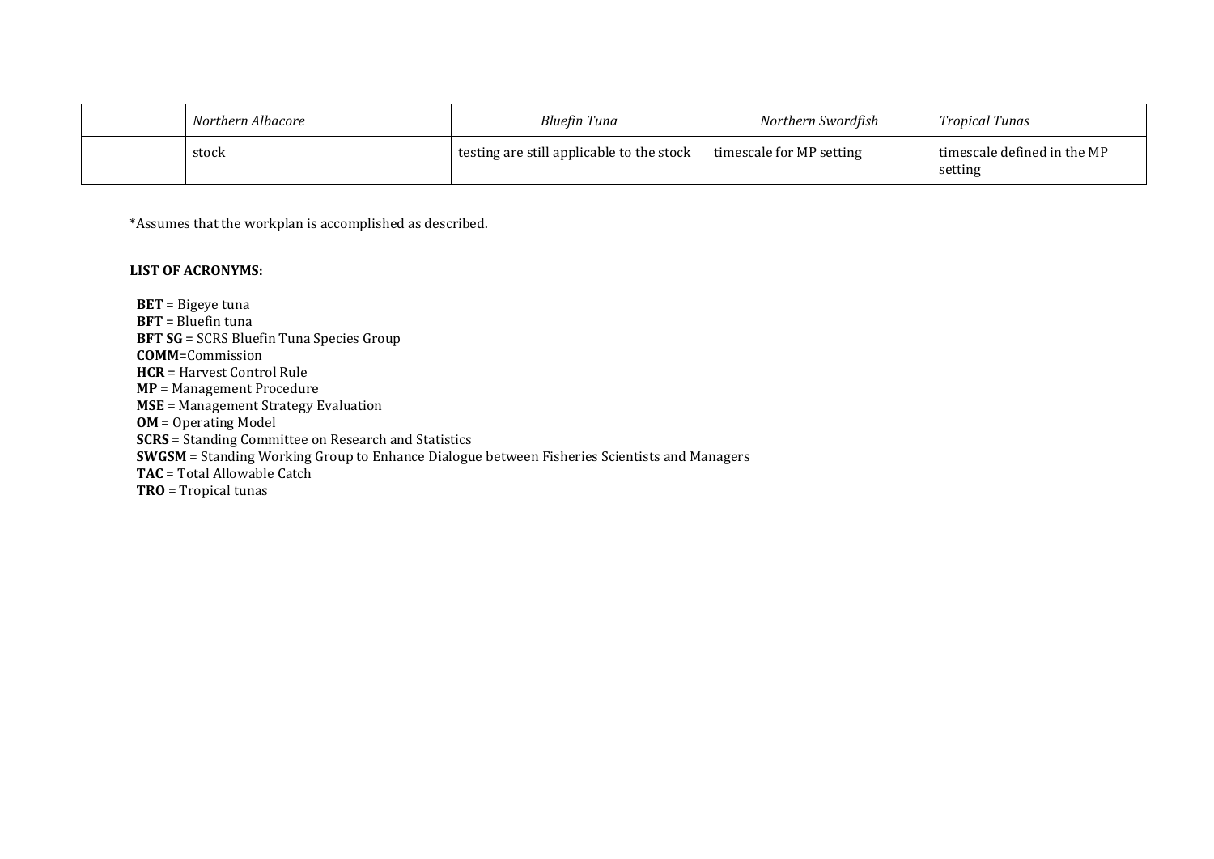| | *Northern Albacore* | *Bluefin Tuna* | *Northern Swordfish* | *Tropical Tunas* |
|---|---|---|---|---|
| | stock | testing are still applicable to the stock | timescale for MP setting | timescale defined in the MP setting |

*Assumes that the workplan is accomplished as described.

**LIST OF ACRONYMS:**

**BET** = Bigeye tuna
**BFT** = Bluefin tuna
**BFT SG** = SCRS Bluefin Tuna Species Group
**COMM**=Commission
**HCR** = Harvest Control Rule
**MP** = Management Procedure
**MSE** = Management Strategy Evaluation
**OM** = Operating Model
**SCRS** = Standing Committee on Research and Statistics
**SWGSM** = Standing Working Group to Enhance Dialogue between Fisheries Scientists and Managers
**TAC** = Total Allowable Catch
**TRO** = Tropical tunas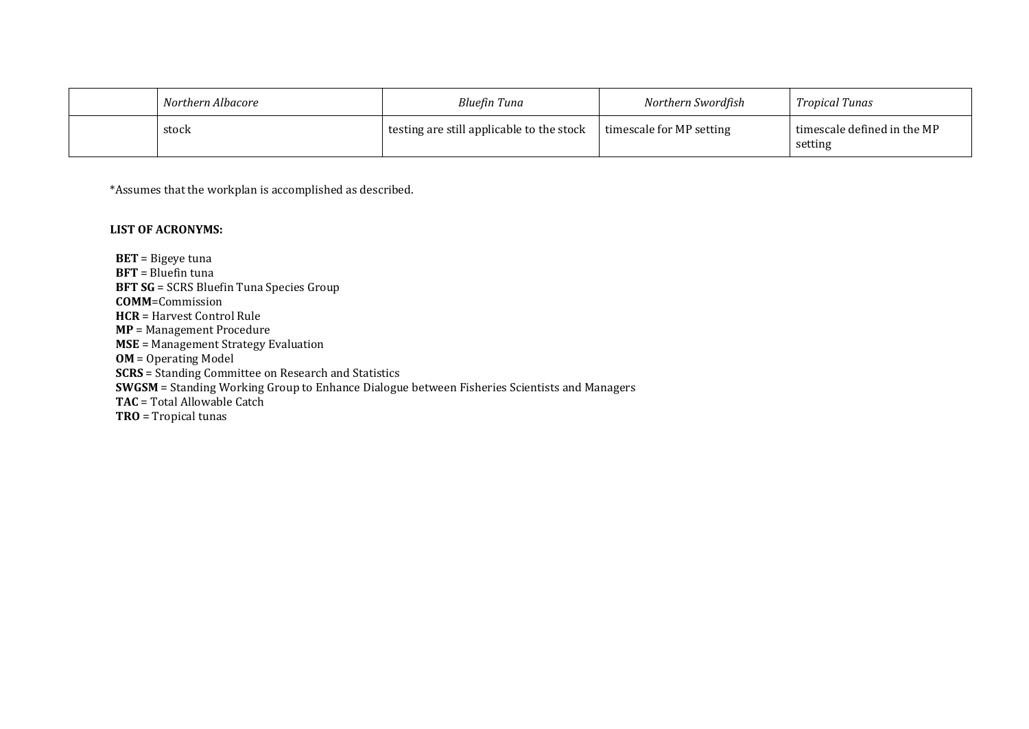| | *Northern Albacore* | *Bluefin Tuna* | *Northern Swordfish* | *Tropical Tunas* |
|---|---|---|---|---|
| | stock | testing are still applicable to the stock | timescale for MP setting | timescale defined in the MP setting |

*Assumes that the workplan is accomplished as described.

**LIST OF ACRONYMS:**

**BET** = Bigeye tuna
**BFT** = Bluefin tuna
**BFT SG** = SCRS Bluefin Tuna Species Group
**COMM**=Commission
**HCR** = Harvest Control Rule
**MP** = Management Procedure
**MSE** = Management Strategy Evaluation
**OM** = Operating Model
**SCRS** = Standing Committee on Research and Statistics
**SWGSM** = Standing Working Group to Enhance Dialogue between Fisheries Scientists and Managers
**TAC** = Total Allowable Catch
**TRO** = Tropical tunas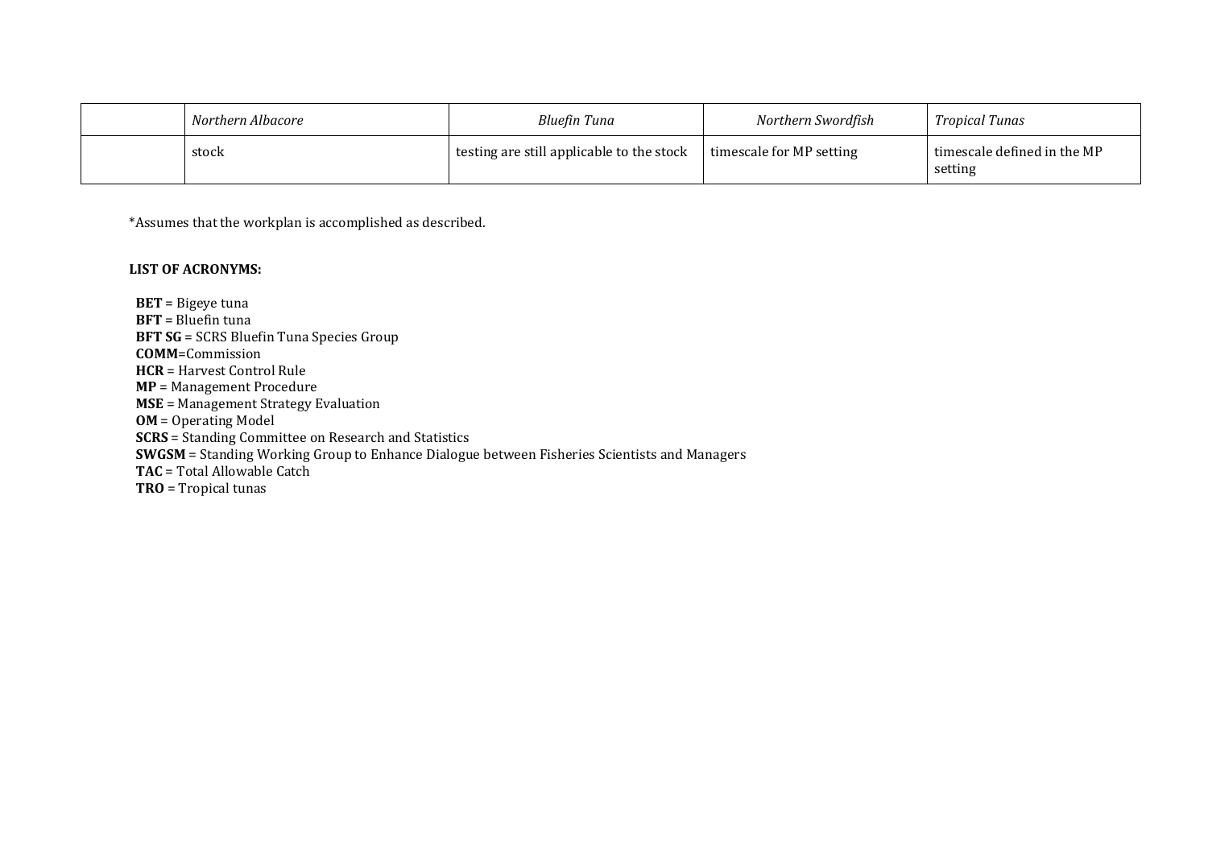| | *Northern Albacore* | *Bluefin Tuna* | *Northern Swordfish* | *Tropical Tunas* |
|---|---|---|---|---|
| | stock | testing are still applicable to the stock | timescale for MP setting | timescale defined in the MP setting |

*Assumes that the workplan is accomplished as described.

**LIST OF ACRONYMS:**

**BET** = Bigeye tuna
**BFT** = Bluefin tuna
**BFT SG** = SCRS Bluefin Tuna Species Group
**COMM**=Commission
**HCR** = Harvest Control Rule
**MP** = Management Procedure
**MSE** = Management Strategy Evaluation
**OM** = Operating Model
**SCRS** = Standing Committee on Research and Statistics
**SWGSM** = Standing Working Group to Enhance Dialogue between Fisheries Scientists and Managers
**TAC** = Total Allowable Catch
**TRO** = Tropical tunas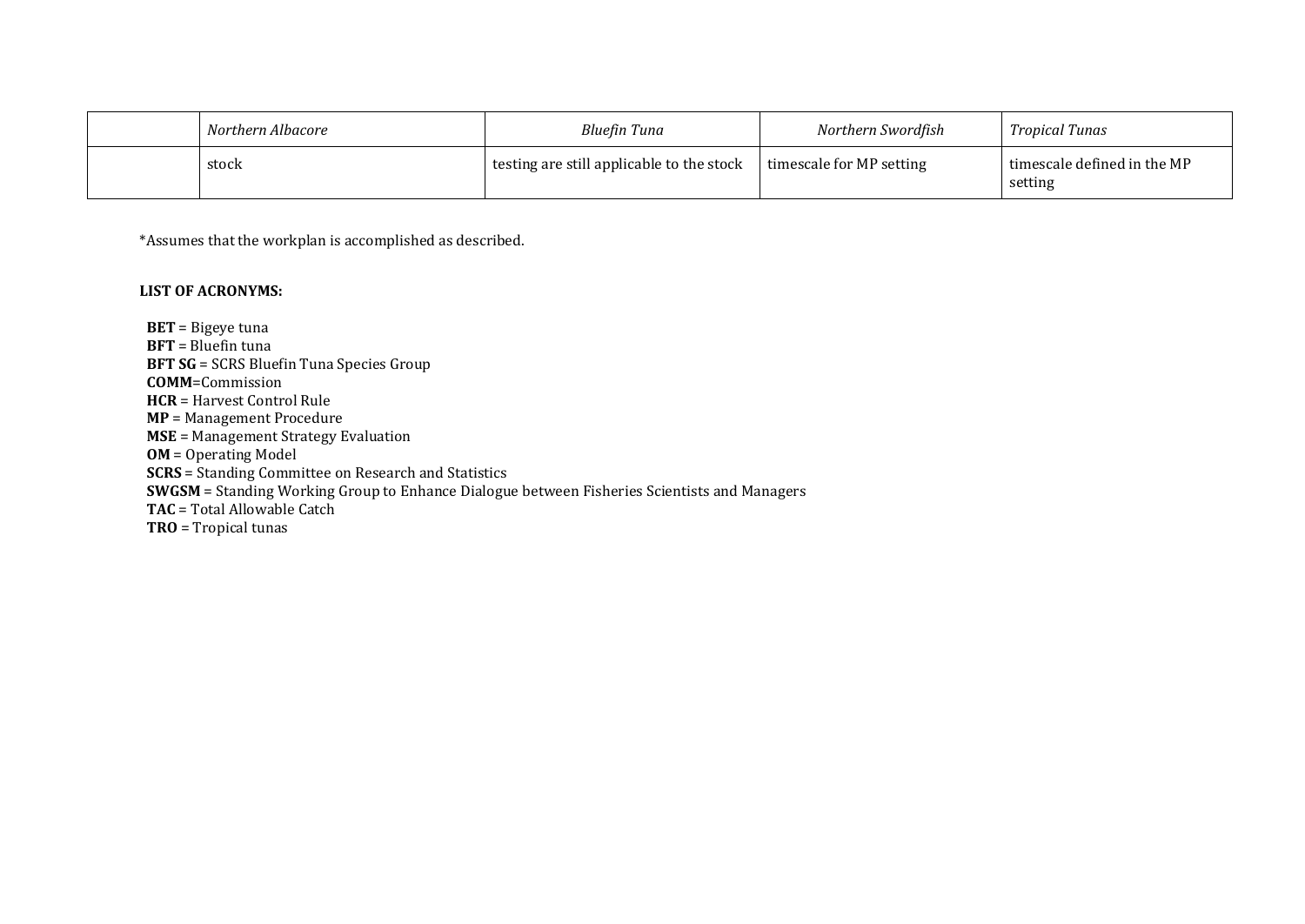| | *Northern Albacore* | *Bluefin Tuna* | *Northern Swordfish* | *Tropical Tunas* |
|---|---|---|---|---|
| | stock | testing are still applicable to the stock | timescale for MP setting | timescale defined in the MP setting |

*Assumes that the workplan is accomplished as described.

**LIST OF ACRONYMS:**

**BET** = Bigeye tuna
**BFT** = Bluefin tuna
**BFT SG** = SCRS Bluefin Tuna Species Group
**COMM**=Commission
**HCR** = Harvest Control Rule
**MP** = Management Procedure
**MSE** = Management Strategy Evaluation
**OM** = Operating Model
**SCRS** = Standing Committee on Research and Statistics
**SWGSM** = Standing Working Group to Enhance Dialogue between Fisheries Scientists and Managers
**TAC** = Total Allowable Catch
**TRO** = Tropical tunas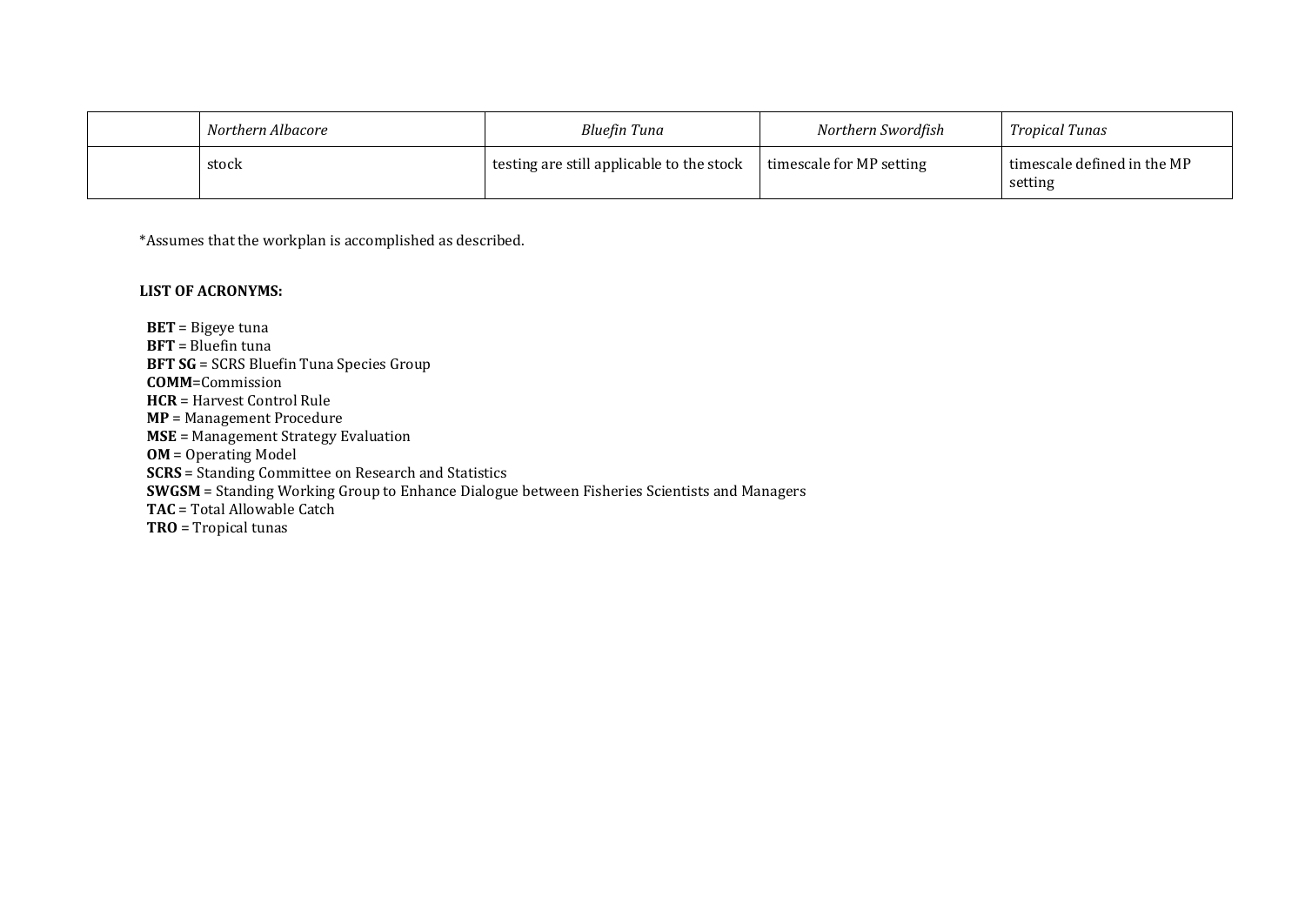| | *Northern Albacore* | *Bluefin Tuna* | *Northern Swordfish* | *Tropical Tunas* |
|---|---|---|---|---|
| | stock | testing are still applicable to the stock | timescale for MP setting | timescale defined in the MP setting |

*Assumes that the workplan is accomplished as described.

**LIST OF ACRONYMS:**

**BET** = Bigeye tuna
**BFT** = Bluefin tuna
**BFT SG** = SCRS Bluefin Tuna Species Group
**COMM**=Commission
**HCR** = Harvest Control Rule
**MP** = Management Procedure
**MSE** = Management Strategy Evaluation
**OM** = Operating Model
**SCRS** = Standing Committee on Research and Statistics
**SWGSM** = Standing Working Group to Enhance Dialogue between Fisheries Scientists and Managers
**TAC** = Total Allowable Catch
**TRO** = Tropical tunas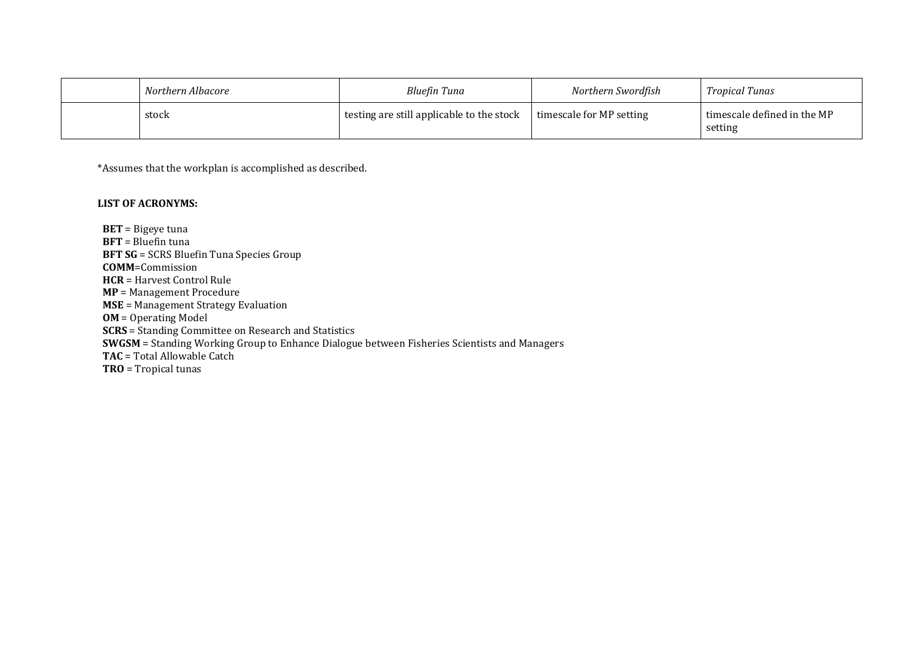| | *Northern Albacore* | *Bluefin Tuna* | *Northern Swordfish* | *Tropical Tunas* |
|---|---|---|---|---|
| | stock | testing are still applicable to the stock | timescale for MP setting | timescale defined in the MP setting |

*Assumes that the workplan is accomplished as described.

**LIST OF ACRONYMS:**

**BET** = Bigeye tuna
**BFT** = Bluefin tuna
**BFT SG** = SCRS Bluefin Tuna Species Group
**COMM**=Commission
**HCR** = Harvest Control Rule
**MP** = Management Procedure
**MSE** = Management Strategy Evaluation
**OM** = Operating Model
**SCRS** = Standing Committee on Research and Statistics
**SWGSM** = Standing Working Group to Enhance Dialogue between Fisheries Scientists and Managers
**TAC** = Total Allowable Catch
**TRO** = Tropical tunas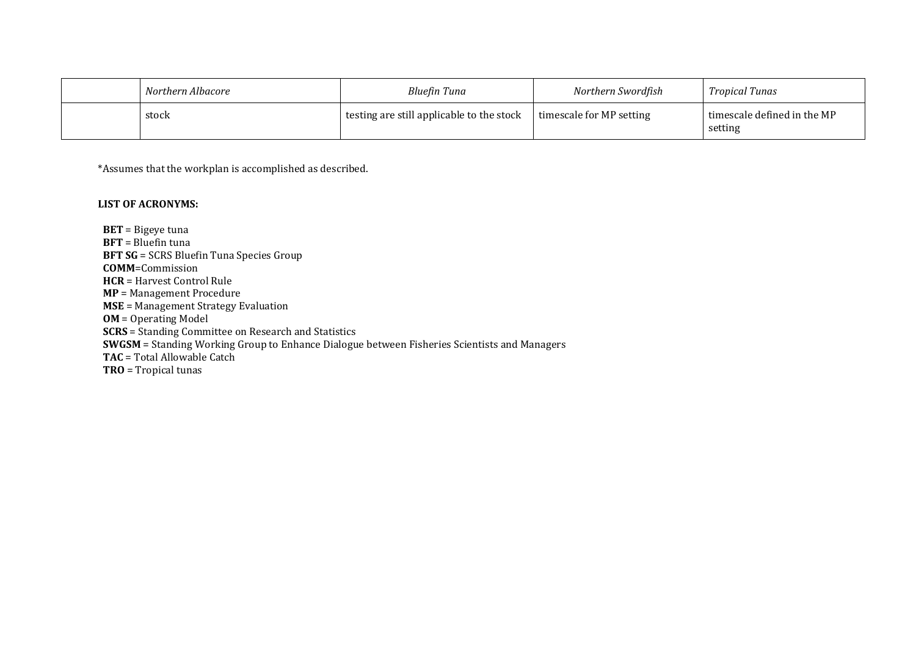| | *Northern Albacore* | *Bluefin Tuna* | *Northern Swordfish* | *Tropical Tunas* |
|---|---|---|---|---|
| | stock | testing are still applicable to the stock | timescale for MP setting | timescale defined in the MP setting |

*Assumes that the workplan is accomplished as described.

**LIST OF ACRONYMS:**

**BET** = Bigeye tuna
**BFT** = Bluefin tuna
**BFT SG** = SCRS Bluefin Tuna Species Group
**COMM**=Commission
**HCR** = Harvest Control Rule
**MP** = Management Procedure
**MSE** = Management Strategy Evaluation
**OM** = Operating Model
**SCRS** = Standing Committee on Research and Statistics
**SWGSM** = Standing Working Group to Enhance Dialogue between Fisheries Scientists and Managers
**TAC** = Total Allowable Catch
**TRO** = Tropical tunas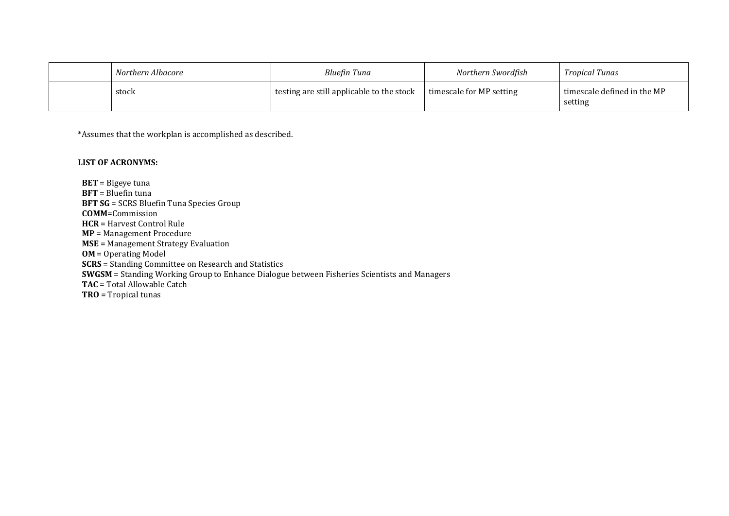| | *Northern Albacore* | *Bluefin Tuna* | *Northern Swordfish* | *Tropical Tunas* |
|---|---|---|---|---|
| | stock | testing are still applicable to the stock | timescale for MP setting | timescale defined in the MP setting |

*Assumes that the workplan is accomplished as described.

**LIST OF ACRONYMS:**

**BET** = Bigeye tuna
**BFT** = Bluefin tuna
**BFT SG** = SCRS Bluefin Tuna Species Group
**COMM**=Commission
**HCR** = Harvest Control Rule
**MP** = Management Procedure
**MSE** = Management Strategy Evaluation
**OM** = Operating Model
**SCRS** = Standing Committee on Research and Statistics
**SWGSM** = Standing Working Group to Enhance Dialogue between Fisheries Scientists and Managers
**TAC** = Total Allowable Catch
**TRO** = Tropical tunas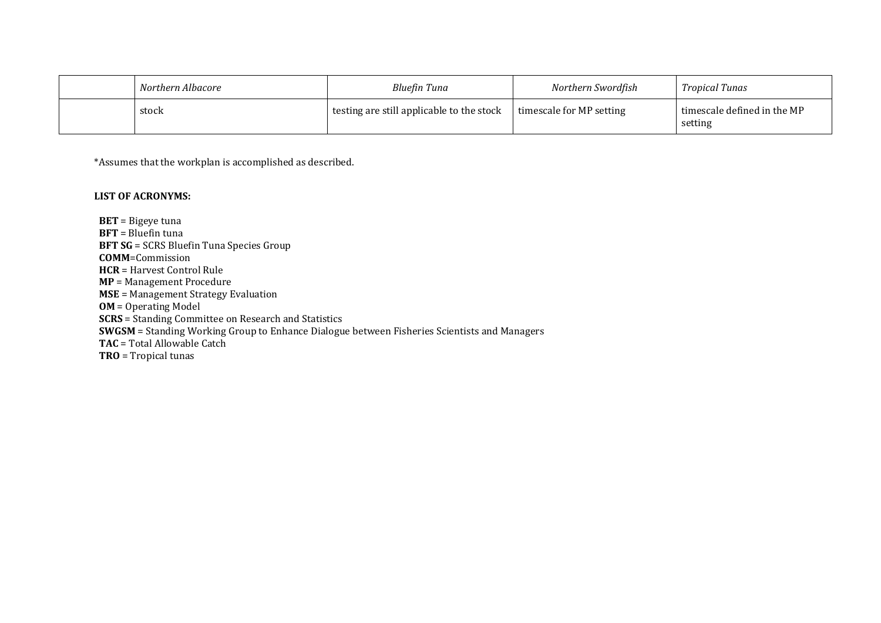| | *Northern Albacore* | *Bluefin Tuna* | *Northern Swordfish* | *Tropical Tunas* |
|---|---|---|---|---|
| | stock | testing are still applicable to the stock | timescale for MP setting | timescale defined in the MP setting |

*Assumes that the workplan is accomplished as described.

**LIST OF ACRONYMS:**

**BET** = Bigeye tuna
**BFT** = Bluefin tuna
**BFT SG** = SCRS Bluefin Tuna Species Group
**COMM**=Commission
**HCR** = Harvest Control Rule
**MP** = Management Procedure
**MSE** = Management Strategy Evaluation
**OM** = Operating Model
**SCRS** = Standing Committee on Research and Statistics
**SWGSM** = Standing Working Group to Enhance Dialogue between Fisheries Scientists and Managers
**TAC** = Total Allowable Catch
**TRO** = Tropical tunas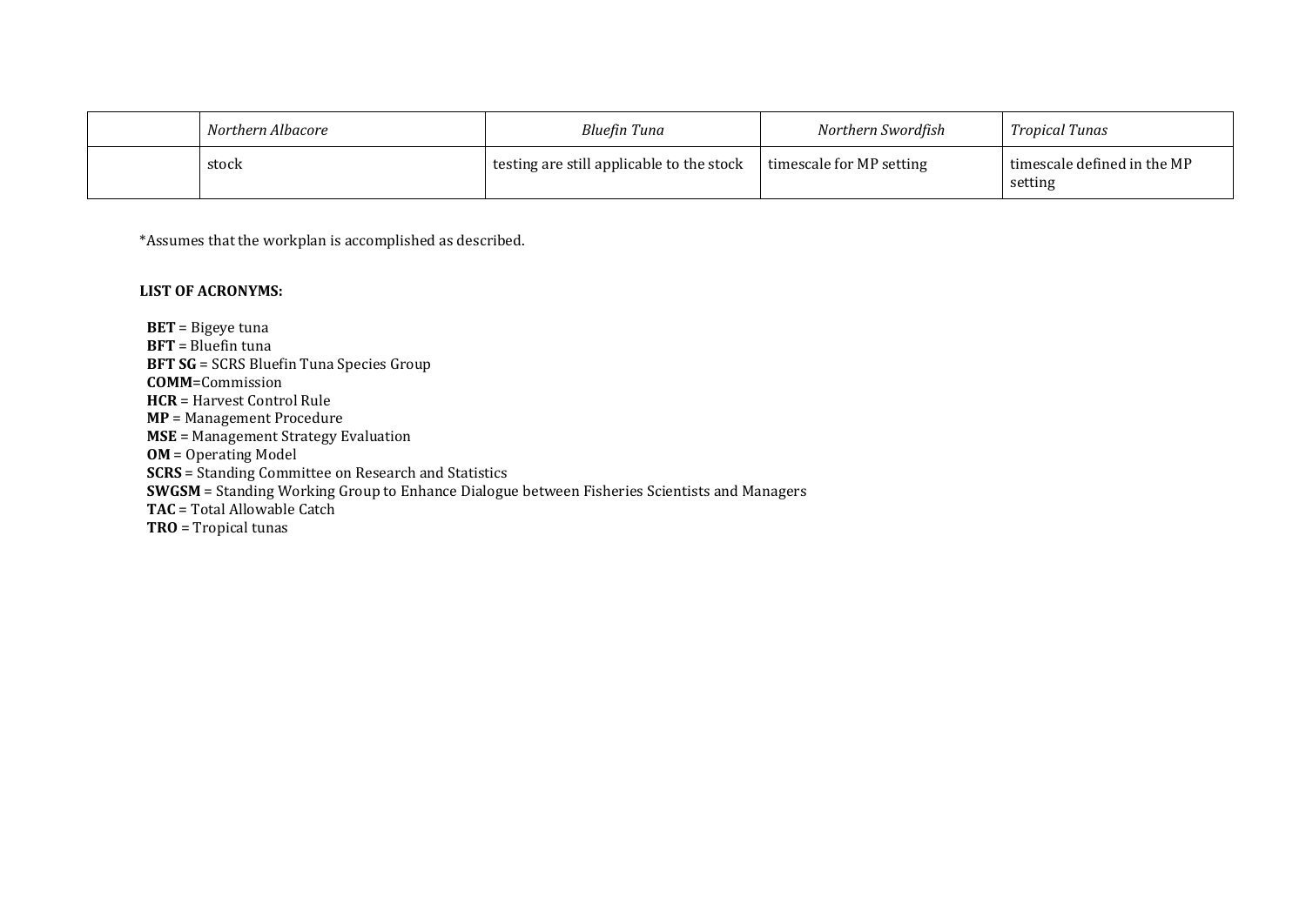| | *Northern Albacore* | *Bluefin Tuna* | *Northern Swordfish* | *Tropical Tunas* |
|---|---|---|---|---|
| | stock | testing are still applicable to the stock | timescale for MP setting | timescale defined in the MP setting |

*Assumes that the workplan is accomplished as described.

**LIST OF ACRONYMS:**

**BET** = Bigeye tuna
**BFT** = Bluefin tuna
**BFT SG** = SCRS Bluefin Tuna Species Group
**COMM**=Commission
**HCR** = Harvest Control Rule
**MP** = Management Procedure
**MSE** = Management Strategy Evaluation
**OM** = Operating Model
**SCRS** = Standing Committee on Research and Statistics
**SWGSM** = Standing Working Group to Enhance Dialogue between Fisheries Scientists and Managers
**TAC** = Total Allowable Catch
**TRO** = Tropical tunas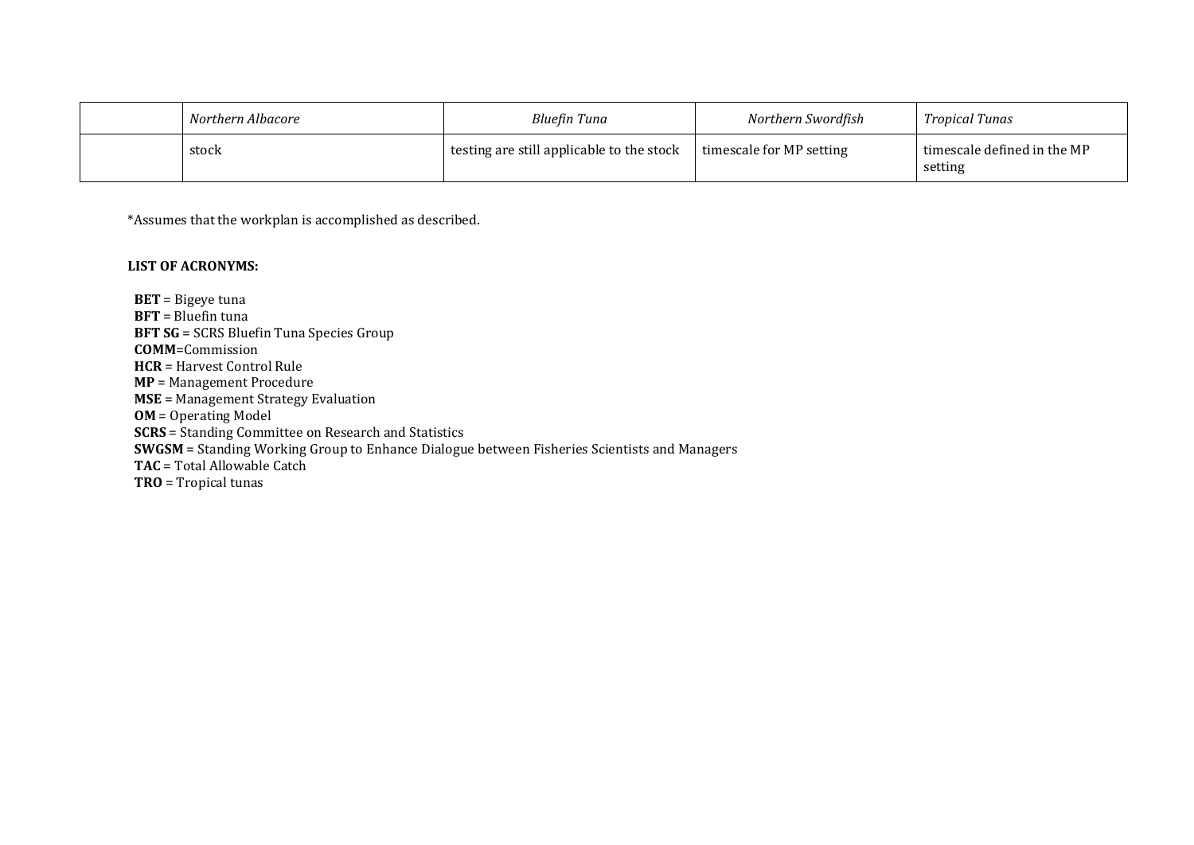| | *Northern Albacore* | *Bluefin Tuna* | *Northern Swordfish* | *Tropical Tunas* |
|---|---|---|---|---|
| | stock | testing are still applicable to the stock | timescale for MP setting | timescale defined in the MP setting |

*Assumes that the workplan is accomplished as described.

**LIST OF ACRONYMS:**

**BET** = Bigeye tuna
**BFT** = Bluefin tuna
**BFT SG** = SCRS Bluefin Tuna Species Group
**COMM**=Commission
**HCR** = Harvest Control Rule
**MP** = Management Procedure
**MSE** = Management Strategy Evaluation
**OM** = Operating Model
**SCRS** = Standing Committee on Research and Statistics
**SWGSM** = Standing Working Group to Enhance Dialogue between Fisheries Scientists and Managers
**TAC** = Total Allowable Catch
**TRO** = Tropical tunas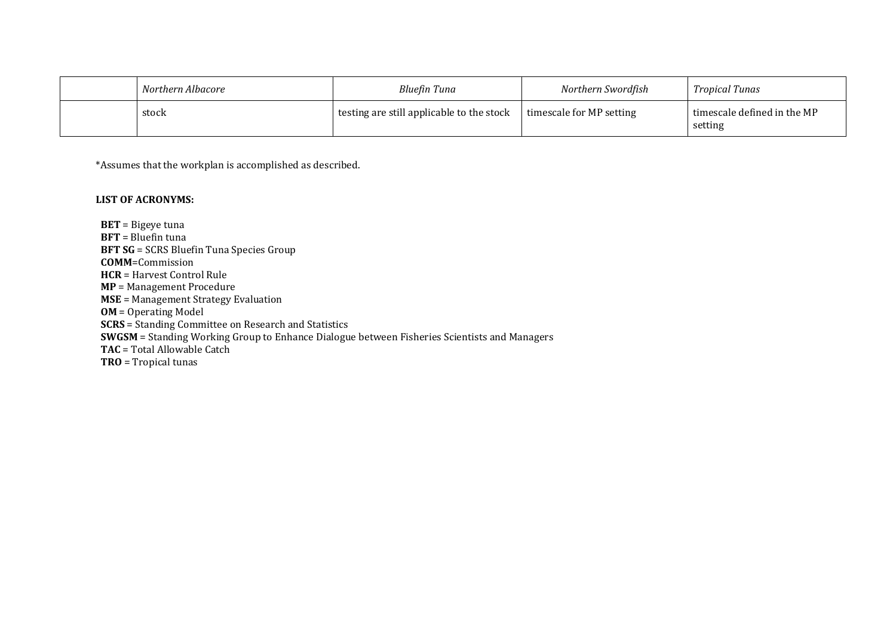| | *Northern Albacore* | *Bluefin Tuna* | *Northern Swordfish* | *Tropical Tunas* |
|---|---|---|---|---|
| | stock | testing are still applicable to the stock | timescale for MP setting | timescale defined in the MP setting |

*Assumes that the workplan is accomplished as described.

**LIST OF ACRONYMS:**

**BET** = Bigeye tuna
**BFT** = Bluefin tuna
**BFT SG** = SCRS Bluefin Tuna Species Group
**COMM**=Commission
**HCR** = Harvest Control Rule
**MP** = Management Procedure
**MSE** = Management Strategy Evaluation
**OM** = Operating Model
**SCRS** = Standing Committee on Research and Statistics
**SWGSM** = Standing Working Group to Enhance Dialogue between Fisheries Scientists and Managers
**TAC** = Total Allowable Catch
**TRO** = Tropical tunas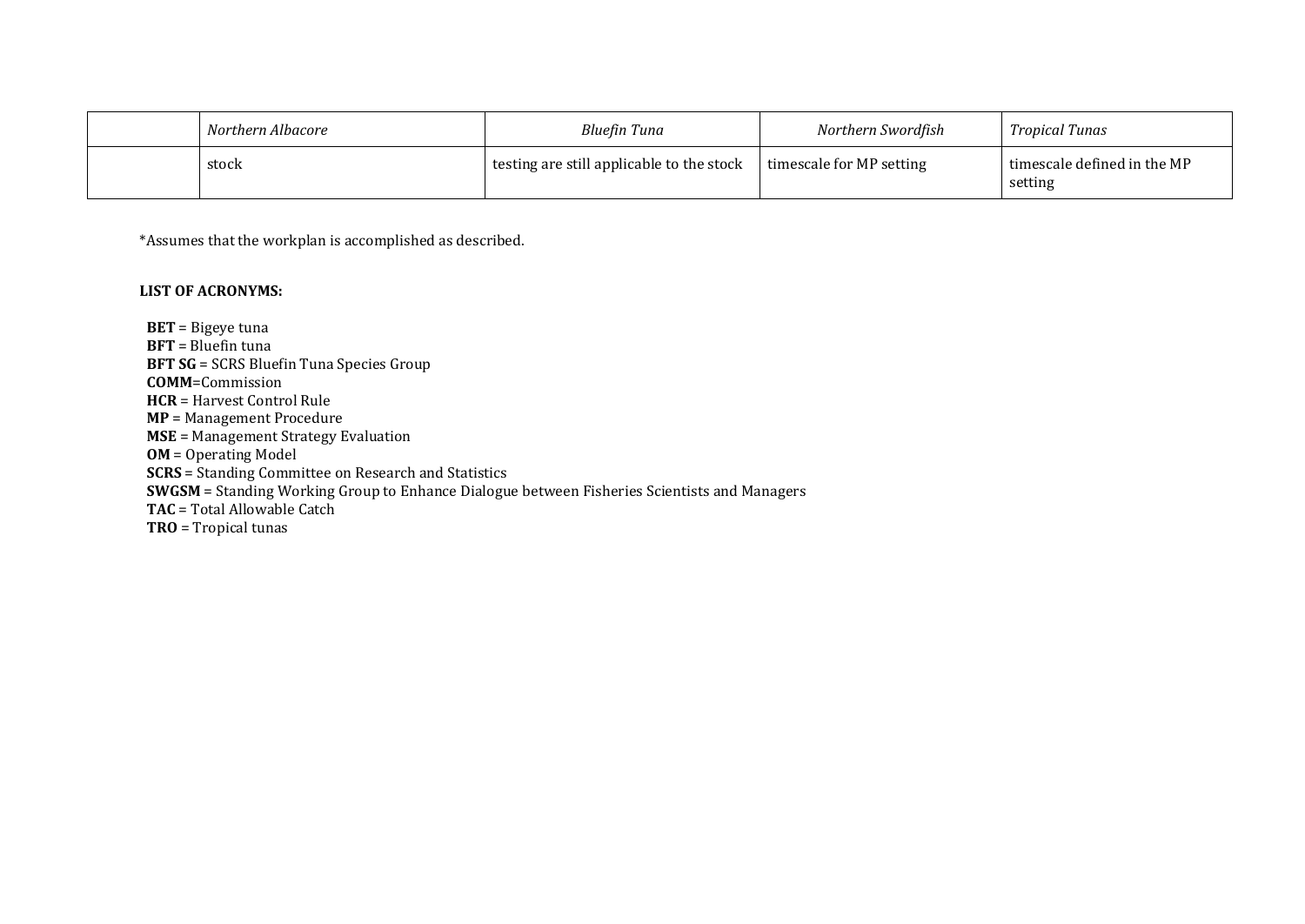| | *Northern Albacore* | *Bluefin Tuna* | *Northern Swordfish* | *Tropical Tunas* |
|---|---|---|---|---|
| | stock | testing are still applicable to the stock | timescale for MP setting | timescale defined in the MP setting |

*Assumes that the workplan is accomplished as described.

**LIST OF ACRONYMS:**

**BET** = Bigeye tuna
**BFT** = Bluefin tuna
**BFT SG** = SCRS Bluefin Tuna Species Group
**COMM**=Commission
**HCR** = Harvest Control Rule
**MP** = Management Procedure
**MSE** = Management Strategy Evaluation
**OM** = Operating Model
**SCRS** = Standing Committee on Research and Statistics
**SWGSM** = Standing Working Group to Enhance Dialogue between Fisheries Scientists and Managers
**TAC** = Total Allowable Catch
**TRO** = Tropical tunas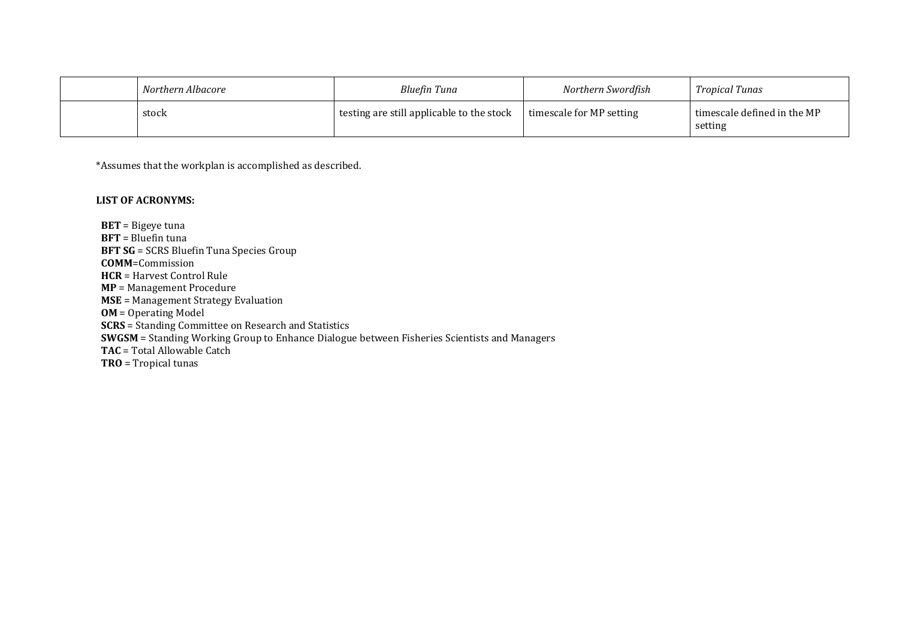| | *Northern Albacore* | *Bluefin Tuna* | *Northern Swordfish* | *Tropical Tunas* |
|---|---|---|---|---|
| | stock | testing are still applicable to the stock | timescale for MP setting | timescale defined in the MP setting |

*Assumes that the workplan is accomplished as described.

**LIST OF ACRONYMS:**

**BET** = Bigeye tuna
**BFT** = Bluefin tuna
**BFT SG** = SCRS Bluefin Tuna Species Group
**COMM**=Commission
**HCR** = Harvest Control Rule
**MP** = Management Procedure
**MSE** = Management Strategy Evaluation
**OM** = Operating Model
**SCRS** = Standing Committee on Research and Statistics
**SWGSM** = Standing Working Group to Enhance Dialogue between Fisheries Scientists and Managers
**TAC** = Total Allowable Catch
**TRO** = Tropical tunas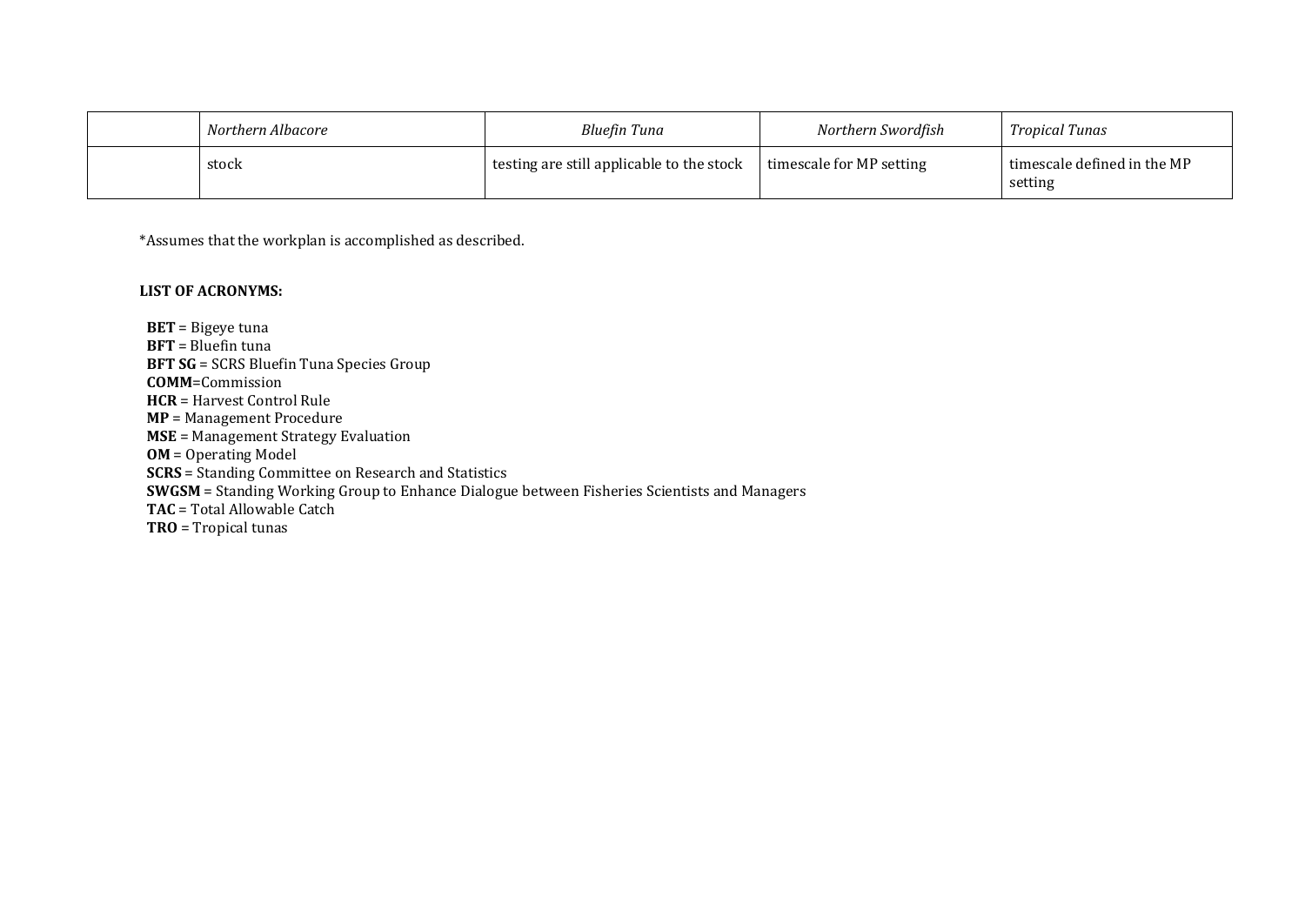| | *Northern Albacore* | *Bluefin Tuna* | *Northern Swordfish* | *Tropical Tunas* |
|---|---|---|---|---|
| | stock | testing are still applicable to the stock | timescale for MP setting | timescale defined in the MP setting |

*Assumes that the workplan is accomplished as described.

**LIST OF ACRONYMS:**

**BET** = Bigeye tuna
**BFT** = Bluefin tuna
**BFT SG** = SCRS Bluefin Tuna Species Group
**COMM**=Commission
**HCR** = Harvest Control Rule
**MP** = Management Procedure
**MSE** = Management Strategy Evaluation
**OM** = Operating Model
**SCRS** = Standing Committee on Research and Statistics
**SWGSM** = Standing Working Group to Enhance Dialogue between Fisheries Scientists and Managers
**TAC** = Total Allowable Catch
**TRO** = Tropical tunas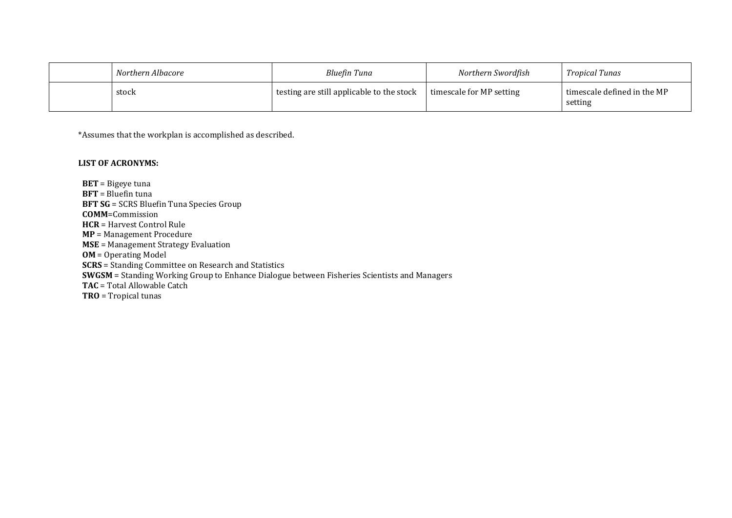| | *Northern Albacore* | *Bluefin Tuna* | *Northern Swordfish* | *Tropical Tunas* |
|---|---|---|---|---|
| | stock | testing are still applicable to the stock | timescale for MP setting | timescale defined in the MP setting |

*Assumes that the workplan is accomplished as described.

**LIST OF ACRONYMS:**

**BET** = Bigeye tuna
**BFT** = Bluefin tuna
**BFT SG** = SCRS Bluefin Tuna Species Group
**COMM**=Commission
**HCR** = Harvest Control Rule
**MP** = Management Procedure
**MSE** = Management Strategy Evaluation
**OM** = Operating Model
**SCRS** = Standing Committee on Research and Statistics
**SWGSM** = Standing Working Group to Enhance Dialogue between Fisheries Scientists and Managers
**TAC** = Total Allowable Catch
**TRO** = Tropical tunas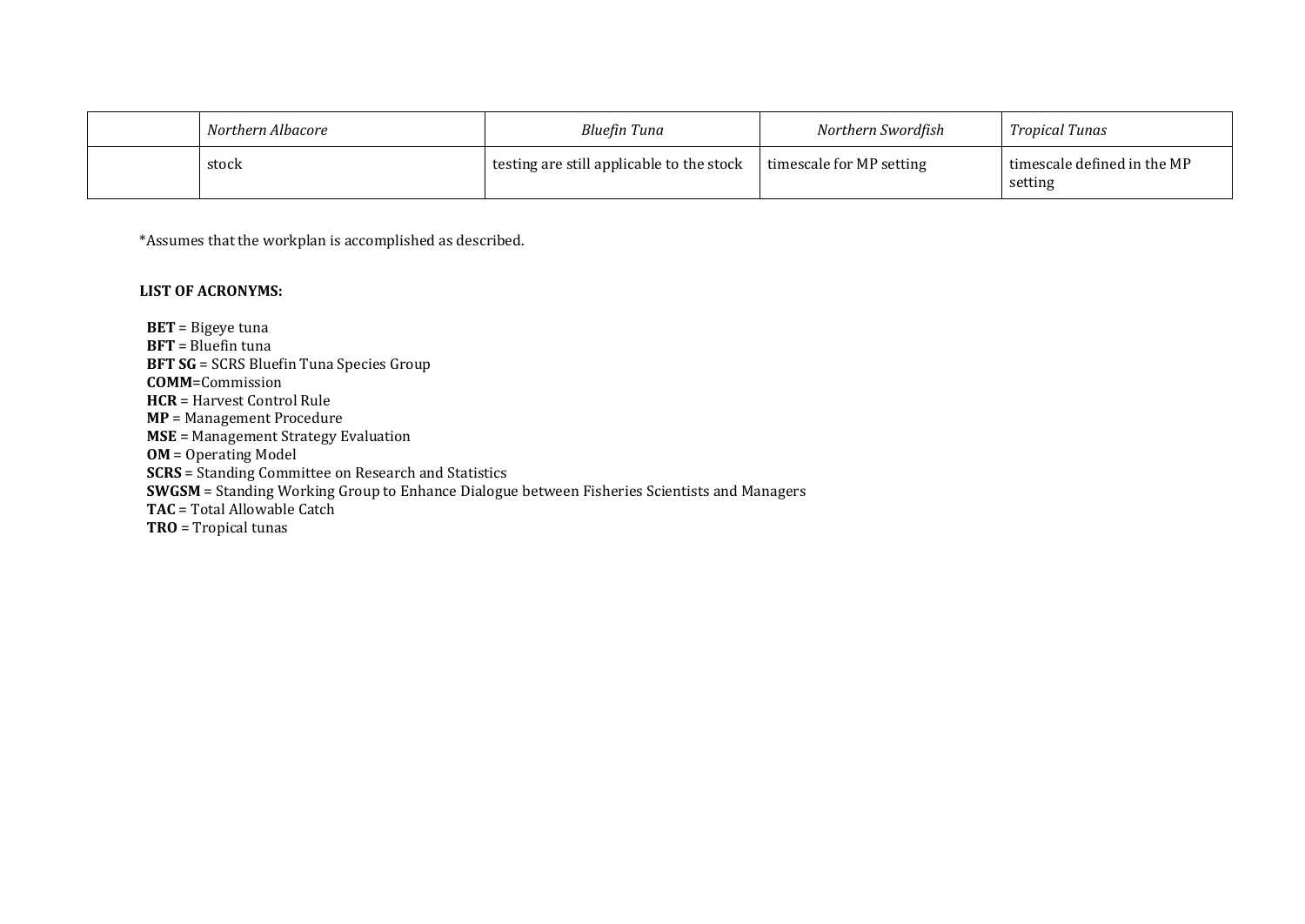| | *Northern Albacore* | *Bluefin Tuna* | *Northern Swordfish* | *Tropical Tunas* |
|---|---|---|---|---|
| | stock | testing are still applicable to the stock | timescale for MP setting | timescale defined in the MP setting |

*Assumes that the workplan is accomplished as described.

**LIST OF ACRONYMS:**

**BET** = Bigeye tuna
**BFT** = Bluefin tuna
**BFT SG** = SCRS Bluefin Tuna Species Group
**COMM**=Commission
**HCR** = Harvest Control Rule
**MP** = Management Procedure
**MSE** = Management Strategy Evaluation
**OM** = Operating Model
**SCRS** = Standing Committee on Research and Statistics
**SWGSM** = Standing Working Group to Enhance Dialogue between Fisheries Scientists and Managers
**TAC** = Total Allowable Catch
**TRO** = Tropical tunas